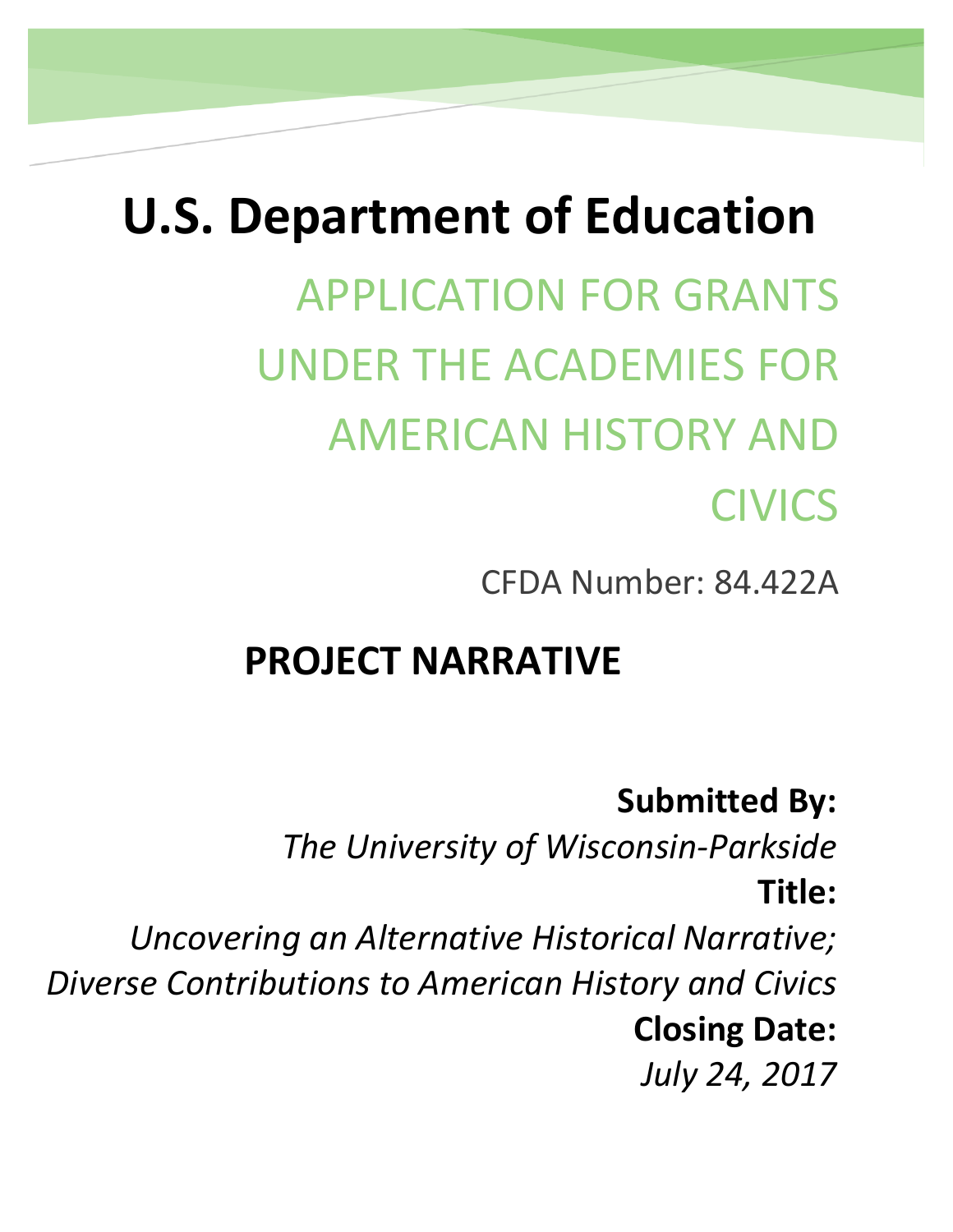# U.S. Department of Education

## APPLICATION FOR GRANTS UNDER THE ACADEMIES FOR AMERICAN HISTORY AND CIVICS

CFDA Number: 84.422A

## PROJECT NARRATIVE

**Submitted By:**

*The University of Wisconsin-Parkside*

**Title:**

*Uncovering an Alternative Historical Narrative; Diverse Contributions to American History and Civics*

**Closing Date:**

*July 24, 2017*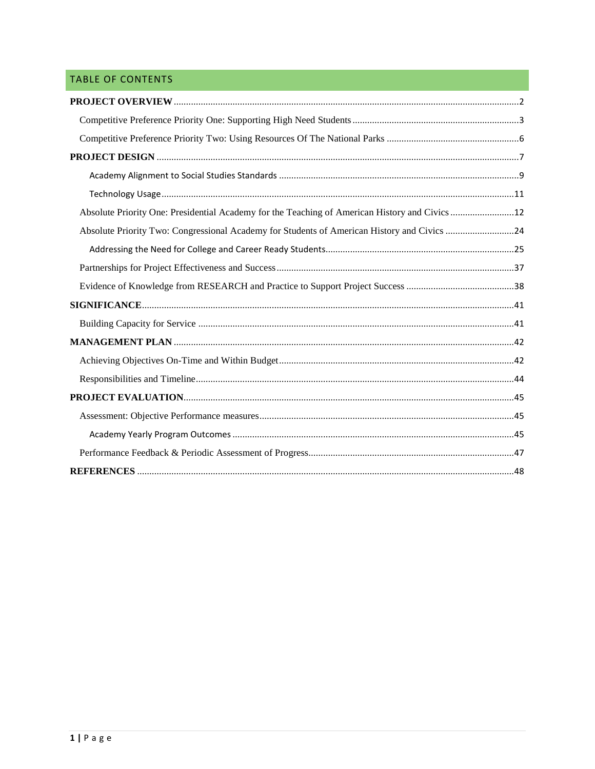## TABLE OF CONTENTS

**PROJECT OVERVIEW** ....................................................................................................2

- Competitive Preference Priority One: Supporting High Need Students ....................................3
- Competitive Preference Priority Two: Using Resources Of The National Parks .........................6

**PROJECT DESIGN** ....................................................................................................7

- Academy Alignment to Social Studies Standards ....................................................................9
- Technology Usage ....................................................................................................11
- Absolute Priority One: Presidential Academy for the Teaching of American History and Civics ..........12
- Absolute Priority Two: Congressional Academy for Students of American History and Civics ............24
  - Addressing the Need for College and Career Ready Students .................................................25
- Partnerships for Project Effectiveness and Success ...............................................................37
- Evidence of Knowledge from RESEARCH and Practice to Support Project Success .........................38

**SIGNIFICANCE** ....................................................................................................41

- Building Capacity for Service ....................................................................................41

**MANAGEMENT PLAN** ....................................................................................................42

- Achieving Objectives On-Time and Within Budget ..................................................................42
- Responsibilities and Timeline ....................................................................................44

**PROJECT EVALUATION** ....................................................................................................45

- Assessment: Objective Performance measures .......................................................................45
  - Academy Yearly Program Outcomes ....................................................................................45
- Performance Feedback & Periodic Assessment of Progress .........................................................47

**REFERENCES** ....................................................................................................48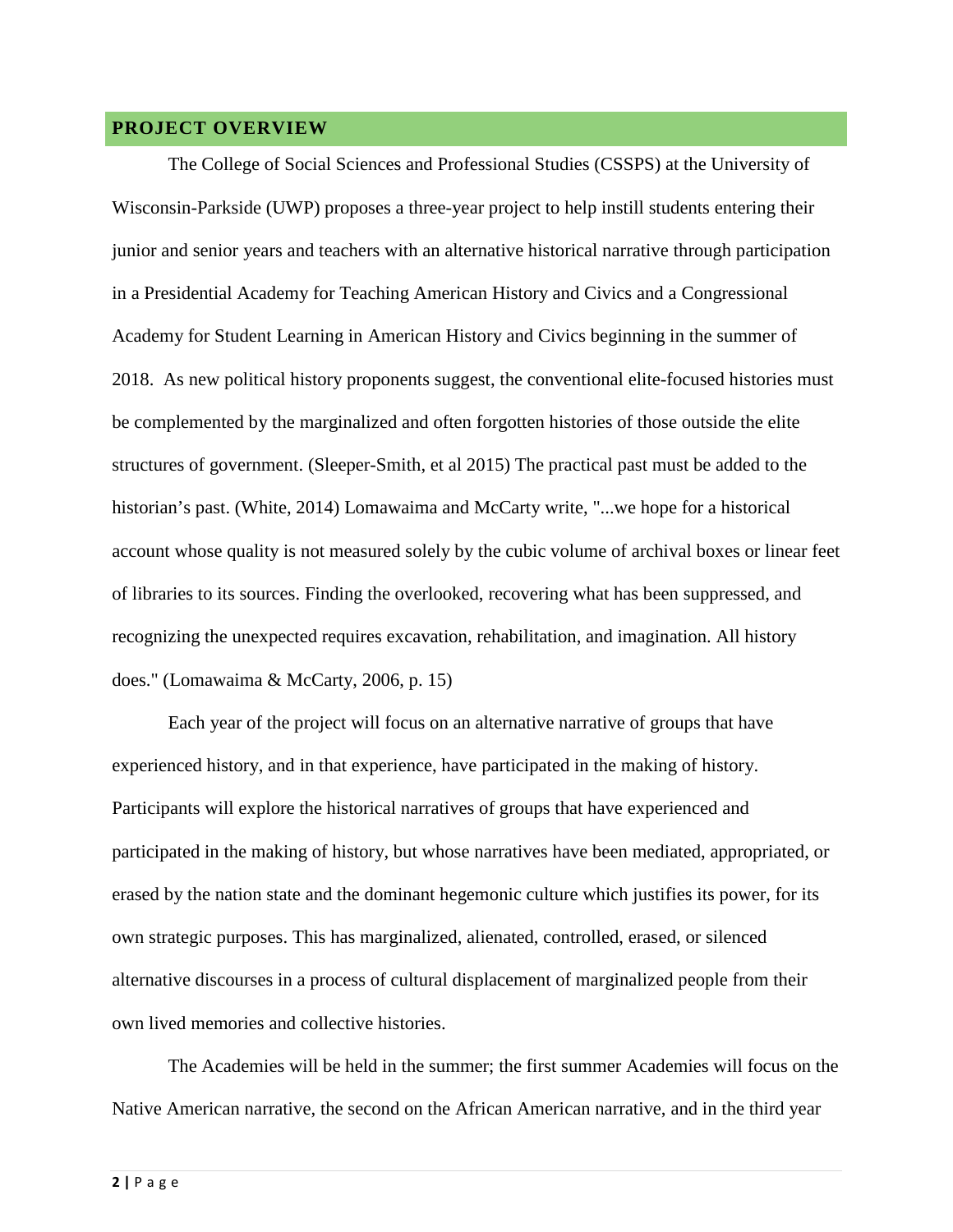## PROJECT OVERVIEW

The College of Social Sciences and Professional Studies (CSSPS) at the University of Wisconsin-Parkside (UWP) proposes a three-year project to help instill students entering their junior and senior years and teachers with an alternative historical narrative through participation in a Presidential Academy for Teaching American History and Civics and a Congressional Academy for Student Learning in American History and Civics beginning in the summer of 2018. As new political history proponents suggest, the conventional elite-focused histories must be complemented by the marginalized and often forgotten histories of those outside the elite structures of government. (Sleeper-Smith, et al 2015) The practical past must be added to the historian's past. (White, 2014) Lomawaima and McCarty write, "...we hope for a historical account whose quality is not measured solely by the cubic volume of archival boxes or linear feet of libraries to its sources. Finding the overlooked, recovering what has been suppressed, and recognizing the unexpected requires excavation, rehabilitation, and imagination. All history does." (Lomawaima & McCarty, 2006, p. 15)

Each year of the project will focus on an alternative narrative of groups that have experienced history, and in that experience, have participated in the making of history. Participants will explore the historical narratives of groups that have experienced and participated in the making of history, but whose narratives have been mediated, appropriated, or erased by the nation state and the dominant hegemonic culture which justifies its power, for its own strategic purposes. This has marginalized, alienated, controlled, erased, or silenced alternative discourses in a process of cultural displacement of marginalized people from their own lived memories and collective histories.

The Academies will be held in the summer; the first summer Academies will focus on the Native American narrative, the second on the African American narrative, and in the third year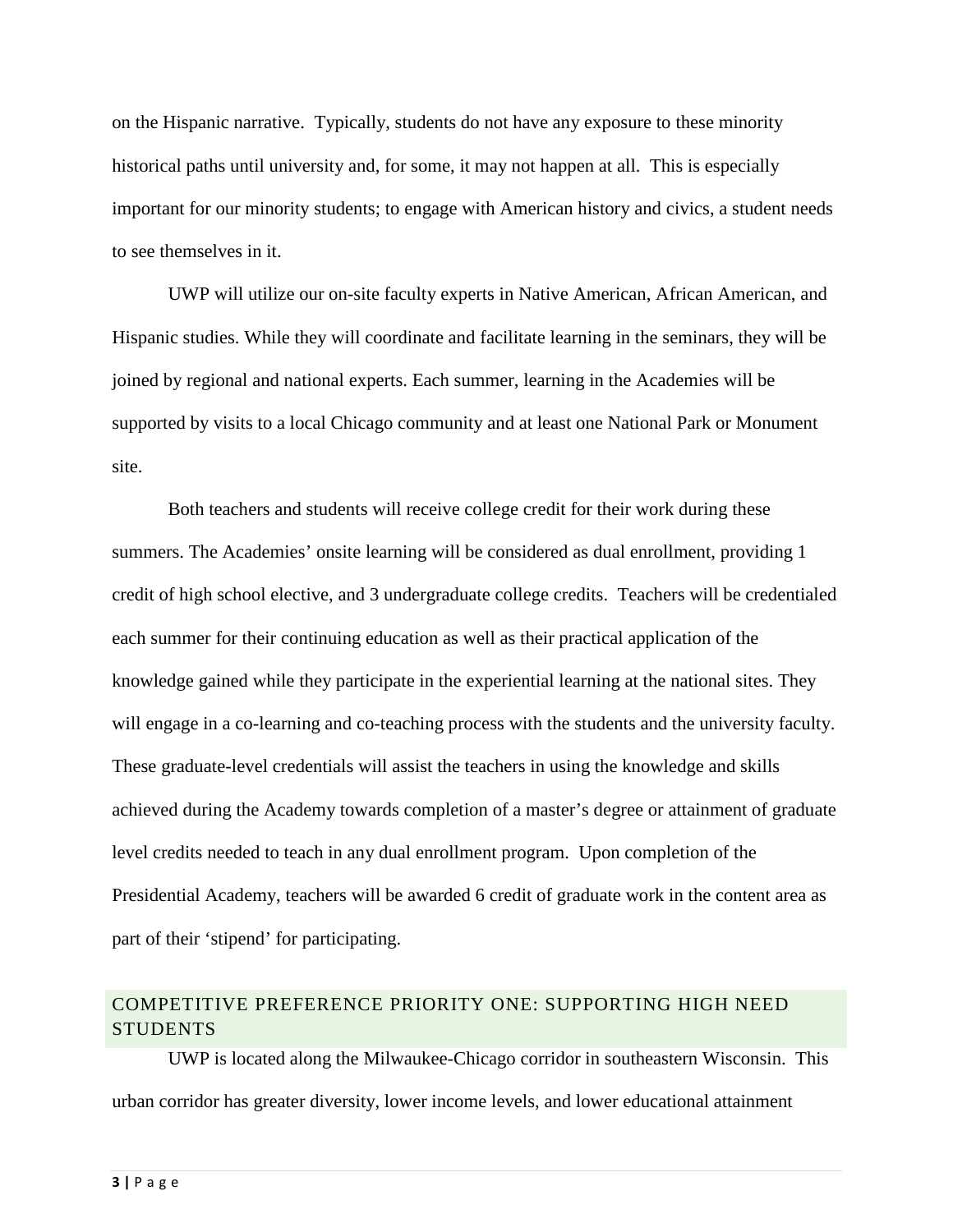on the Hispanic narrative. Typically, students do not have any exposure to these minority historical paths until university and, for some, it may not happen at all. This is especially important for our minority students; to engage with American history and civics, a student needs to see themselves in it.

UWP will utilize our on-site faculty experts in Native American, African American, and Hispanic studies. While they will coordinate and facilitate learning in the seminars, they will be joined by regional and national experts. Each summer, learning in the Academies will be supported by visits to a local Chicago community and at least one National Park or Monument site.

Both teachers and students will receive college credit for their work during these summers. The Academies' onsite learning will be considered as dual enrollment, providing 1 credit of high school elective, and 3 undergraduate college credits. Teachers will be credentialed each summer for their continuing education as well as their practical application of the knowledge gained while they participate in the experiential learning at the national sites. They will engage in a co-learning and co-teaching process with the students and the university faculty. These graduate-level credentials will assist the teachers in using the knowledge and skills achieved during the Academy towards completion of a master's degree or attainment of graduate level credits needed to teach in any dual enrollment program. Upon completion of the Presidential Academy, teachers will be awarded 6 credit of graduate work in the content area as part of their 'stipend' for participating.

## COMPETITIVE PREFERENCE PRIORITY ONE: SUPPORTING HIGH NEED STUDENTS

UWP is located along the Milwaukee-Chicago corridor in southeastern Wisconsin. This urban corridor has greater diversity, lower income levels, and lower educational attainment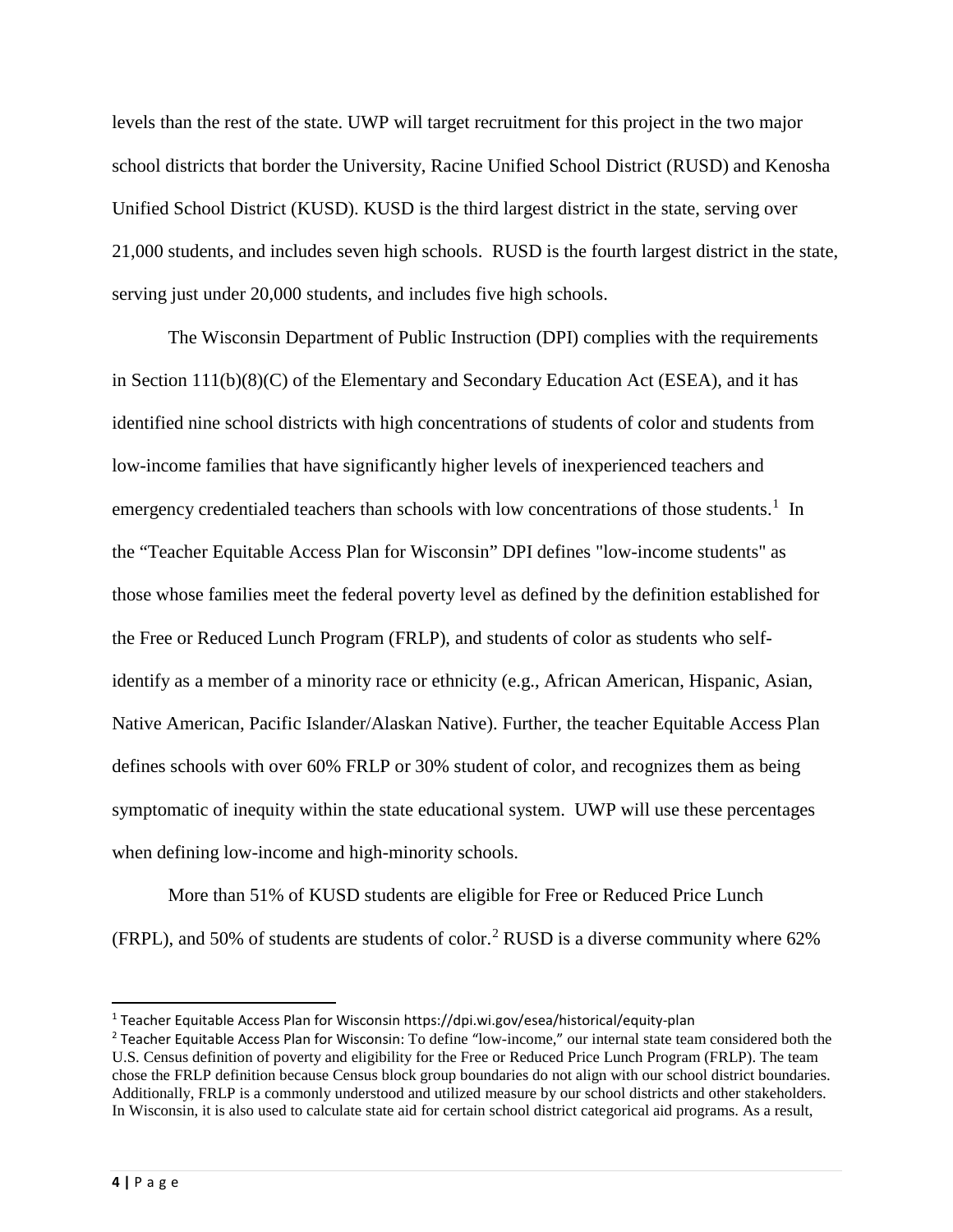levels than the rest of the state. UWP will target recruitment for this project in the two major school districts that border the University, Racine Unified School District (RUSD) and Kenosha Unified School District (KUSD). KUSD is the third largest district in the state, serving over 21,000 students, and includes seven high schools. RUSD is the fourth largest district in the state, serving just under 20,000 students, and includes five high schools.

The Wisconsin Department of Public Instruction (DPI) complies with the requirements in Section 111(b)(8)(C) of the Elementary and Secondary Education Act (ESEA), and it has identified nine school districts with high concentrations of students of color and students from low-income families that have significantly higher levels of inexperienced teachers and emergency credentialed teachers than schools with low concentrations of those students.[1] In the "Teacher Equitable Access Plan for Wisconsin" DPI defines "low-income students" as those whose families meet the federal poverty level as defined by the definition established for the Free or Reduced Lunch Program (FRLP), and students of color as students who self-identify as a member of a minority race or ethnicity (e.g., African American, Hispanic, Asian, Native American, Pacific Islander/Alaskan Native). Further, the teacher Equitable Access Plan defines schools with over 60% FRLP or 30% student of color, and recognizes them as being symptomatic of inequity within the state educational system. UWP will use these percentages when defining low-income and high-minority schools.

More than 51% of KUSD students are eligible for Free or Reduced Price Lunch (FRPL), and 50% of students are students of color.[2] RUSD is a diverse community where 62%

---

[1] Teacher Equitable Access Plan for Wisconsin https://dpi.wi.gov/esea/historical/equity-plan

[2] Teacher Equitable Access Plan for Wisconsin: To define "low-income," our internal state team considered both the U.S. Census definition of poverty and eligibility for the Free or Reduced Price Lunch Program (FRLP). The team chose the FRLP definition because Census block group boundaries do not align with our school district boundaries. Additionally, FRLP is a commonly understood and utilized measure by our school districts and other stakeholders. In Wisconsin, it is also used to calculate state aid for certain school district categorical aid programs. As a result,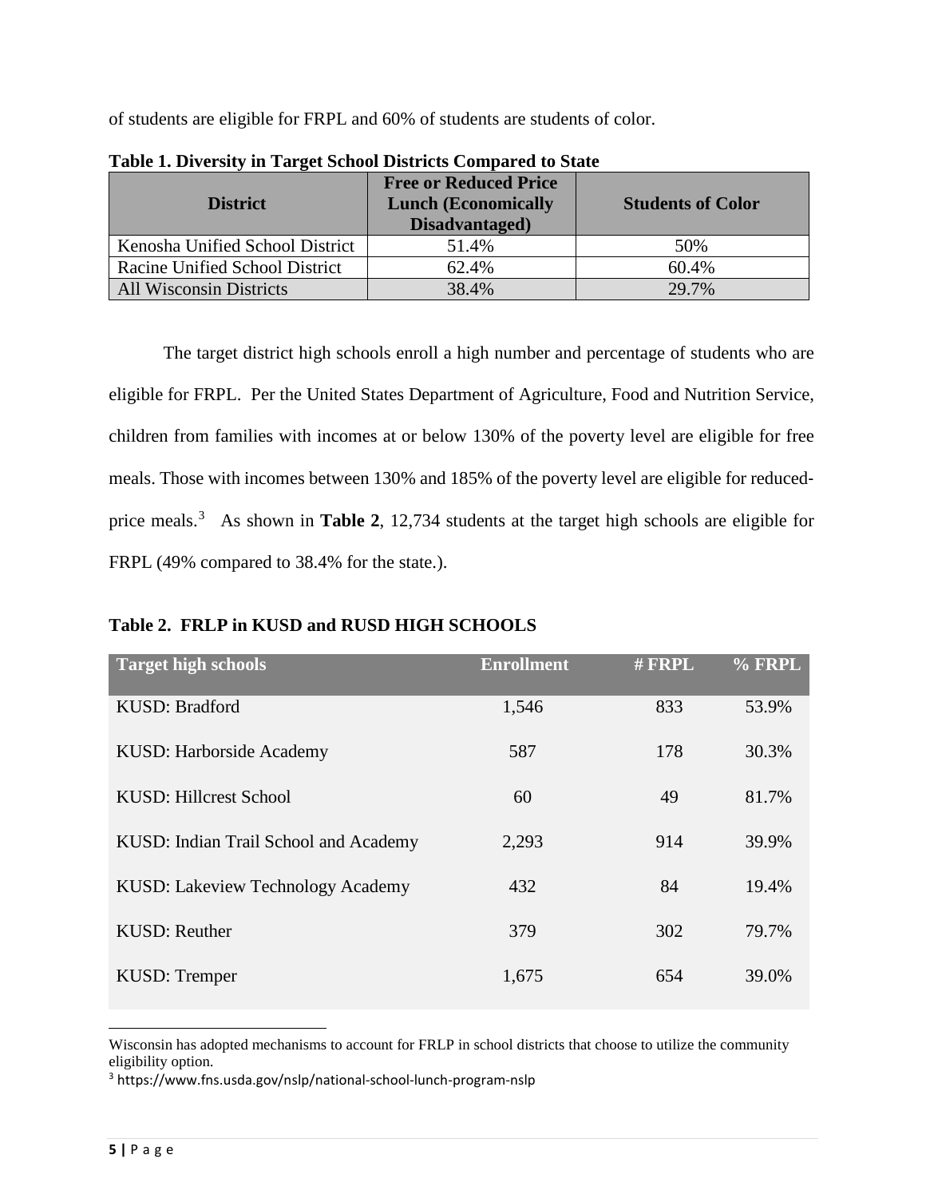of students are eligible for FRPL and 60% of students are students of color.

**Table 1. Diversity in Target School Districts Compared to State**

| District | Free or Reduced Price Lunch (Economically Disadvantaged) | Students of Color |
|---|---|---|
| Kenosha Unified School District | 51.4% | 50% |
| Racine Unified School District | 62.4% | 60.4% |
| All Wisconsin Districts | 38.4% | 29.7% |

The target district high schools enroll a high number and percentage of students who are eligible for FRPL. Per the United States Department of Agriculture, Food and Nutrition Service, children from families with incomes at or below 130% of the poverty level are eligible for free meals. Those with incomes between 130% and 185% of the poverty level are eligible for reduced-price meals.[3] As shown in **Table 2**, 12,734 students at the target high schools are eligible for FRPL (49% compared to 38.4% for the state.).

**Table 2. FRLP in KUSD and RUSD HIGH SCHOOLS**

| Target high schools | Enrollment | # FRPL | % FRPL |
|---|---|---|---|
| KUSD: Bradford | 1,546 | 833 | 53.9% |
| KUSD: Harborside Academy | 587 | 178 | 30.3% |
| KUSD: Hillcrest School | 60 | 49 | 81.7% |
| KUSD: Indian Trail School and Academy | 2,293 | 914 | 39.9% |
| KUSD: Lakeview Technology Academy | 432 | 84 | 19.4% |
| KUSD: Reuther | 379 | 302 | 79.7% |
| KUSD: Tremper | 1,675 | 654 | 39.0% |

Wisconsin has adopted mechanisms to account for FRLP in school districts that choose to utilize the community eligibility option.

[3] https://www.fns.usda.gov/nslp/national-school-lunch-program-nslp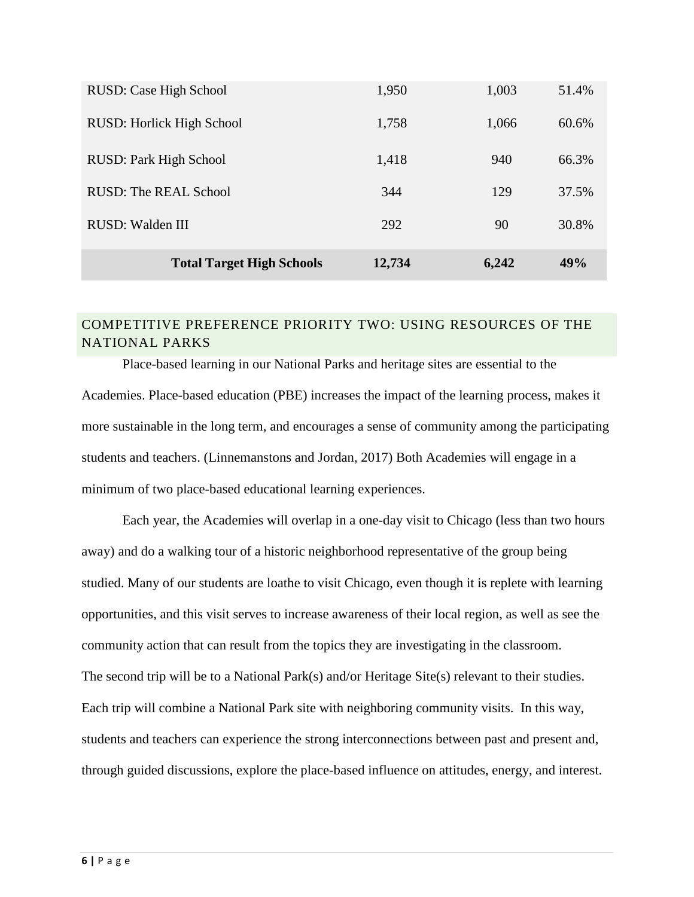| | | | |
|---|---|---|---|
| RUSD: Case High School | 1,950 | 1,003 | 51.4% |
| RUSD: Horlick High School | 1,758 | 1,066 | 60.6% |
| RUSD: Park High School | 1,418 | 940 | 66.3% |
| RUSD: The REAL School | 344 | 129 | 37.5% |
| RUSD: Walden III | 292 | 90 | 30.8% |
| **Total Target High Schools** | **12,734** | **6,242** | **49%** |

## COMPETITIVE PREFERENCE PRIORITY TWO: USING RESOURCES OF THE NATIONAL PARKS

Place-based learning in our National Parks and heritage sites are essential to the Academies. Place-based education (PBE) increases the impact of the learning process, makes it more sustainable in the long term, and encourages a sense of community among the participating students and teachers. (Linnemanstons and Jordan, 2017) Both Academies will engage in a minimum of two place-based educational learning experiences.

Each year, the Academies will overlap in a one-day visit to Chicago (less than two hours away) and do a walking tour of a historic neighborhood representative of the group being studied. Many of our students are loathe to visit Chicago, even though it is replete with learning opportunities, and this visit serves to increase awareness of their local region, as well as see the community action that can result from the topics they are investigating in the classroom. The second trip will be to a National Park(s) and/or Heritage Site(s) relevant to their studies. Each trip will combine a National Park site with neighboring community visits. In this way, students and teachers can experience the strong interconnections between past and present and, through guided discussions, explore the place-based influence on attitudes, energy, and interest.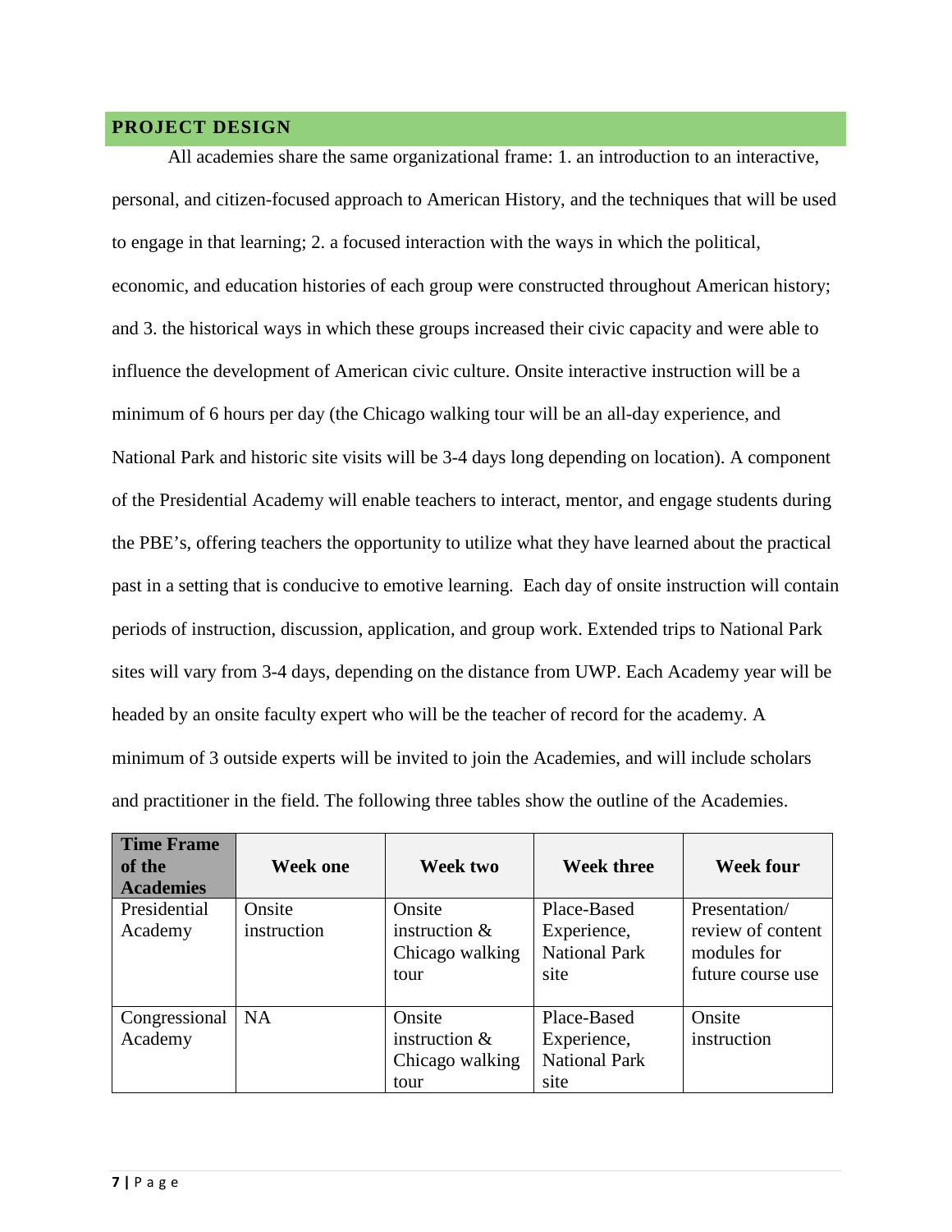## PROJECT DESIGN

All academies share the same organizational frame: 1. an introduction to an interactive, personal, and citizen-focused approach to American History, and the techniques that will be used to engage in that learning; 2. a focused interaction with the ways in which the political, economic, and education histories of each group were constructed throughout American history; and 3. the historical ways in which these groups increased their civic capacity and were able to influence the development of American civic culture. Onsite interactive instruction will be a minimum of 6 hours per day (the Chicago walking tour will be an all-day experience, and National Park and historic site visits will be 3-4 days long depending on location). A component of the Presidential Academy will enable teachers to interact, mentor, and engage students during the PBE's, offering teachers the opportunity to utilize what they have learned about the practical past in a setting that is conducive to emotive learning. Each day of onsite instruction will contain periods of instruction, discussion, application, and group work. Extended trips to National Park sites will vary from 3-4 days, depending on the distance from UWP. Each Academy year will be headed by an onsite faculty expert who will be the teacher of record for the academy. A minimum of 3 outside experts will be invited to join the Academies, and will include scholars and practitioner in the field. The following three tables show the outline of the Academies.

| Time Frame of the Academies | Week one | Week two | Week three | Week four |
|---|---|---|---|---|
| Presidential Academy | Onsite instruction | Onsite instruction & Chicago walking tour | Place-Based Experience, National Park site | Presentation/ review of content modules for future course use |
| Congressional Academy | NA | Onsite instruction & Chicago walking tour | Place-Based Experience, National Park site | Onsite instruction |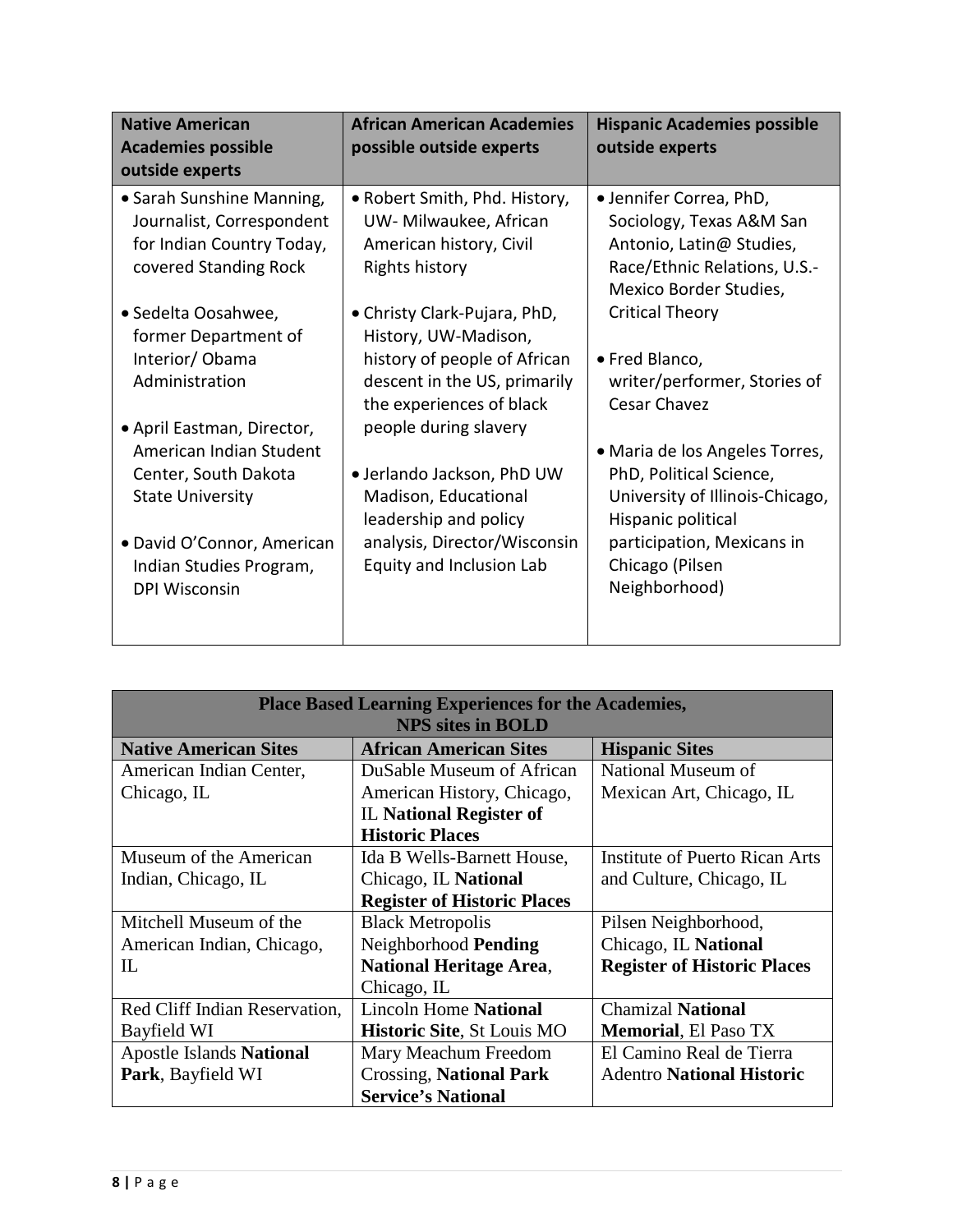| **Native American Academies possible outside experts** | **African American Academies possible outside experts** | **Hispanic Academies possible outside experts** |
|---|---|---|
| • Sarah Sunshine Manning, Journalist, Correspondent for Indian Country Today, covered Standing Rock<br><br>• Sedelta Oosahwee, former Department of Interior/ Obama Administration<br><br>• April Eastman, Director, American Indian Student Center, South Dakota State University<br><br>• David O'Connor, American Indian Studies Program, DPI Wisconsin | • Robert Smith, Phd. History, UW- Milwaukee, African American history, Civil Rights history<br><br>• Christy Clark-Pujara, PhD, History, UW-Madison, history of people of African descent in the US, primarily the experiences of black people during slavery<br><br>• Jerlando Jackson, PhD UW Madison, Educational leadership and policy analysis, Director/Wisconsin Equity and Inclusion Lab | • Jennifer Correa, PhD, Sociology, Texas A&M San Antonio, Latin@ Studies, Race/Ethnic Relations, U.S.-Mexico Border Studies, Critical Theory<br><br>• Fred Blanco, writer/performer, Stories of Cesar Chavez<br><br>• Maria de los Angeles Torres, PhD, Political Science, University of Illinois-Chicago, Hispanic political participation, Mexicans in Chicago (Pilsen Neighborhood) |

| **Place Based Learning Experiences for the Academies, NPS sites in BOLD** | | |
|---|---|---|
| **Native American Sites** | **African American Sites** | **Hispanic Sites** |
| American Indian Center, Chicago, IL | DuSable Museum of African American History, Chicago, IL **National Register of Historic Places** | National Museum of Mexican Art, Chicago, IL |
| Museum of the American Indian, Chicago, IL | Ida B Wells-Barnett House, Chicago, IL **National Register of Historic Places** | Institute of Puerto Rican Arts and Culture, Chicago, IL |
| Mitchell Museum of the American Indian, Chicago, IL | Black Metropolis Neighborhood **Pending National Heritage Area**, Chicago, IL | Pilsen Neighborhood, Chicago, IL **National Register of Historic Places** |
| Red Cliff Indian Reservation, Bayfield WI | Lincoln Home **National Historic Site**, St Louis MO | Chamizal **National Memorial**, El Paso TX |
| Apostle Islands **National Park**, Bayfield WI | Mary Meachum Freedom Crossing, **National Park Service's National** | El Camino Real de Tierra Adentro **National Historic** |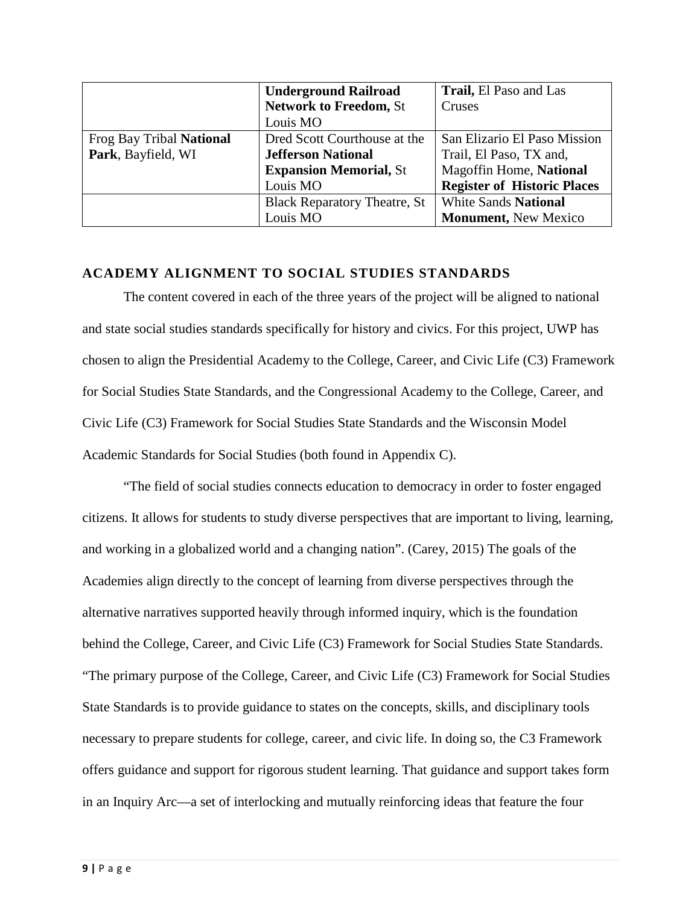| | | |
|---|---|---|
| | **Underground Railroad Network to Freedom,** St Louis MO | **Trail,** El Paso and Las Cruses |
| Frog Bay Tribal **National Park**, Bayfield, WI | Dred Scott Courthouse at the **Jefferson National Expansion Memorial,** St Louis MO | San Elizario El Paso Mission Trail, El Paso, TX and, Magoffin Home, **National Register of Historic Places** |
| | Black Reparatory Theatre, St Louis MO | White Sands **National Monument,** New Mexico |

## ACADEMY ALIGNMENT TO SOCIAL STUDIES STANDARDS

The content covered in each of the three years of the project will be aligned to national and state social studies standards specifically for history and civics. For this project, UWP has chosen to align the Presidential Academy to the College, Career, and Civic Life (C3) Framework for Social Studies State Standards, and the Congressional Academy to the College, Career, and Civic Life (C3) Framework for Social Studies State Standards and the Wisconsin Model Academic Standards for Social Studies (both found in Appendix C).

"The field of social studies connects education to democracy in order to foster engaged citizens. It allows for students to study diverse perspectives that are important to living, learning, and working in a globalized world and a changing nation". (Carey, 2015) The goals of the Academies align directly to the concept of learning from diverse perspectives through the alternative narratives supported heavily through informed inquiry, which is the foundation behind the College, Career, and Civic Life (C3) Framework for Social Studies State Standards. "The primary purpose of the College, Career, and Civic Life (C3) Framework for Social Studies State Standards is to provide guidance to states on the concepts, skills, and disciplinary tools necessary to prepare students for college, career, and civic life. In doing so, the C3 Framework offers guidance and support for rigorous student learning. That guidance and support takes form in an Inquiry Arc—a set of interlocking and mutually reinforcing ideas that feature the four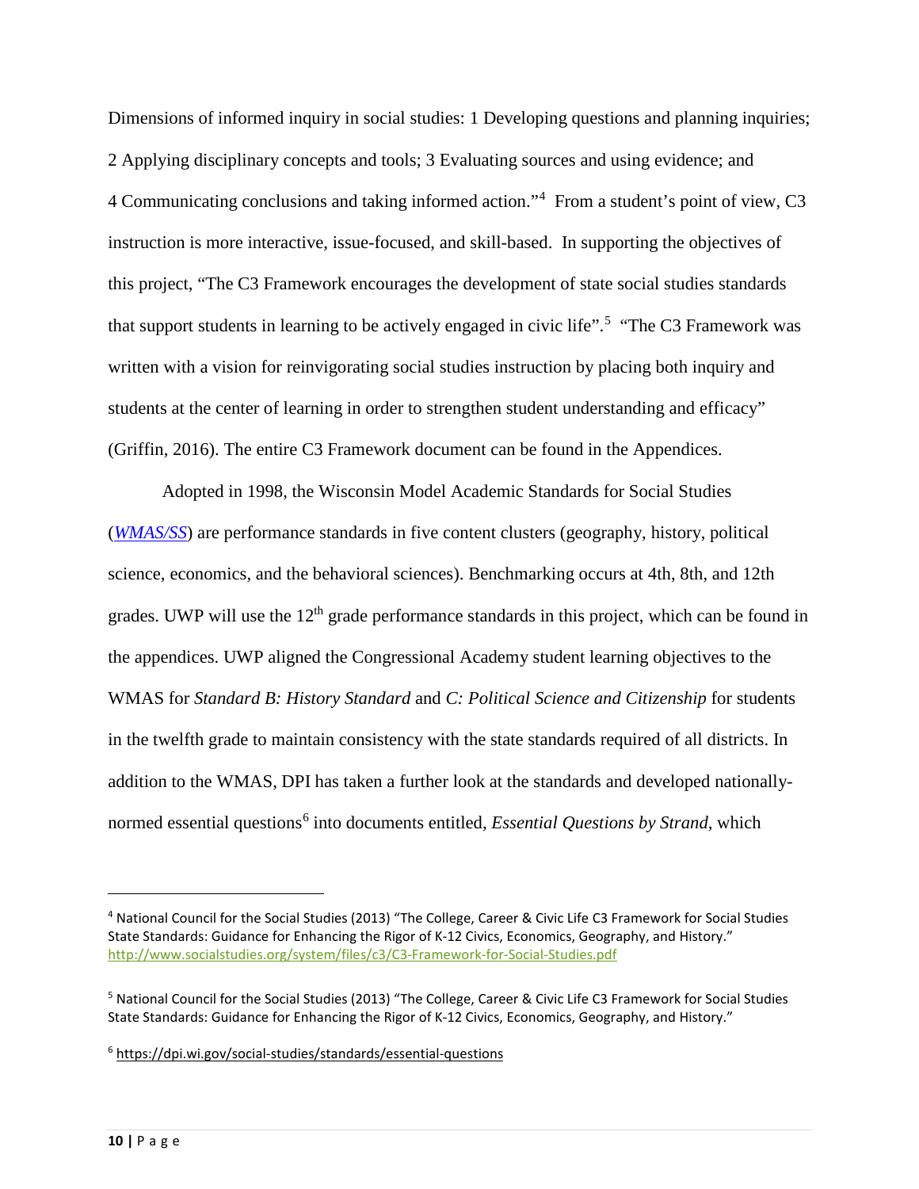Dimensions of informed inquiry in social studies: 1 Developing questions and planning inquiries; 2 Applying disciplinary concepts and tools; 3 Evaluating sources and using evidence; and 4 Communicating conclusions and taking informed action."[4] From a student's point of view, C3 instruction is more interactive, issue-focused, and skill-based. In supporting the objectives of this project, "The C3 Framework encourages the development of state social studies standards that support students in learning to be actively engaged in civic life".[5] "The C3 Framework was written with a vision for reinvigorating social studies instruction by placing both inquiry and students at the center of learning in order to strengthen student understanding and efficacy" (Griffin, 2016). The entire C3 Framework document can be found in the Appendices.

Adopted in 1998, the Wisconsin Model Academic Standards for Social Studies (*WMAS/SS*) are performance standards in five content clusters (geography, history, political science, economics, and the behavioral sciences). Benchmarking occurs at 4th, 8th, and 12th grades. UWP will use the 12th grade performance standards in this project, which can be found in the appendices. UWP aligned the Congressional Academy student learning objectives to the WMAS for *Standard B: History Standard* and *C: Political Science and Citizenship* for students in the twelfth grade to maintain consistency with the state standards required of all districts. In addition to the WMAS, DPI has taken a further look at the standards and developed nationally-normed essential questions[6] into documents entitled, *Essential Questions by Strand*, which

---

[4] National Council for the Social Studies (2013) "The College, Career & Civic Life C3 Framework for Social Studies State Standards: Guidance for Enhancing the Rigor of K-12 Civics, Economics, Geography, and History." http://www.socialstudies.org/system/files/c3/C3-Framework-for-Social-Studies.pdf

[5] National Council for the Social Studies (2013) "The College, Career & Civic Life C3 Framework for Social Studies State Standards: Guidance for Enhancing the Rigor of K-12 Civics, Economics, Geography, and History."

[6] https://dpi.wi.gov/social-studies/standards/essential-questions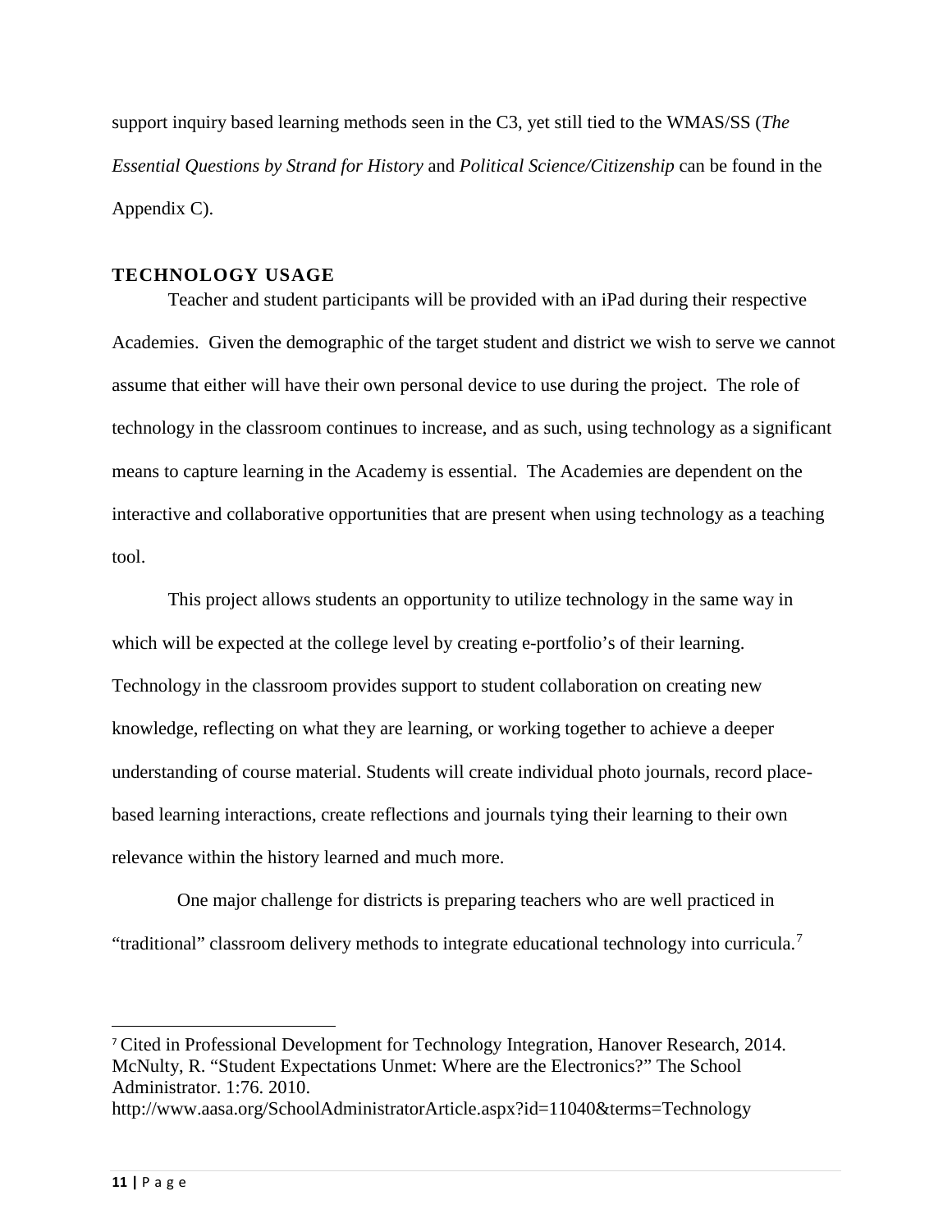support inquiry based learning methods seen in the C3, yet still tied to the WMAS/SS (*The Essential Questions by Strand for History* and *Political Science/Citizenship* can be found in the Appendix C).

## TECHNOLOGY USAGE

Teacher and student participants will be provided with an iPad during their respective Academies. Given the demographic of the target student and district we wish to serve we cannot assume that either will have their own personal device to use during the project. The role of technology in the classroom continues to increase, and as such, using technology as a significant means to capture learning in the Academy is essential. The Academies are dependent on the interactive and collaborative opportunities that are present when using technology as a teaching tool.

This project allows students an opportunity to utilize technology in the same way in which will be expected at the college level by creating e-portfolio's of their learning. Technology in the classroom provides support to student collaboration on creating new knowledge, reflecting on what they are learning, or working together to achieve a deeper understanding of course material. Students will create individual photo journals, record place-based learning interactions, create reflections and journals tying their learning to their own relevance within the history learned and much more.

One major challenge for districts is preparing teachers who are well practiced in "traditional" classroom delivery methods to integrate educational technology into curricula.[7]

---

[7] Cited in Professional Development for Technology Integration, Hanover Research, 2014. McNulty, R. "Student Expectations Unmet: Where are the Electronics?" The School Administrator. 1:76. 2010. http://www.aasa.org/SchoolAdministratorArticle.aspx?id=11040&terms=Technology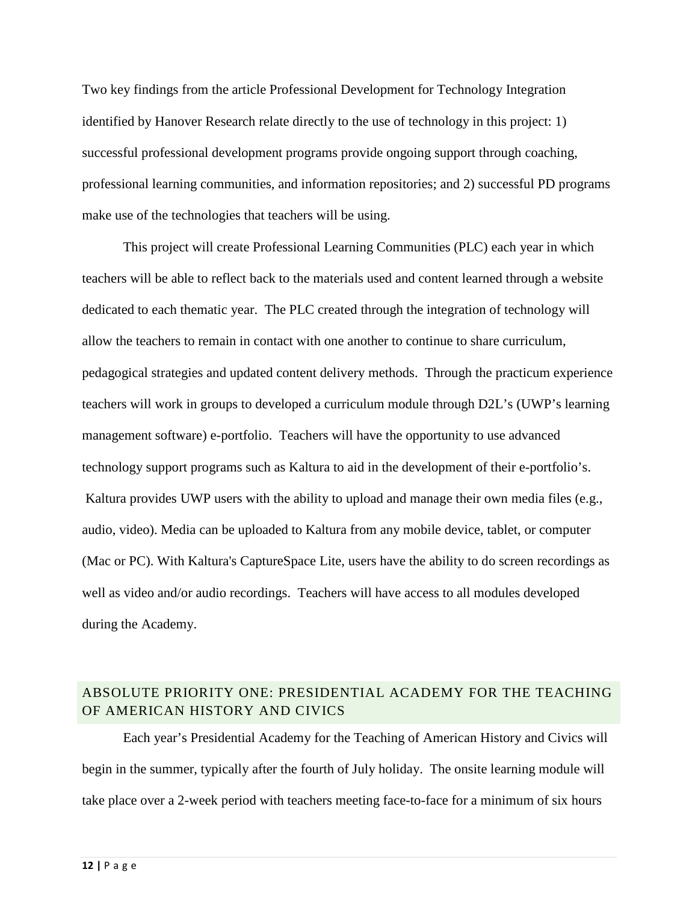Two key findings from the article Professional Development for Technology Integration identified by Hanover Research relate directly to the use of technology in this project: 1) successful professional development programs provide ongoing support through coaching, professional learning communities, and information repositories; and 2) successful PD programs make use of the technologies that teachers will be using.

This project will create Professional Learning Communities (PLC) each year in which teachers will be able to reflect back to the materials used and content learned through a website dedicated to each thematic year. The PLC created through the integration of technology will allow the teachers to remain in contact with one another to continue to share curriculum, pedagogical strategies and updated content delivery methods. Through the practicum experience teachers will work in groups to developed a curriculum module through D2L's (UWP's learning management software) e-portfolio. Teachers will have the opportunity to use advanced technology support programs such as Kaltura to aid in the development of their e-portfolio's. Kaltura provides UWP users with the ability to upload and manage their own media files (e.g., audio, video). Media can be uploaded to Kaltura from any mobile device, tablet, or computer (Mac or PC). With Kaltura's CaptureSpace Lite, users have the ability to do screen recordings as well as video and/or audio recordings. Teachers will have access to all modules developed during the Academy.

## ABSOLUTE PRIORITY ONE: PRESIDENTIAL ACADEMY FOR THE TEACHING OF AMERICAN HISTORY AND CIVICS

Each year's Presidential Academy for the Teaching of American History and Civics will begin in the summer, typically after the fourth of July holiday. The onsite learning module will take place over a 2-week period with teachers meeting face-to-face for a minimum of six hours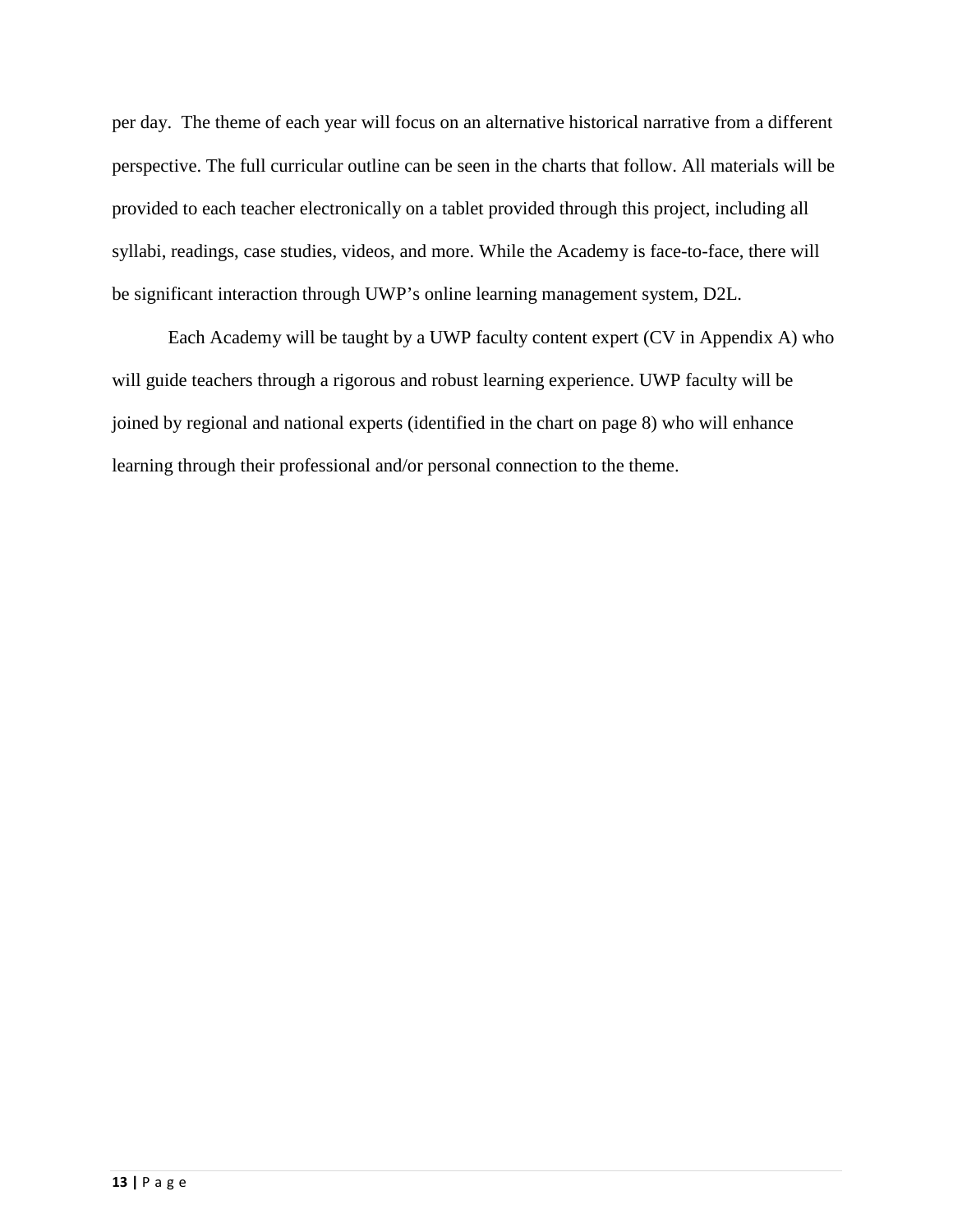per day.  The theme of each year will focus on an alternative historical narrative from a different perspective. The full curricular outline can be seen in the charts that follow. All materials will be provided to each teacher electronically on a tablet provided through this project, including all syllabi, readings, case studies, videos, and more. While the Academy is face-to-face, there will be significant interaction through UWP's online learning management system, D2L.

Each Academy will be taught by a UWP faculty content expert (CV in Appendix A) who will guide teachers through a rigorous and robust learning experience. UWP faculty will be joined by regional and national experts (identified in the chart on page 8) who will enhance learning through their professional and/or personal connection to the theme.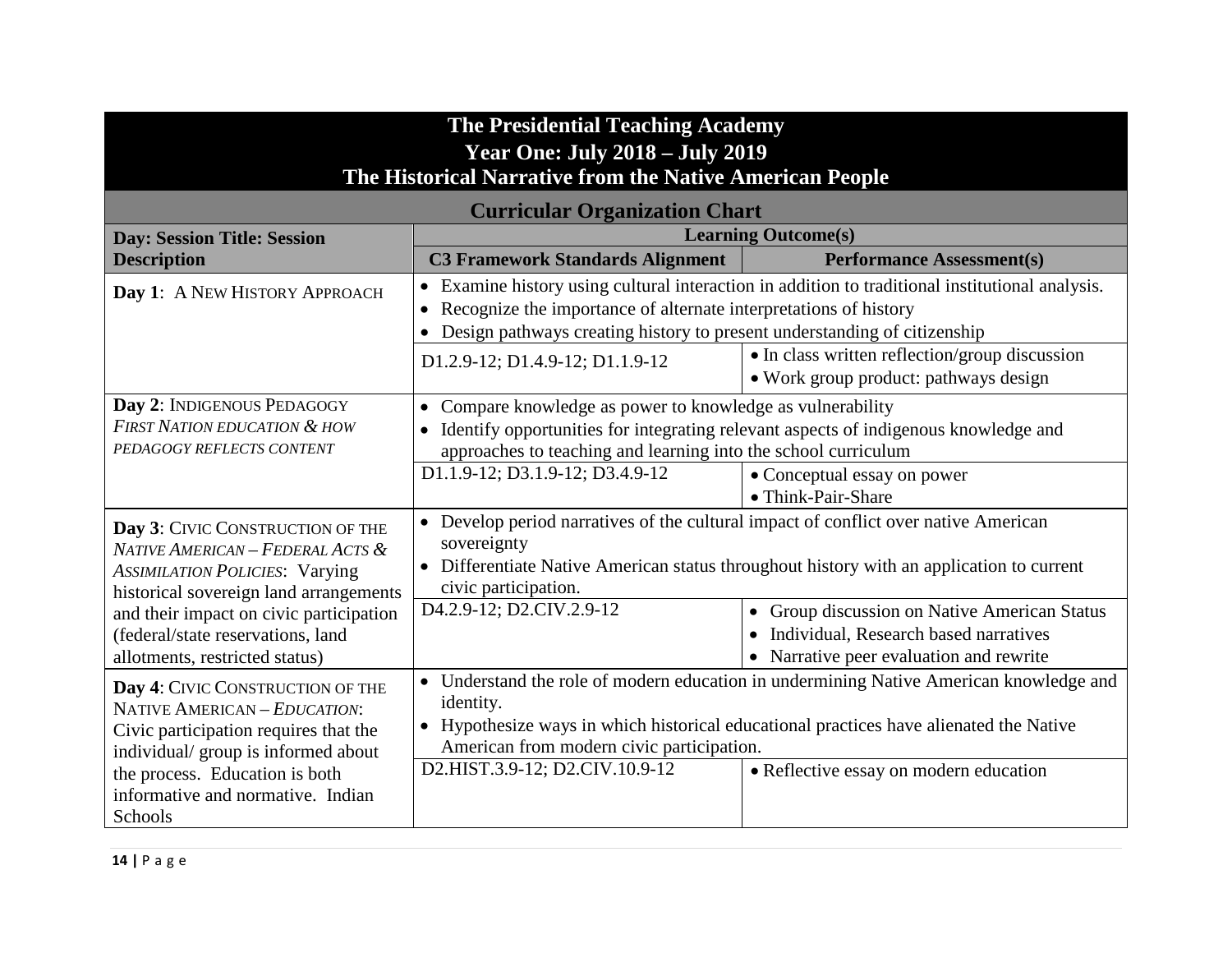| The Presidential Teaching Academy<br>Year One: July 2018 – July 2019<br>The Historical Narrative from the Native American People | | |
|---|---|---|
| **Curricular Organization Chart** | | |
| **Day: Session Title: Session Description** | **Learning Outcome(s)** | |
| | **C3 Framework Standards Alignment** | **Performance Assessment(s)** |
| **Day 1**: A NEW HISTORY APPROACH | • Examine history using cultural interaction in addition to traditional institutional analysis.<br>• Recognize the importance of alternate interpretations of history<br>• Design pathways creating history to present understanding of citizenship | |
| | D1.2.9-12; D1.4.9-12; D1.1.9-12 | • In class written reflection/group discussion<br>• Work group product: pathways design |
| **Day 2**: INDIGENOUS PEDAGOGY<br>*FIRST NATION EDUCATION & HOW PEDAGOGY REFLECTS CONTENT* | • Compare knowledge as power to knowledge as vulnerability<br>• Identify opportunities for integrating relevant aspects of indigenous knowledge and approaches to teaching and learning into the school curriculum | |
| | D1.1.9-12; D3.1.9-12; D3.4.9-12 | • Conceptual essay on power<br>• Think-Pair-Share |
| **Day 3**: CIVIC CONSTRUCTION OF THE *NATIVE AMERICAN – FEDERAL ACTS & ASSIMILATION POLICIES*: Varying historical sovereign land arrangements and their impact on civic participation (federal/state reservations, land allotments, restricted status) | • Develop period narratives of the cultural impact of conflict over native American sovereignty<br>• Differentiate Native American status throughout history with an application to current civic participation. | |
| | D4.2.9-12; D2.CIV.2.9-12 | • Group discussion on Native American Status<br>• Individual, Research based narratives<br>• Narrative peer evaluation and rewrite |
| **Day 4**: CIVIC CONSTRUCTION OF THE NATIVE AMERICAN – *EDUCATION*: Civic participation requires that the individual/ group is informed about the process. Education is both informative and normative. Indian Schools | • Understand the role of modern education in undermining Native American knowledge and identity.<br>• Hypothesize ways in which historical educational practices have alienated the Native American from modern civic participation. | |
| | D2.HIST.3.9-12; D2.CIV.10.9-12 | • Reflective essay on modern education |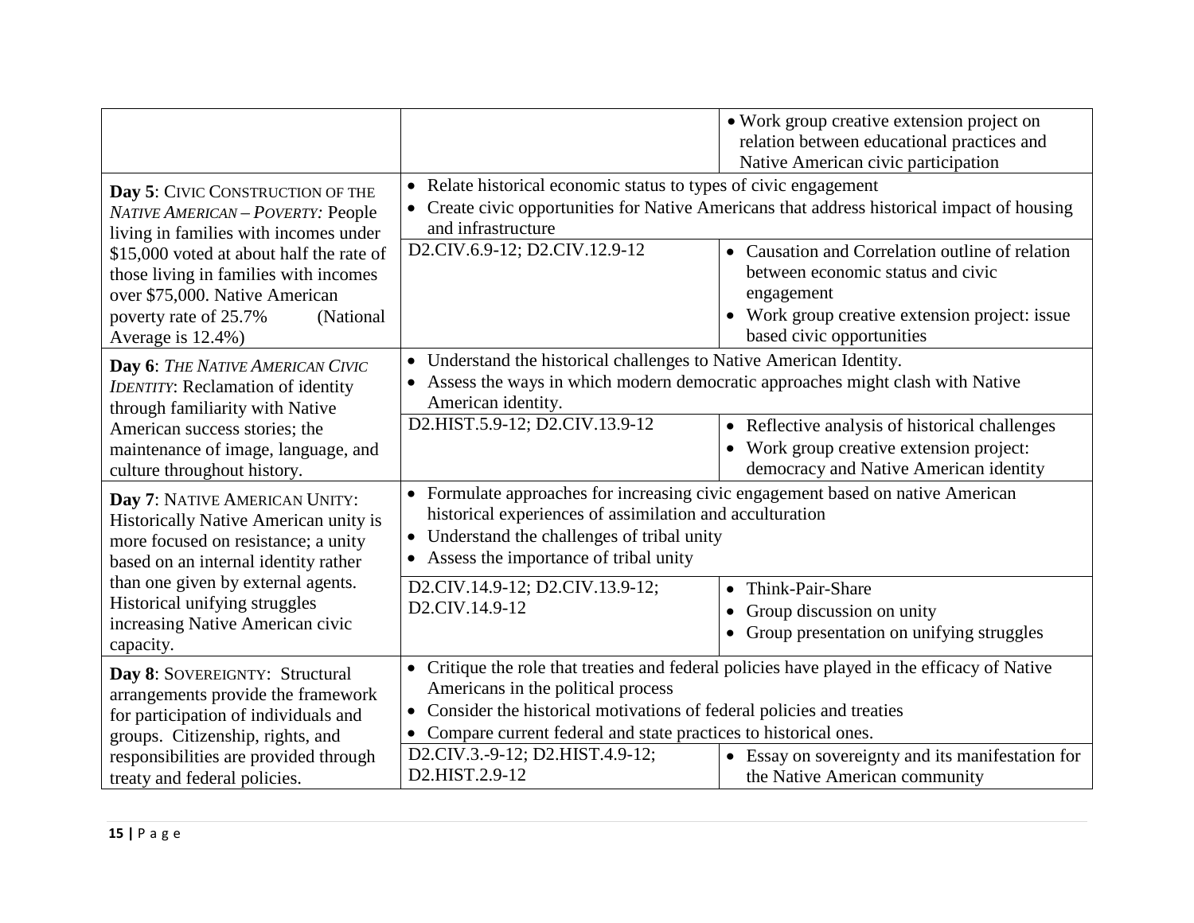| | | |
|---|---|---|
| | | • Work group creative extension project on relation between educational practices and Native American civic participation |
| **Day 5**: CIVIC CONSTRUCTION OF THE *NATIVE AMERICAN – POVERTY:* People living in families with incomes under $15,000 voted at about half the rate of those living in families with incomes over $75,000. Native American poverty rate of 25.7% (National Average is 12.4%) | • Relate historical economic status to types of civic engagement<br>• Create civic opportunities for Native Americans that address historical impact of housing and infrastructure | |
| | D2.CIV.6.9-12; D2.CIV.12.9-12 | • Causation and Correlation outline of relation between economic status and civic engagement<br>• Work group creative extension project: issue based civic opportunities |
| **Day 6**: *THE NATIVE AMERICAN CIVIC IDENTITY*: Reclamation of identity through familiarity with Native American success stories; the maintenance of image, language, and culture throughout history. | • Understand the historical challenges to Native American Identity.<br>• Assess the ways in which modern democratic approaches might clash with Native American identity. | |
| | D2.HIST.5.9-12; D2.CIV.13.9-12 | • Reflective analysis of historical challenges<br>• Work group creative extension project: democracy and Native American identity |
| **Day 7**: NATIVE AMERICAN UNITY: Historically Native American unity is more focused on resistance; a unity based on an internal identity rather than one given by external agents. Historical unifying struggles increasing Native American civic capacity. | • Formulate approaches for increasing civic engagement based on native American historical experiences of assimilation and acculturation<br>• Understand the challenges of tribal unity<br>• Assess the importance of tribal unity | |
| | D2.CIV.14.9-12; D2.CIV.13.9-12; D2.CIV.14.9-12 | • Think-Pair-Share<br>• Group discussion on unity<br>• Group presentation on unifying struggles |
| **Day 8**: SOVEREIGNTY: Structural arrangements provide the framework for participation of individuals and groups. Citizenship, rights, and responsibilities are provided through treaty and federal policies. | • Critique the role that treaties and federal policies have played in the efficacy of Native Americans in the political process<br>• Consider the historical motivations of federal policies and treaties<br>• Compare current federal and state practices to historical ones. | |
| | D2.CIV.3.-9-12; D2.HIST.4.9-12; D2.HIST.2.9-12 | • Essay on sovereignty and its manifestation for the Native American community |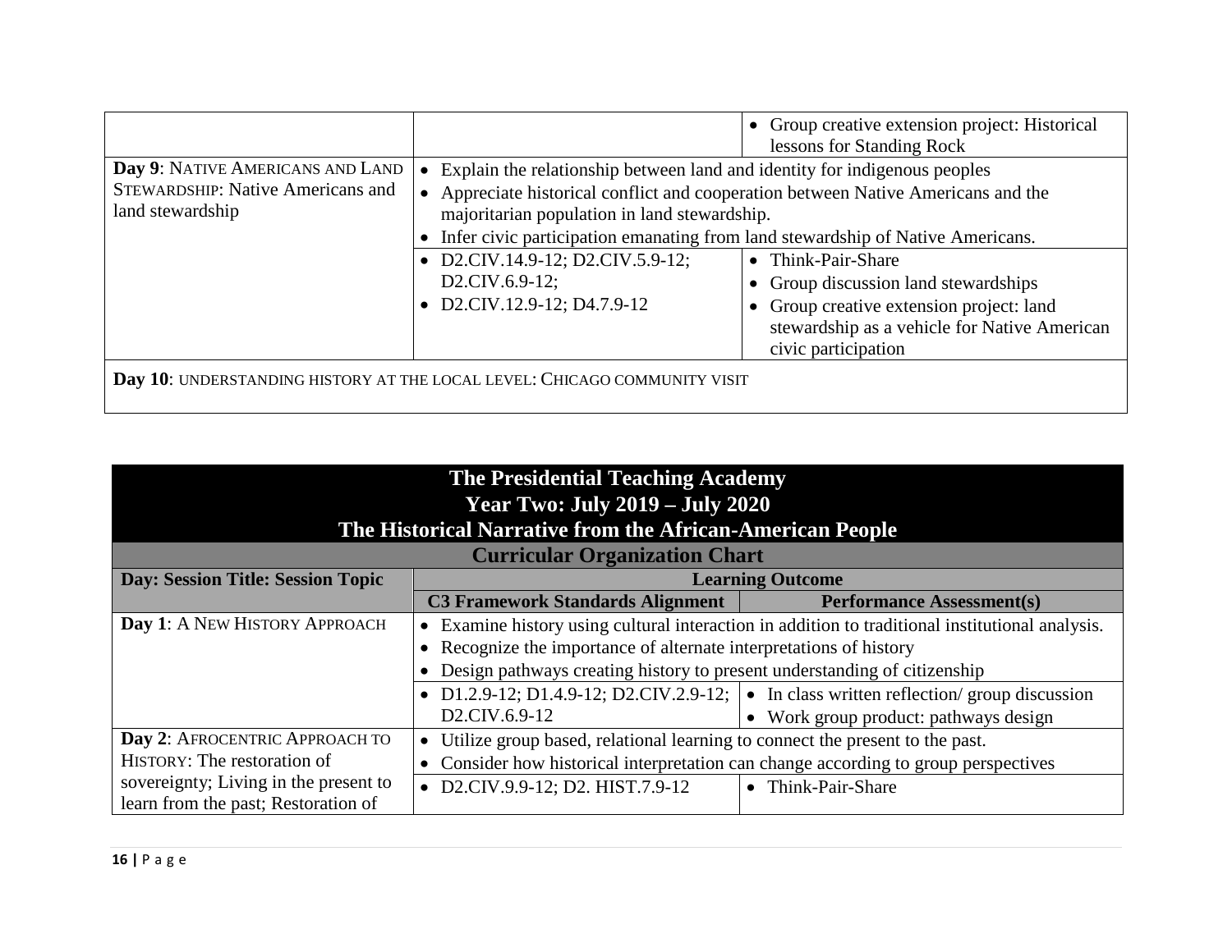| | | |
|---|---|---|
| | | • Group creative extension project: Historical lessons for Standing Rock |
| **Day 9**: NATIVE AMERICANS AND LAND STEWARDSHIP: Native Americans and land stewardship | • Explain the relationship between land and identity for indigenous peoples<br>• Appreciate historical conflict and cooperation between Native Americans and the majoritarian population in land stewardship.<br>• Infer civic participation emanating from land stewardship of Native Americans. | |
| | • D2.CIV.14.9-12; D2.CIV.5.9-12; D2.CIV.6.9-12;<br>• D2.CIV.12.9-12; D4.7.9-12 | • Think-Pair-Share<br>• Group discussion land stewardships<br>• Group creative extension project: land stewardship as a vehicle for Native American civic participation |
| **Day 10**: UNDERSTANDING HISTORY AT THE LOCAL LEVEL: CHICAGO COMMUNITY VISIT | | |

| The Presidential Teaching Academy<br>Year Two: July 2019 – July 2020<br>The Historical Narrative from the African-American People<br>Curricular Organization Chart | | |
|---|---|---|
| **Day: Session Title: Session Topic** | **Learning Outcome** | |
| | **C3 Framework Standards Alignment** | **Performance Assessment(s)** |
| **Day 1**: A NEW HISTORY APPROACH | • Examine history using cultural interaction in addition to traditional institutional analysis.<br>• Recognize the importance of alternate interpretations of history<br>• Design pathways creating history to present understanding of citizenship | |
| | • D1.2.9-12; D1.4.9-12; D2.CIV.2.9-12; D2.CIV.6.9-12 | • In class written reflection/ group discussion<br>• Work group product: pathways design |
| **Day 2**: AFROCENTRIC APPROACH TO HISTORY: The restoration of sovereignty; Living in the present to learn from the past; Restoration of | • Utilize group based, relational learning to connect the present to the past.<br>• Consider how historical interpretation can change according to group perspectives | |
| | • D2.CIV.9.9-12; D2. HIST.7.9-12 | • Think-Pair-Share |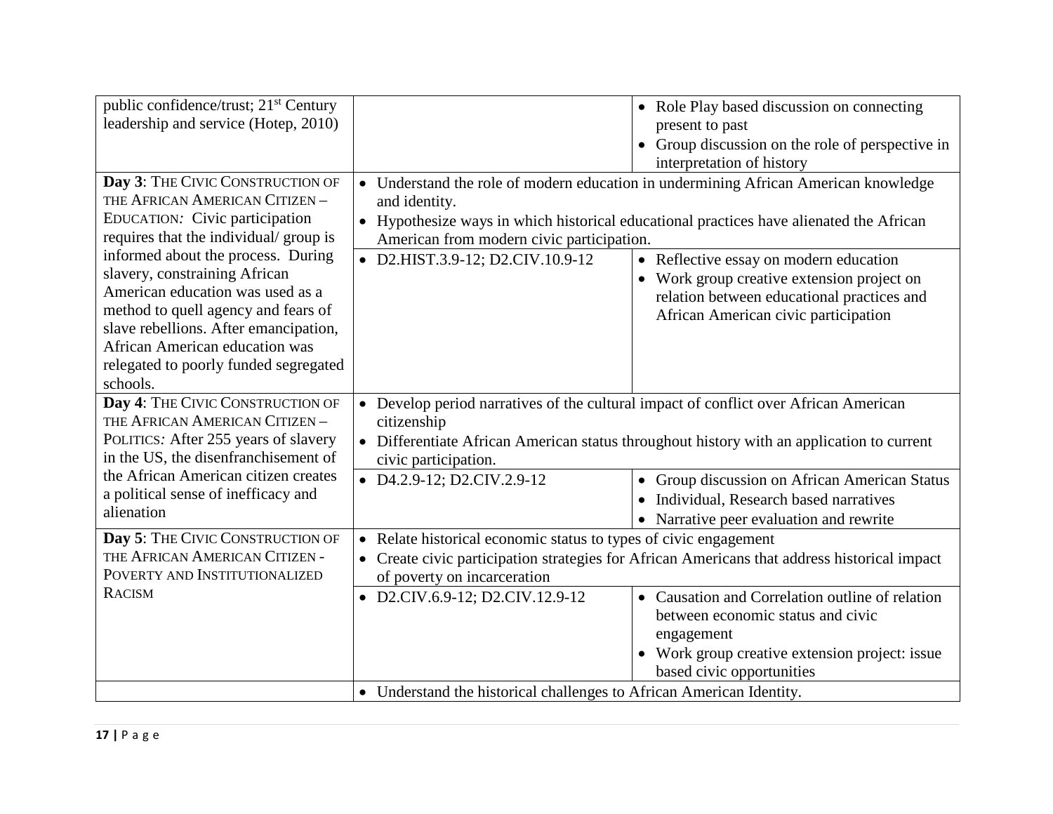| | | |
|---|---|---|
| public confidence/trust; 21st Century leadership and service (Hotep, 2010) | | • Role Play based discussion on connecting present to past<br>• Group discussion on the role of perspective in interpretation of history |
| **Day 3**: THE CIVIC CONSTRUCTION OF THE AFRICAN AMERICAN CITIZEN – EDUCATION*:* Civic participation requires that the individual/ group is informed about the process. During slavery, constraining African American education was used as a method to quell agency and fears of slave rebellions. After emancipation, African American education was relegated to poorly funded segregated schools. | • Understand the role of modern education in undermining African American knowledge and identity.<br>• Hypothesize ways in which historical educational practices have alienated the African American from modern civic participation. | |
| | • D2.HIST.3.9-12; D2.CIV.10.9-12 | • Reflective essay on modern education<br>• Work group creative extension project on relation between educational practices and African American civic participation |
| **Day 4**: THE CIVIC CONSTRUCTION OF THE AFRICAN AMERICAN CITIZEN – POLITICS*:* After 255 years of slavery in the US, the disenfranchisement of the African American citizen creates a political sense of inefficacy and alienation | • Develop period narratives of the cultural impact of conflict over African American citizenship<br>• Differentiate African American status throughout history with an application to current civic participation. | |
| | • D4.2.9-12; D2.CIV.2.9-12 | • Group discussion on African American Status<br>• Individual, Research based narratives<br>• Narrative peer evaluation and rewrite |
| **Day 5**: THE CIVIC CONSTRUCTION OF THE AFRICAN AMERICAN CITIZEN - POVERTY AND INSTITUTIONALIZED RACISM | • Relate historical economic status to types of civic engagement<br>• Create civic participation strategies for African Americans that address historical impact of poverty on incarceration | |
| | • D2.CIV.6.9-12; D2.CIV.12.9-12 | • Causation and Correlation outline of relation between economic status and civic engagement<br>• Work group creative extension project: issue based civic opportunities |
| | • Understand the historical challenges to African American Identity. | |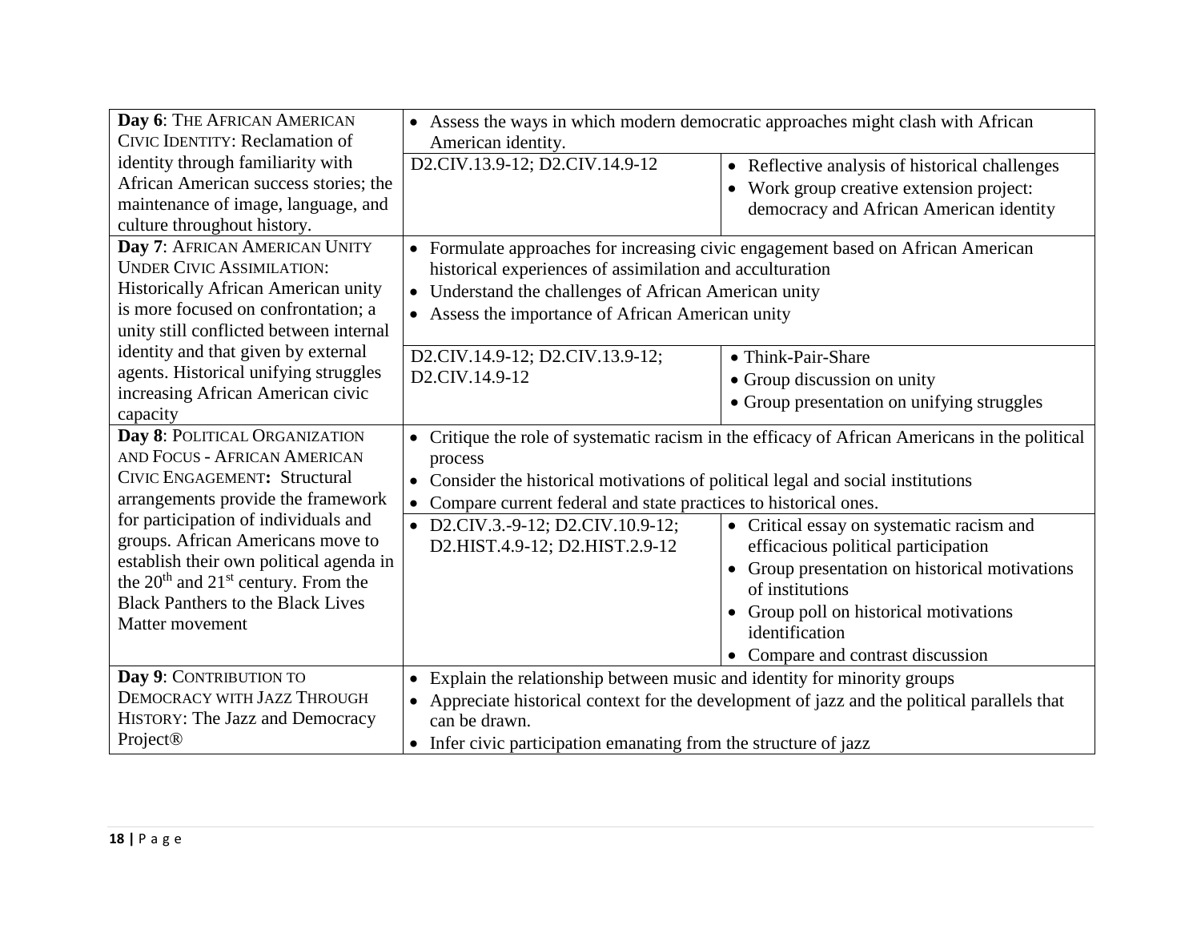| | | |
|---|---|---|
| **Day 6**: THE AFRICAN AMERICAN CIVIC IDENTITY: Reclamation of identity through familiarity with African American success stories; the maintenance of image, language, and culture throughout history. | • Assess the ways in which modern democratic approaches might clash with African American identity. | |
| | D2.CIV.13.9-12; D2.CIV.14.9-12 | • Reflective analysis of historical challenges<br>• Work group creative extension project: democracy and African American identity |
| **Day 7**: AFRICAN AMERICAN UNITY UNDER CIVIC ASSIMILATION: Historically African American unity is more focused on confrontation; a unity still conflicted between internal identity and that given by external agents. Historical unifying struggles increasing African American civic capacity | • Formulate approaches for increasing civic engagement based on African American historical experiences of assimilation and acculturation<br>• Understand the challenges of African American unity<br>• Assess the importance of African American unity | |
| | D2.CIV.14.9-12; D2.CIV.13.9-12; D2.CIV.14.9-12 | • Think-Pair-Share<br>• Group discussion on unity<br>• Group presentation on unifying struggles |
| **Day 8**: POLITICAL ORGANIZATION AND FOCUS - AFRICAN AMERICAN CIVIC ENGAGEMENT**:** Structural arrangements provide the framework for participation of individuals and groups. African Americans move to establish their own political agenda in the 20th and 21st century. From the Black Panthers to the Black Lives Matter movement | • Critique the role of systematic racism in the efficacy of African Americans in the political process<br>• Consider the historical motivations of political legal and social institutions<br>• Compare current federal and state practices to historical ones. | |
| | • D2.CIV.3.-9-12; D2.CIV.10.9-12; D2.HIST.4.9-12; D2.HIST.2.9-12 | • Critical essay on systematic racism and efficacious political participation<br>• Group presentation on historical motivations of institutions<br>• Group poll on historical motivations identification<br>• Compare and contrast discussion |
| **Day 9**: CONTRIBUTION TO DEMOCRACY WITH JAZZ THROUGH HISTORY: The Jazz and Democracy Project® | • Explain the relationship between music and identity for minority groups<br>• Appreciate historical context for the development of jazz and the political parallels that can be drawn.<br>• Infer civic participation emanating from the structure of jazz | |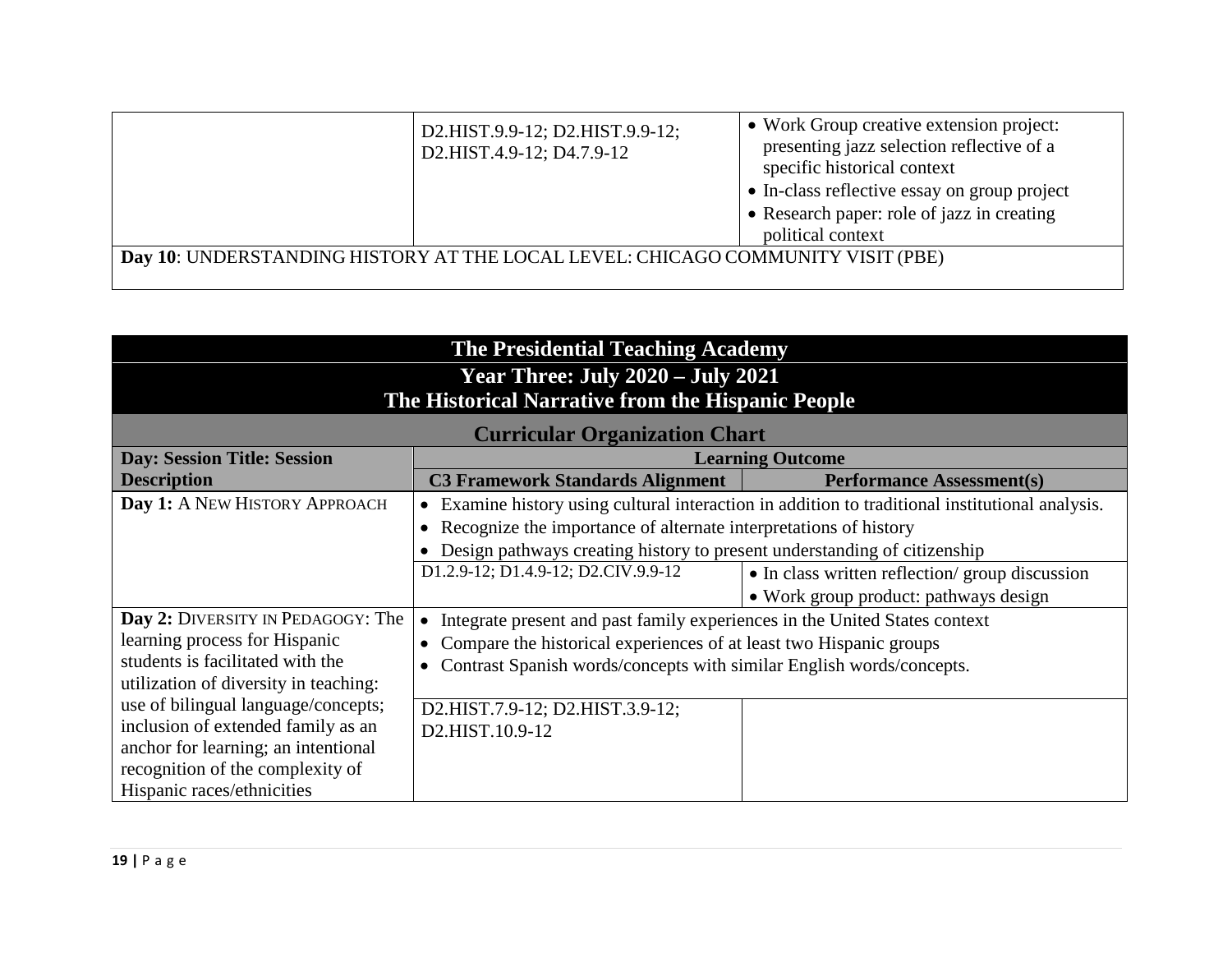| | | |
|---|---|---|
| | D2.HIST.9.9-12; D2.HIST.9.9-12; D2.HIST.4.9-12; D4.7.9-12 | • Work Group creative extension project: presenting jazz selection reflective of a specific historical context<br>• In-class reflective essay on group project<br>• Research paper: role of jazz in creating political context |
| **Day 10**: UNDERSTANDING HISTORY AT THE LOCAL LEVEL: CHICAGO COMMUNITY VISIT (PBE) | | |

| **The Presidential Teaching Academy**<br>**Year Three: July 2020 – July 2021**<br>**The Historical Narrative from the Hispanic People** | | |
|---|---|---|
| **Curricular Organization Chart** | | |
| **Day: Session Title: Session Description** | **Learning Outcome** | |
| | **C3 Framework Standards Alignment** | **Performance Assessment(s)** |
| **Day 1:** A NEW HISTORY APPROACH | • Examine history using cultural interaction in addition to traditional institutional analysis.<br>• Recognize the importance of alternate interpretations of history<br>• Design pathways creating history to present understanding of citizenship | |
| | D1.2.9-12; D1.4.9-12; D2.CIV.9.9-12 | • In class written reflection/ group discussion<br>• Work group product: pathways design |
| **Day 2:** DIVERSITY IN PEDAGOGY: The learning process for Hispanic students is facilitated with the utilization of diversity in teaching: use of bilingual language/concepts; inclusion of extended family as an anchor for learning; an intentional recognition of the complexity of Hispanic races/ethnicities | • Integrate present and past family experiences in the United States context<br>• Compare the historical experiences of at least two Hispanic groups<br>• Contrast Spanish words/concepts with similar English words/concepts. | |
| | D2.HIST.7.9-12; D2.HIST.3.9-12; D2.HIST.10.9-12 | |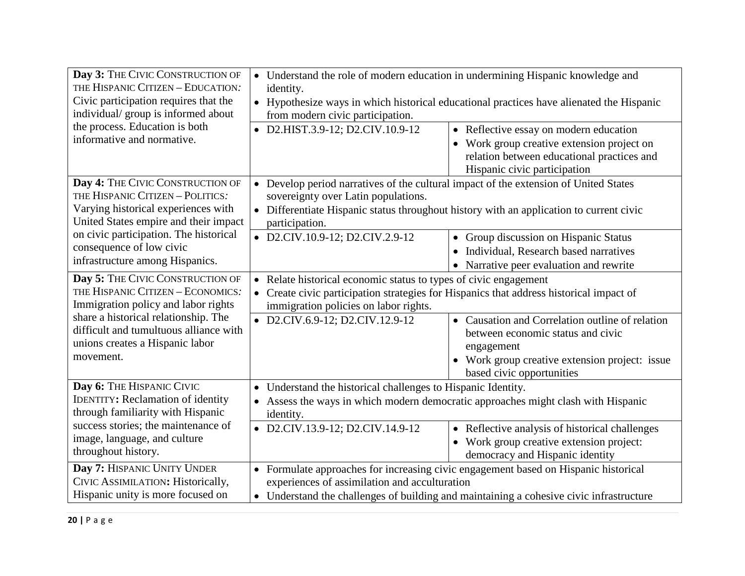| | | |
|---|---|---|
| **Day 3:** THE CIVIC CONSTRUCTION OF THE HISPANIC CITIZEN – EDUCATION*:* Civic participation requires that the individual/ group is informed about the process. Education is both informative and normative. | • Understand the role of modern education in undermining Hispanic knowledge and identity.<br>• Hypothesize ways in which historical educational practices have alienated the Hispanic from modern civic participation. | |
| | • D2.HIST.3.9-12; D2.CIV.10.9-12 | • Reflective essay on modern education<br>• Work group creative extension project on relation between educational practices and Hispanic civic participation |
| **Day 4:** THE CIVIC CONSTRUCTION OF THE HISPANIC CITIZEN – POLITICS*:* Varying historical experiences with United States empire and their impact on civic participation. The historical consequence of low civic infrastructure among Hispanics. | • Develop period narratives of the cultural impact of the extension of United States sovereignty over Latin populations.<br>• Differentiate Hispanic status throughout history with an application to current civic participation. | |
| | • D2.CIV.10.9-12; D2.CIV.2.9-12 | • Group discussion on Hispanic Status<br>• Individual, Research based narratives<br>• Narrative peer evaluation and rewrite |
| **Day 5:** THE CIVIC CONSTRUCTION OF THE HISPANIC CITIZEN – ECONOMICS*:* Immigration policy and labor rights share a historical relationship. The difficult and tumultuous alliance with unions creates a Hispanic labor movement. | • Relate historical economic status to types of civic engagement<br>• Create civic participation strategies for Hispanics that address historical impact of immigration policies on labor rights. | |
| | • D2.CIV.6.9-12; D2.CIV.12.9-12 | • Causation and Correlation outline of relation between economic status and civic engagement<br>• Work group creative extension project: issue based civic opportunities |
| **Day 6:** THE HISPANIC CIVIC IDENTITY**:** Reclamation of identity through familiarity with Hispanic success stories; the maintenance of image, language, and culture throughout history. | • Understand the historical challenges to Hispanic Identity.<br>• Assess the ways in which modern democratic approaches might clash with Hispanic identity. | |
| | • D2.CIV.13.9-12; D2.CIV.14.9-12 | • Reflective analysis of historical challenges<br>• Work group creative extension project: democracy and Hispanic identity |
| **Day 7:** HISPANIC UNITY UNDER CIVIC ASSIMILATION**:** Historically, Hispanic unity is more focused on | • Formulate approaches for increasing civic engagement based on Hispanic historical experiences of assimilation and acculturation<br>• Understand the challenges of building and maintaining a cohesive civic infrastructure | |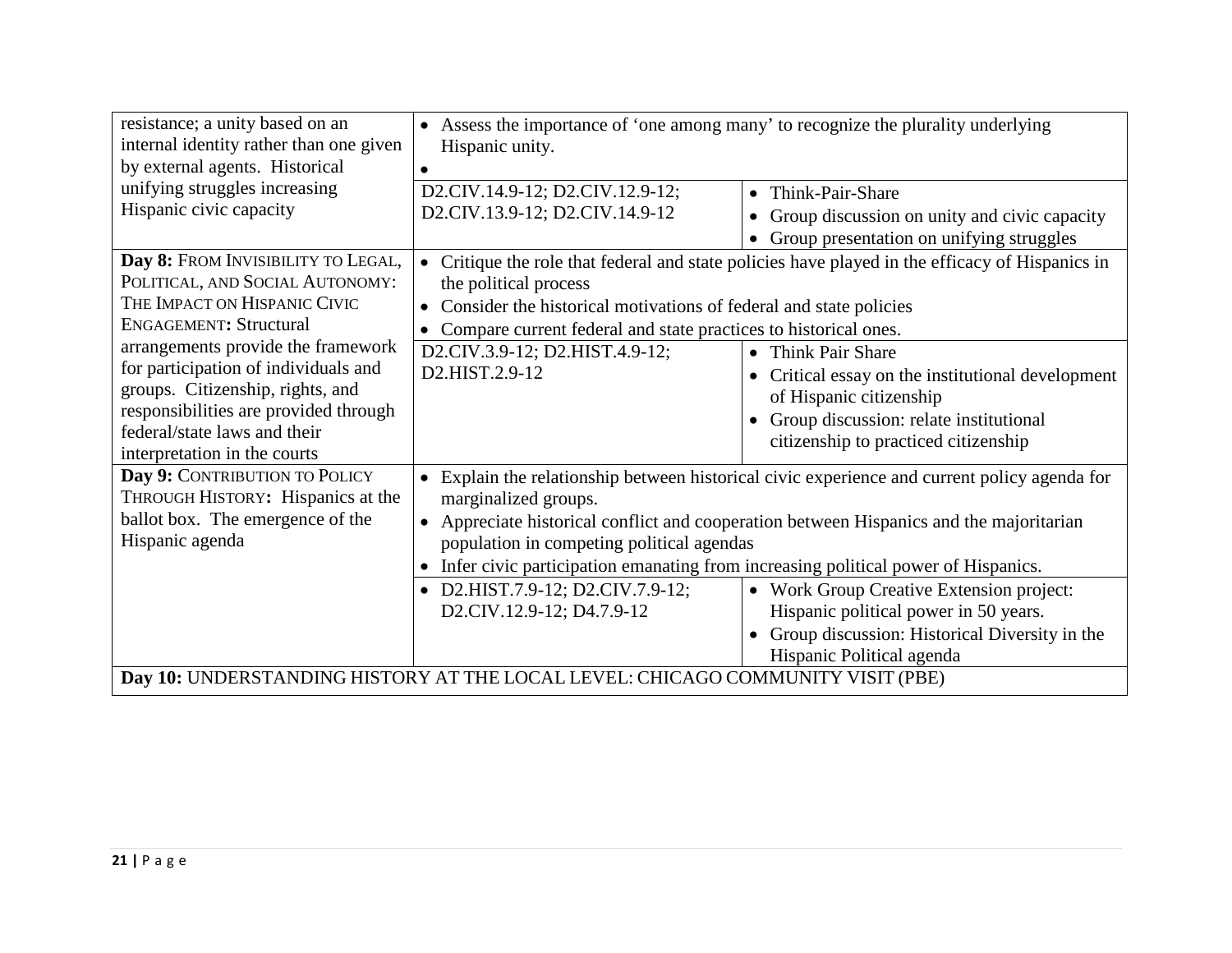| | | |
|---|---|---|
| resistance; a unity based on an internal identity rather than one given by external agents. Historical unifying struggles increasing Hispanic civic capacity | • Assess the importance of 'one among many' to recognize the plurality underlying Hispanic unity.<br>• | |
| | D2.CIV.14.9-12; D2.CIV.12.9-12; D2.CIV.13.9-12; D2.CIV.14.9-12 | • Think-Pair-Share<br>• Group discussion on unity and civic capacity<br>• Group presentation on unifying struggles |
| **Day 8:** FROM INVISIBILITY TO LEGAL, POLITICAL, AND SOCIAL AUTONOMY: THE IMPACT ON HISPANIC CIVIC ENGAGEMENT**:** Structural arrangements provide the framework for participation of individuals and groups. Citizenship, rights, and responsibilities are provided through federal/state laws and their interpretation in the courts | • Critique the role that federal and state policies have played in the efficacy of Hispanics in the political process<br>• Consider the historical motivations of federal and state policies<br>• Compare current federal and state practices to historical ones. | |
| | D2.CIV.3.9-12; D2.HIST.4.9-12; D2.HIST.2.9-12 | • Think Pair Share<br>• Critical essay on the institutional development of Hispanic citizenship<br>• Group discussion: relate institutional citizenship to practiced citizenship |
| **Day 9:** CONTRIBUTION TO POLICY THROUGH HISTORY**:** Hispanics at the ballot box. The emergence of the Hispanic agenda | • Explain the relationship between historical civic experience and current policy agenda for marginalized groups.<br>• Appreciate historical conflict and cooperation between Hispanics and the majoritarian population in competing political agendas<br>• Infer civic participation emanating from increasing political power of Hispanics. | |
| | • D2.HIST.7.9-12; D2.CIV.7.9-12; D2.CIV.12.9-12; D4.7.9-12 | • Work Group Creative Extension project: Hispanic political power in 50 years.<br>• Group discussion: Historical Diversity in the Hispanic Political agenda |
| **Day 10:** UNDERSTANDING HISTORY AT THE LOCAL LEVEL: CHICAGO COMMUNITY VISIT (PBE) | | |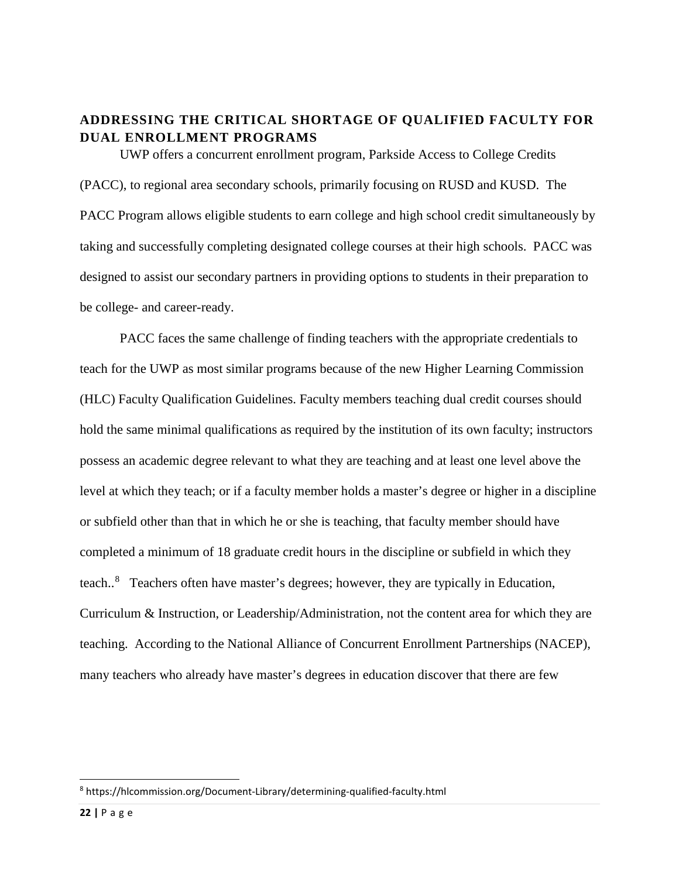## ADDRESSING THE CRITICAL SHORTAGE OF QUALIFIED FACULTY FOR DUAL ENROLLMENT PROGRAMS

UWP offers a concurrent enrollment program, Parkside Access to College Credits (PACC), to regional area secondary schools, primarily focusing on RUSD and KUSD. The PACC Program allows eligible students to earn college and high school credit simultaneously by taking and successfully completing designated college courses at their high schools. PACC was designed to assist our secondary partners in providing options to students in their preparation to be college- and career-ready.

PACC faces the same challenge of finding teachers with the appropriate credentials to teach for the UWP as most similar programs because of the new Higher Learning Commission (HLC) Faculty Qualification Guidelines. Faculty members teaching dual credit courses should hold the same minimal qualifications as required by the institution of its own faculty; instructors possess an academic degree relevant to what they are teaching and at least one level above the level at which they teach; or if a faculty member holds a master's degree or higher in a discipline or subfield other than that in which he or she is teaching, that faculty member should have completed a minimum of 18 graduate credit hours in the discipline or subfield in which they teach..[8] Teachers often have master's degrees; however, they are typically in Education, Curriculum & Instruction, or Leadership/Administration, not the content area for which they are teaching. According to the National Alliance of Concurrent Enrollment Partnerships (NACEP), many teachers who already have master's degrees in education discover that there are few

[8] https://hlcommission.org/Document-Library/determining-qualified-faculty.html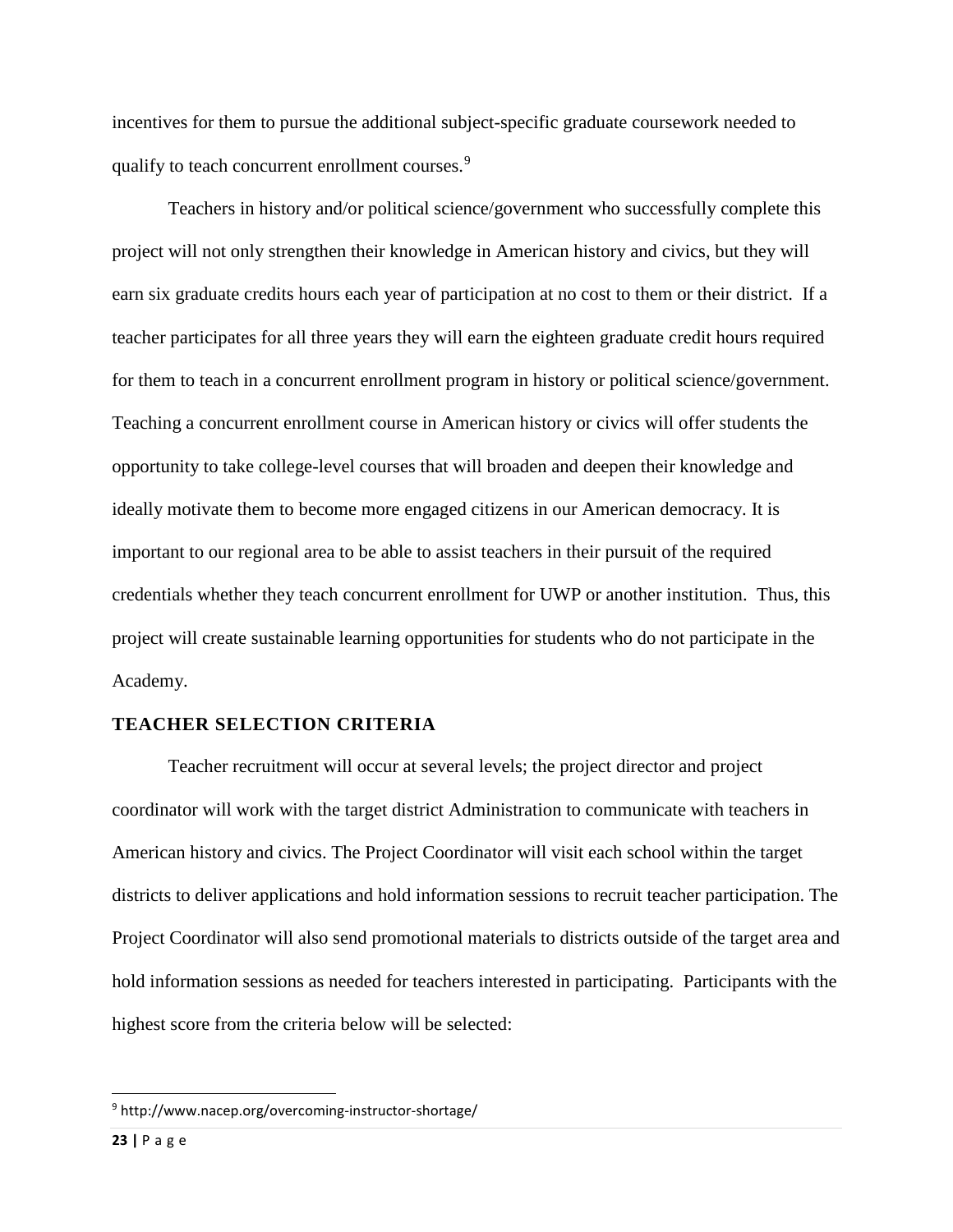incentives for them to pursue the additional subject-specific graduate coursework needed to qualify to teach concurrent enrollment courses.[9]

Teachers in history and/or political science/government who successfully complete this project will not only strengthen their knowledge in American history and civics, but they will earn six graduate credits hours each year of participation at no cost to them or their district. If a teacher participates for all three years they will earn the eighteen graduate credit hours required for them to teach in a concurrent enrollment program in history or political science/government. Teaching a concurrent enrollment course in American history or civics will offer students the opportunity to take college-level courses that will broaden and deepen their knowledge and ideally motivate them to become more engaged citizens in our American democracy. It is important to our regional area to be able to assist teachers in their pursuit of the required credentials whether they teach concurrent enrollment for UWP or another institution. Thus, this project will create sustainable learning opportunities for students who do not participate in the Academy.

## TEACHER SELECTION CRITERIA

Teacher recruitment will occur at several levels; the project director and project coordinator will work with the target district Administration to communicate with teachers in American history and civics. The Project Coordinator will visit each school within the target districts to deliver applications and hold information sessions to recruit teacher participation. The Project Coordinator will also send promotional materials to districts outside of the target area and hold information sessions as needed for teachers interested in participating. Participants with the highest score from the criteria below will be selected:

[9] http://www.nacep.org/overcoming-instructor-shortage/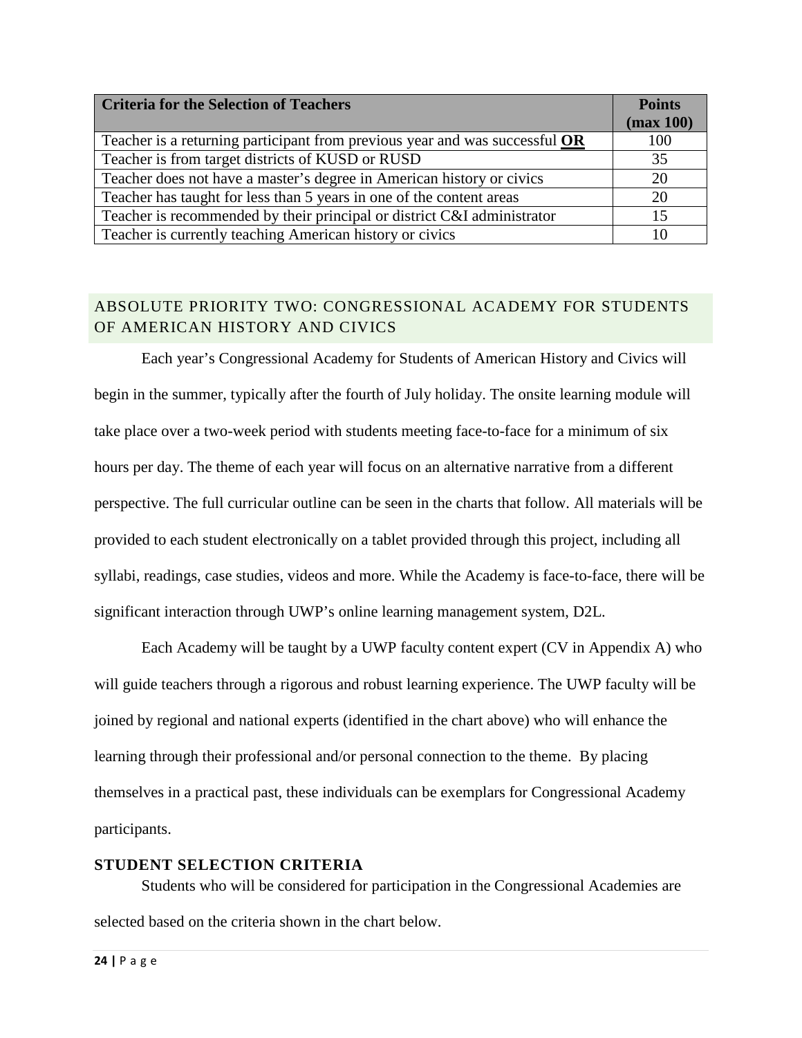| Criteria for the Selection of Teachers | Points (max 100) |
| --- | --- |
| Teacher is a returning participant from previous year and was successful **OR** | 100 |
| Teacher is from target districts of KUSD or RUSD | 35 |
| Teacher does not have a master's degree in American history or civics | 20 |
| Teacher has taught for less than 5 years in one of the content areas | 20 |
| Teacher is recommended by their principal or district C&I administrator | 15 |
| Teacher is currently teaching American history or civics | 10 |

## ABSOLUTE PRIORITY TWO: CONGRESSIONAL ACADEMY FOR STUDENTS OF AMERICAN HISTORY AND CIVICS

Each year's Congressional Academy for Students of American History and Civics will begin in the summer, typically after the fourth of July holiday. The onsite learning module will take place over a two-week period with students meeting face-to-face for a minimum of six hours per day. The theme of each year will focus on an alternative narrative from a different perspective. The full curricular outline can be seen in the charts that follow. All materials will be provided to each student electronically on a tablet provided through this project, including all syllabi, readings, case studies, videos and more. While the Academy is face-to-face, there will be significant interaction through UWP's online learning management system, D2L.

Each Academy will be taught by a UWP faculty content expert (CV in Appendix A) who will guide teachers through a rigorous and robust learning experience. The UWP faculty will be joined by regional and national experts (identified in the chart above) who will enhance the learning through their professional and/or personal connection to the theme. By placing themselves in a practical past, these individuals can be exemplars for Congressional Academy participants.

### STUDENT SELECTION CRITERIA

Students who will be considered for participation in the Congressional Academies are selected based on the criteria shown in the chart below.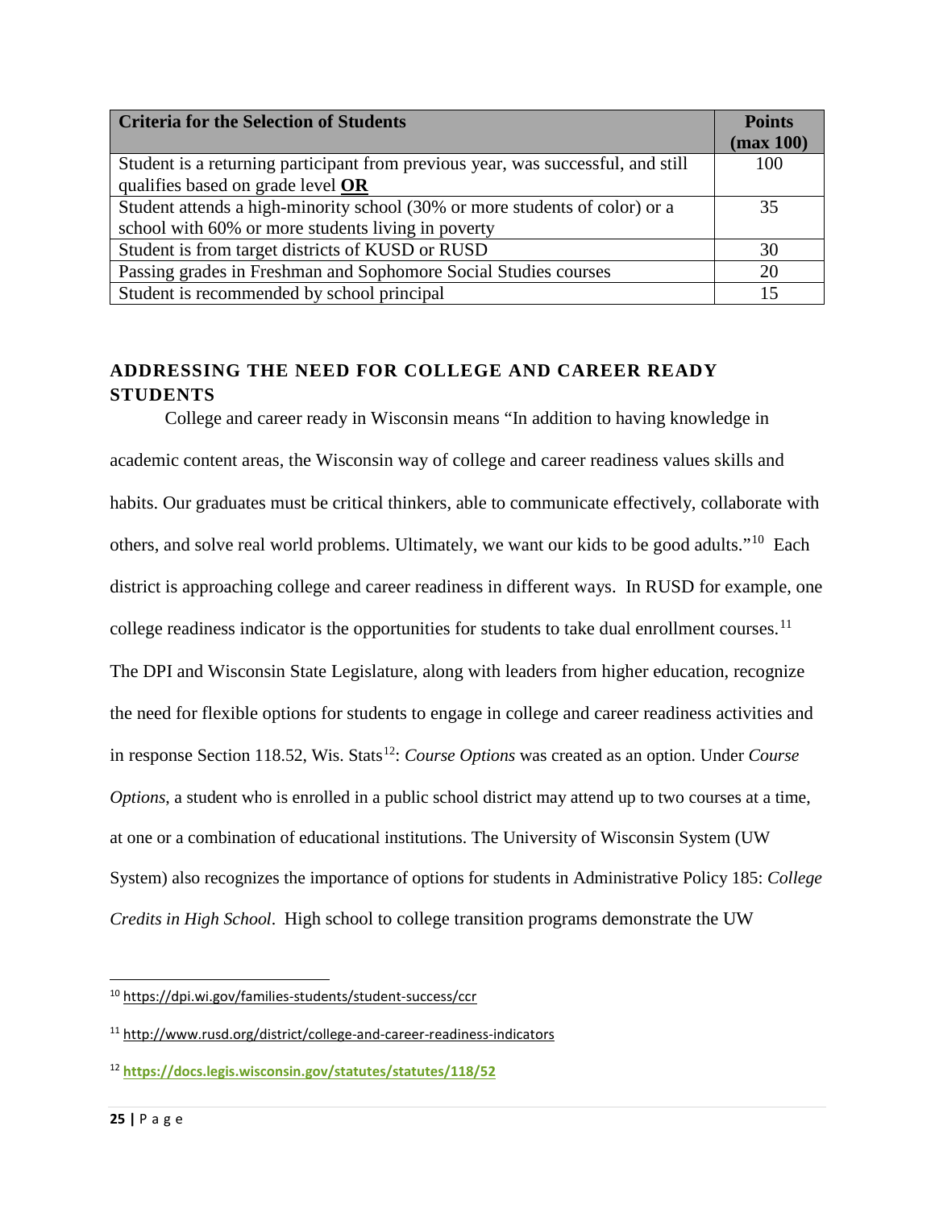| Criteria for the Selection of Students | Points (max 100) |
| --- | --- |
| Student is a returning participant from previous year, was successful, and still qualifies based on grade level **OR** | 100 |
| Student attends a high-minority school (30% or more students of color) or a school with 60% or more students living in poverty | 35 |
| Student is from target districts of KUSD or RUSD | 30 |
| Passing grades in Freshman and Sophomore Social Studies courses | 20 |
| Student is recommended by school principal | 15 |

## ADDRESSING THE NEED FOR COLLEGE AND CAREER READY STUDENTS

College and career ready in Wisconsin means "In addition to having knowledge in academic content areas, the Wisconsin way of college and career readiness values skills and habits. Our graduates must be critical thinkers, able to communicate effectively, collaborate with others, and solve real world problems. Ultimately, we want our kids to be good adults."[10] Each district is approaching college and career readiness in different ways. In RUSD for example, one college readiness indicator is the opportunities for students to take dual enrollment courses.[11] The DPI and Wisconsin State Legislature, along with leaders from higher education, recognize the need for flexible options for students to engage in college and career readiness activities and in response Section 118.52, Wis. Stats[12]: *Course Options* was created as an option. Under *Course Options*, a student who is enrolled in a public school district may attend up to two courses at a time, at one or a combination of educational institutions. The University of Wisconsin System (UW System) also recognizes the importance of options for students in Administrative Policy 185: *College Credits in High School*. High school to college transition programs demonstrate the UW

---

[10] https://dpi.wi.gov/families-students/student-success/ccr

[11] http://www.rusd.org/district/college-and-career-readiness-indicators

[12] **https://docs.legis.wisconsin.gov/statutes/statutes/118/52**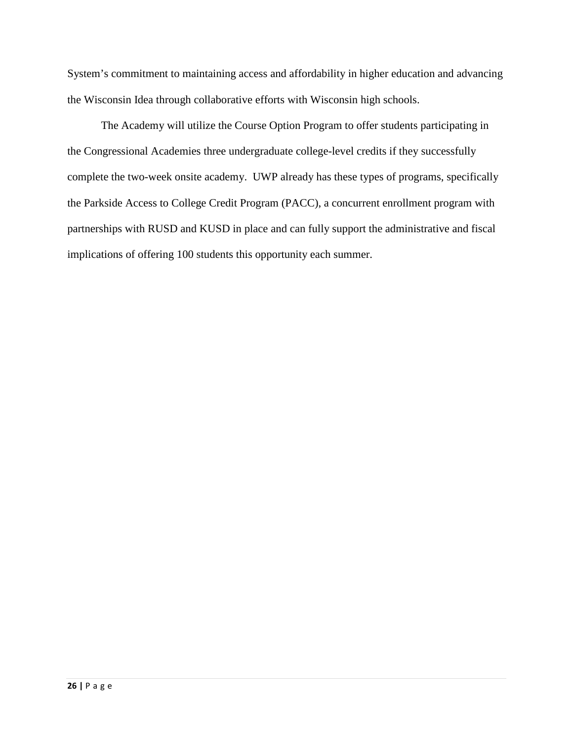System's commitment to maintaining access and affordability in higher education and advancing the Wisconsin Idea through collaborative efforts with Wisconsin high schools.

The Academy will utilize the Course Option Program to offer students participating in the Congressional Academies three undergraduate college-level credits if they successfully complete the two-week onsite academy. UWP already has these types of programs, specifically the Parkside Access to College Credit Program (PACC), a concurrent enrollment program with partnerships with RUSD and KUSD in place and can fully support the administrative and fiscal implications of offering 100 students this opportunity each summer.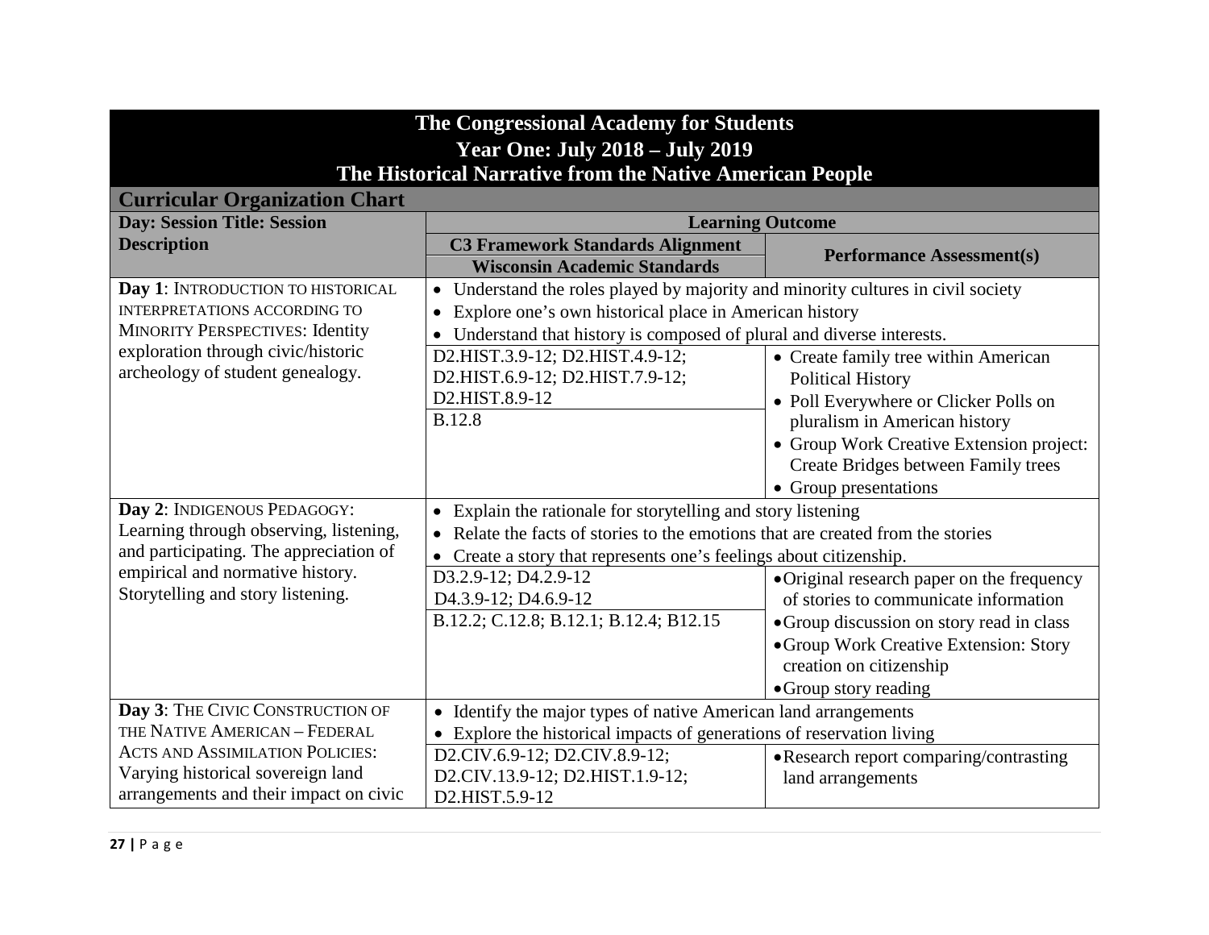| The Congressional Academy for Students<br>Year One: July 2018 – July 2019<br>The Historical Narrative from the Native American People | | |
|---|---|---|
| **Curricular Organization Chart** | | |
| **Day: Session Title: Session Description** | **Learning Outcome** | |
| | **C3 Framework Standards Alignment**<br>**Wisconsin Academic Standards** | **Performance Assessment(s)** |
| **Day 1**: INTRODUCTION TO HISTORICAL INTERPRETATIONS ACCORDING TO MINORITY PERSPECTIVES: Identity exploration through civic/historic archeology of student genealogy. | • Understand the roles played by majority and minority cultures in civil society<br>• Explore one's own historical place in American history<br>• Understand that history is composed of plural and diverse interests. | |
| | D2.HIST.3.9-12; D2.HIST.4.9-12; D2.HIST.6.9-12; D2.HIST.7.9-12; D2.HIST.8.9-12<br>B.12.8 | • Create family tree within American Political History<br>• Poll Everywhere or Clicker Polls on pluralism in American history<br>• Group Work Creative Extension project: Create Bridges between Family trees<br>• Group presentations |
| **Day 2**: INDIGENOUS PEDAGOGY: Learning through observing, listening, and participating. The appreciation of empirical and normative history. Storytelling and story listening. | • Explain the rationale for storytelling and story listening<br>• Relate the facts of stories to the emotions that are created from the stories<br>• Create a story that represents one's feelings about citizenship. | |
| | D3.2.9-12; D4.2.9-12<br>D4.3.9-12; D4.6.9-12<br>B.12.2; C.12.8; B.12.1; B.12.4; B12.15 | • Original research paper on the frequency of stories to communicate information<br>• Group discussion on story read in class<br>• Group Work Creative Extension: Story creation on citizenship<br>• Group story reading |
| **Day 3**: THE CIVIC CONSTRUCTION OF THE NATIVE AMERICAN – FEDERAL ACTS AND ASSIMILATION POLICIES: Varying historical sovereign land arrangements and their impact on civic | • Identify the major types of native American land arrangements<br>• Explore the historical impacts of generations of reservation living | |
| | D2.CIV.6.9-12; D2.CIV.8.9-12; D2.CIV.13.9-12; D2.HIST.1.9-12; D2.HIST.5.9-12 | • Research report comparing/contrasting land arrangements |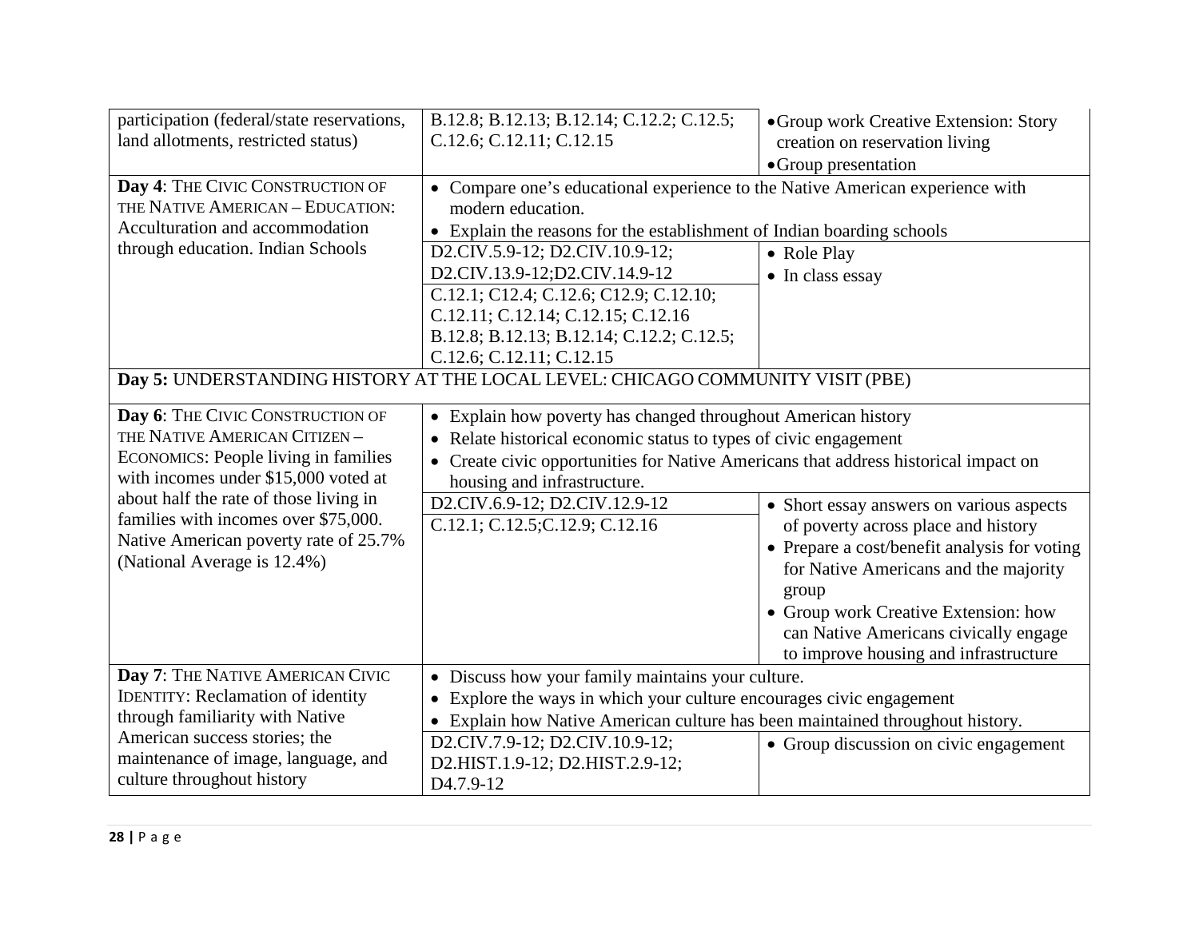| | | |
|---|---|---|
| participation (federal/state reservations, land allotments, restricted status) | B.12.8; B.12.13; B.12.14; C.12.2; C.12.5; C.12.6; C.12.11; C.12.15 | • Group work Creative Extension: Story creation on reservation living<br>• Group presentation |
| **Day 4**: THE CIVIC CONSTRUCTION OF THE NATIVE AMERICAN – EDUCATION: Acculturation and accommodation through education. Indian Schools | • Compare one's educational experience to the Native American experience with modern education.<br>• Explain the reasons for the establishment of Indian boarding schools | |
| | D2.CIV.5.9-12; D2.CIV.10.9-12; D2.CIV.13.9-12;D2.CIV.14.9-12<br>C.12.1; C12.4; C.12.6; C12.9; C.12.10; C.12.11; C.12.14; C.12.15; C.12.16<br>B.12.8; B.12.13; B.12.14; C.12.2; C.12.5; C.12.6; C.12.11; C.12.15 | • Role Play<br>• In class essay |
| **Day 5:** UNDERSTANDING HISTORY AT THE LOCAL LEVEL: CHICAGO COMMUNITY VISIT (PBE) | | |
| **Day 6**: THE CIVIC CONSTRUCTION OF THE NATIVE AMERICAN CITIZEN – ECONOMICS: People living in families with incomes under $15,000 voted at about half the rate of those living in families with incomes over $75,000. Native American poverty rate of 25.7% (National Average is 12.4%) | • Explain how poverty has changed throughout American history<br>• Relate historical economic status to types of civic engagement<br>• Create civic opportunities for Native Americans that address historical impact on housing and infrastructure. | |
| | D2.CIV.6.9-12; D2.CIV.12.9-12<br>C.12.1; C.12.5;C.12.9; C.12.16 | • Short essay answers on various aspects of poverty across place and history<br>• Prepare a cost/benefit analysis for voting for Native Americans and the majority group<br>• Group work Creative Extension: how can Native Americans civically engage to improve housing and infrastructure |
| **Day 7**: THE NATIVE AMERICAN CIVIC IDENTITY: Reclamation of identity through familiarity with Native American success stories; the maintenance of image, language, and culture throughout history | • Discuss how your family maintains your culture.<br>• Explore the ways in which your culture encourages civic engagement<br>• Explain how Native American culture has been maintained throughout history. | |
| | D2.CIV.7.9-12; D2.CIV.10.9-12; D2.HIST.1.9-12; D2.HIST.2.9-12; D4.7.9-12 | • Group discussion on civic engagement |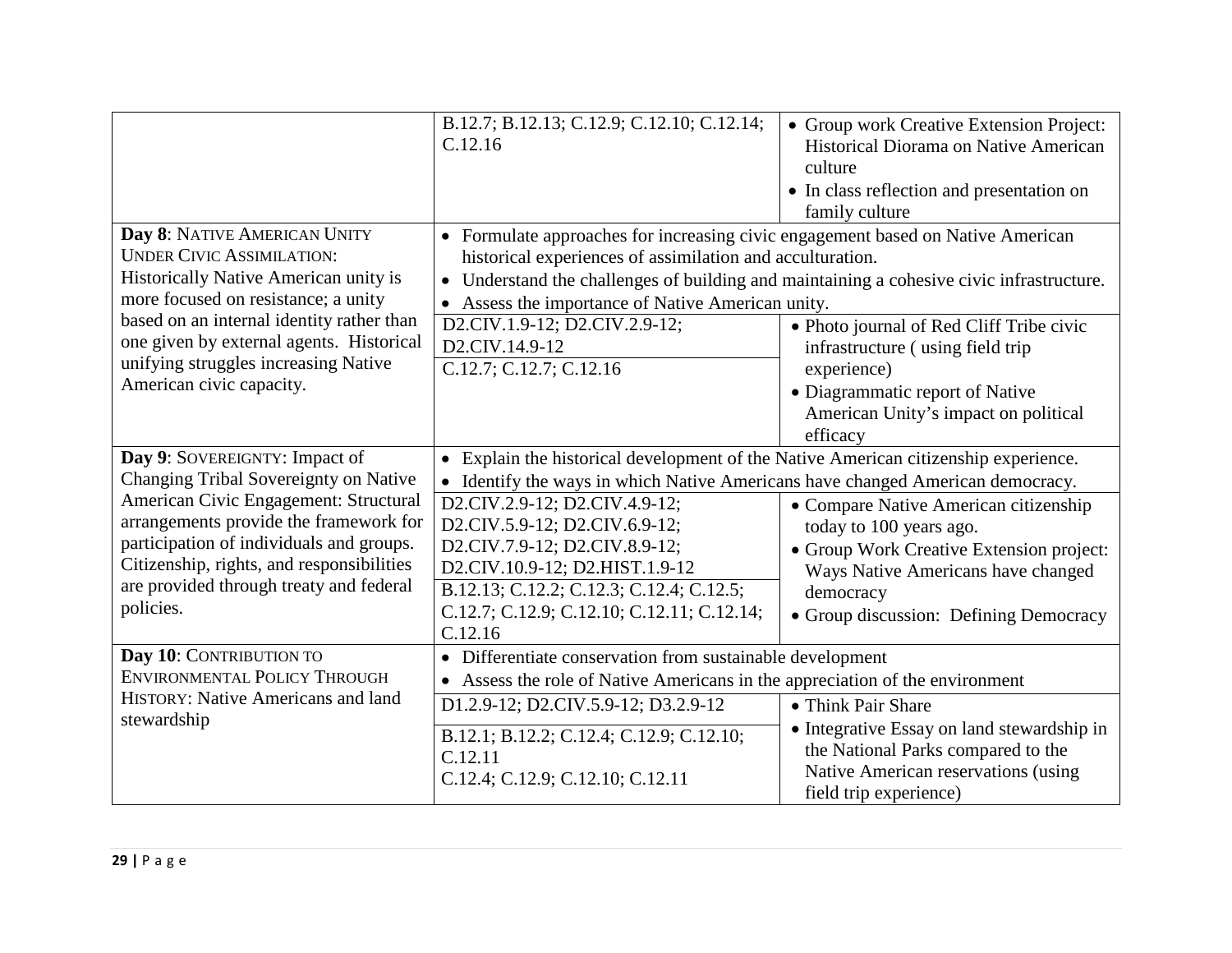| | | |
|---|---|---|
| | B.12.7; B.12.13; C.12.9; C.12.10; C.12.14; C.12.16 | • Group work Creative Extension Project: Historical Diorama on Native American culture<br>• In class reflection and presentation on family culture |
| **Day 8**: NATIVE AMERICAN UNITY UNDER CIVIC ASSIMILATION: Historically Native American unity is more focused on resistance; a unity based on an internal identity rather than one given by external agents. Historical unifying struggles increasing Native American civic capacity. | • Formulate approaches for increasing civic engagement based on Native American historical experiences of assimilation and acculturation.<br>• Understand the challenges of building and maintaining a cohesive civic infrastructure.<br>• Assess the importance of Native American unity. | |
| | D2.CIV.1.9-12; D2.CIV.2.9-12; D2.CIV.14.9-12<br>C.12.7; C.12.7; C.12.16 | • Photo journal of Red Cliff Tribe civic infrastructure ( using field trip experience)<br>• Diagrammatic report of Native American Unity's impact on political efficacy |
| **Day 9**: SOVEREIGNTY: Impact of Changing Tribal Sovereignty on Native American Civic Engagement: Structural arrangements provide the framework for participation of individuals and groups. Citizenship, rights, and responsibilities are provided through treaty and federal policies. | • Explain the historical development of the Native American citizenship experience.<br>• Identify the ways in which Native Americans have changed American democracy. | |
| | D2.CIV.2.9-12; D2.CIV.4.9-12; D2.CIV.5.9-12; D2.CIV.6.9-12; D2.CIV.7.9-12; D2.CIV.8.9-12; D2.CIV.10.9-12; D2.HIST.1.9-12<br>B.12.13; C.12.2; C.12.3; C.12.4; C.12.5; C.12.7; C.12.9; C.12.10; C.12.11; C.12.14; C.12.16 | • Compare Native American citizenship today to 100 years ago.<br>• Group Work Creative Extension project: Ways Native Americans have changed democracy<br>• Group discussion: Defining Democracy |
| **Day 10**: CONTRIBUTION TO ENVIRONMENTAL POLICY THROUGH HISTORY: Native Americans and land stewardship | • Differentiate conservation from sustainable development<br>• Assess the role of Native Americans in the appreciation of the environment | |
| | D1.2.9-12; D2.CIV.5.9-12; D3.2.9-12<br>B.12.1; B.12.2; C.12.4; C.12.9; C.12.10; C.12.11<br>C.12.4; C.12.9; C.12.10; C.12.11 | • Think Pair Share<br>• Integrative Essay on land stewardship in the National Parks compared to the Native American reservations (using field trip experience) |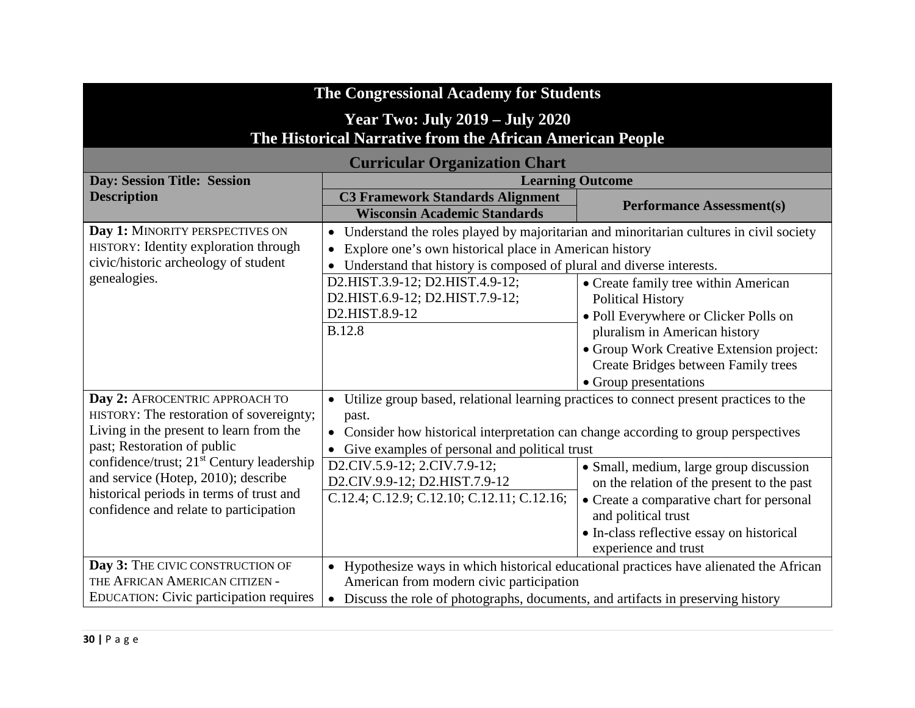| The Congressional Academy for Students | | |
|---|---|---|
| **Year Two: July 2019 – July 2020** **The Historical Narrative from the African American People** | | |
| **Curricular Organization Chart** | | |
| **Day: Session Title: Session Description** | **Learning Outcome** | |
| | **C3 Framework Standards Alignment** / **Wisconsin Academic Standards** | **Performance Assessment(s)** |
| **Day 1:** MINORITY PERSPECTIVES ON HISTORY: Identity exploration through civic/historic archeology of student genealogies. | • Understand the roles played by majoritarian and minoritarian cultures in civil society<br>• Explore one's own historical place in American history<br>• Understand that history is composed of plural and diverse interests. | |
| | D2.HIST.3.9-12; D2.HIST.4.9-12; D2.HIST.6.9-12; D2.HIST.7.9-12; D2.HIST.8.9-12<br>B.12.8 | • Create family tree within American Political History<br>• Poll Everywhere or Clicker Polls on pluralism in American history<br>• Group Work Creative Extension project: Create Bridges between Family trees<br>• Group presentations |
| **Day 2:** AFROCENTRIC APPROACH TO HISTORY: The restoration of sovereignty; Living in the present to learn from the past; Restoration of public confidence/trust; 21st Century leadership and service (Hotep, 2010); describe historical periods in terms of trust and confidence and relate to participation | • Utilize group based, relational learning practices to connect present practices to the past.<br>• Consider how historical interpretation can change according to group perspectives<br>• Give examples of personal and political trust | |
| | D2.CIV.5.9-12; 2.CIV.7.9-12; D2.CIV.9.9-12; D2.HIST.7.9-12<br>C.12.4; C.12.9; C.12.10; C.12.11; C.12.16; | • Small, medium, large group discussion on the relation of the present to the past<br>• Create a comparative chart for personal and political trust<br>• In-class reflective essay on historical experience and trust |
| **Day 3:** THE CIVIC CONSTRUCTION OF THE AFRICAN AMERICAN CITIZEN - EDUCATION: Civic participation requires | • Hypothesize ways in which historical educational practices have alienated the African American from modern civic participation<br>• Discuss the role of photographs, documents, and artifacts in preserving history | |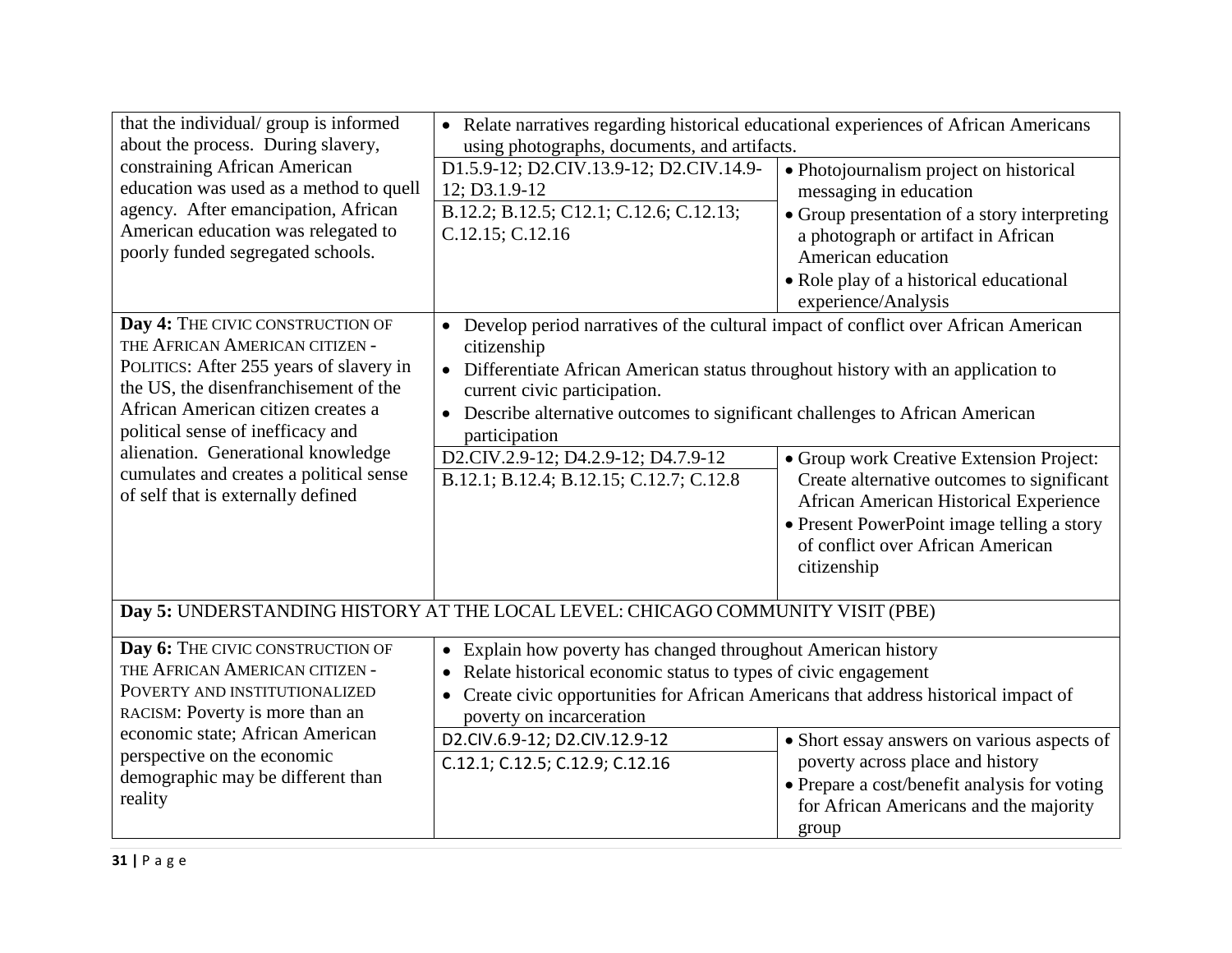| | | |
|---|---|---|
| that the individual/ group is informed about the process. During slavery, constraining African American education was used as a method to quell agency. After emancipation, African American education was relegated to poorly funded segregated schools. | • Relate narratives regarding historical educational experiences of African Americans using photographs, documents, and artifacts. | |
| | D1.5.9-12; D2.CIV.13.9-12; D2.CIV.14.9-12; D3.1.9-12<br>B.12.2; B.12.5; C12.1; C.12.6; C.12.13; C.12.15; C.12.16 | • Photojournalism project on historical messaging in education<br>• Group presentation of a story interpreting a photograph or artifact in African American education<br>• Role play of a historical educational experience/Analysis |
| **Day 4:** THE CIVIC CONSTRUCTION OF THE AFRICAN AMERICAN CITIZEN - POLITICS: After 255 years of slavery in the US, the disenfranchisement of the African American citizen creates a political sense of inefficacy and alienation. Generational knowledge cumulates and creates a political sense of self that is externally defined | • Develop period narratives of the cultural impact of conflict over African American citizenship<br>• Differentiate African American status throughout history with an application to current civic participation.<br>• Describe alternative outcomes to significant challenges to African American participation | |
| | D2.CIV.2.9-12; D4.2.9-12; D4.7.9-12<br>B.12.1; B.12.4; B.12.15; C.12.7; C.12.8 | • Group work Creative Extension Project: Create alternative outcomes to significant African American Historical Experience<br>• Present PowerPoint image telling a story of conflict over African American citizenship |
| **Day 5:** UNDERSTANDING HISTORY AT THE LOCAL LEVEL: CHICAGO COMMUNITY VISIT (PBE) | | |
| **Day 6:** THE CIVIC CONSTRUCTION OF THE AFRICAN AMERICAN CITIZEN - POVERTY AND INSTITUTIONALIZED RACISM: Poverty is more than an economic state; African American perspective on the economic demographic may be different than reality | • Explain how poverty has changed throughout American history<br>• Relate historical economic status to types of civic engagement<br>• Create civic opportunities for African Americans that address historical impact of poverty on incarceration | |
| | D2.CIV.6.9-12; D2.CIV.12.9-12<br>C.12.1; C.12.5; C.12.9; C.12.16 | • Short essay answers on various aspects of poverty across place and history<br>• Prepare a cost/benefit analysis for voting for African Americans and the majority group |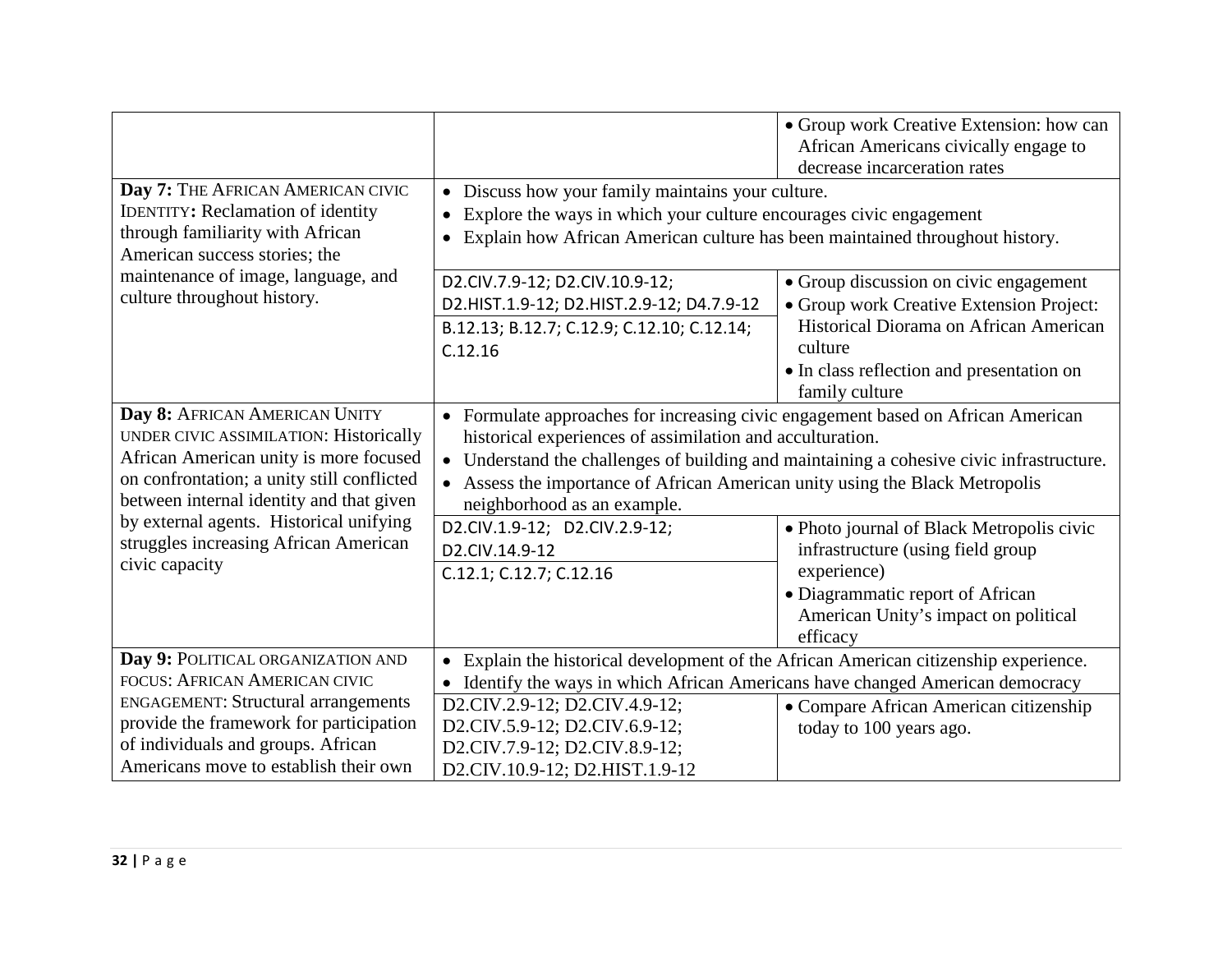| | | |
|---|---|---|
| | | • Group work Creative Extension: how can African Americans civically engage to decrease incarceration rates |
| **Day 7:** THE AFRICAN AMERICAN CIVIC IDENTITY**:** Reclamation of identity through familiarity with African American success stories; the maintenance of image, language, and culture throughout history. | • Discuss how your family maintains your culture.<br>• Explore the ways in which your culture encourages civic engagement<br>• Explain how African American culture has been maintained throughout history. | |
| | D2.CIV.7.9-12; D2.CIV.10.9-12; D2.HIST.1.9-12; D2.HIST.2.9-12; D4.7.9-12<br>B.12.13; B.12.7; C.12.9; C.12.10; C.12.14; C.12.16 | • Group discussion on civic engagement<br>• Group work Creative Extension Project: Historical Diorama on African American culture<br>• In class reflection and presentation on family culture |
| **Day 8:** AFRICAN AMERICAN UNITY UNDER CIVIC ASSIMILATION: Historically African American unity is more focused on confrontation; a unity still conflicted between internal identity and that given by external agents. Historical unifying struggles increasing African American civic capacity | • Formulate approaches for increasing civic engagement based on African American historical experiences of assimilation and acculturation.<br>• Understand the challenges of building and maintaining a cohesive civic infrastructure.<br>• Assess the importance of African American unity using the Black Metropolis neighborhood as an example. | |
| | D2.CIV.1.9-12; D2.CIV.2.9-12; D2.CIV.14.9-12<br>C.12.1; C.12.7; C.12.16 | • Photo journal of Black Metropolis civic infrastructure (using field group experience)<br>• Diagrammatic report of African American Unity's impact on political efficacy |
| **Day 9:** POLITICAL ORGANIZATION AND FOCUS: AFRICAN AMERICAN CIVIC ENGAGEMENT: Structural arrangements provide the framework for participation of individuals and groups. African Americans move to establish their own | • Explain the historical development of the African American citizenship experience.<br>• Identify the ways in which African Americans have changed American democracy | |
| | D2.CIV.2.9-12; D2.CIV.4.9-12; D2.CIV.5.9-12; D2.CIV.6.9-12; D2.CIV.7.9-12; D2.CIV.8.9-12; D2.CIV.10.9-12; D2.HIST.1.9-12 | • Compare African American citizenship today to 100 years ago. |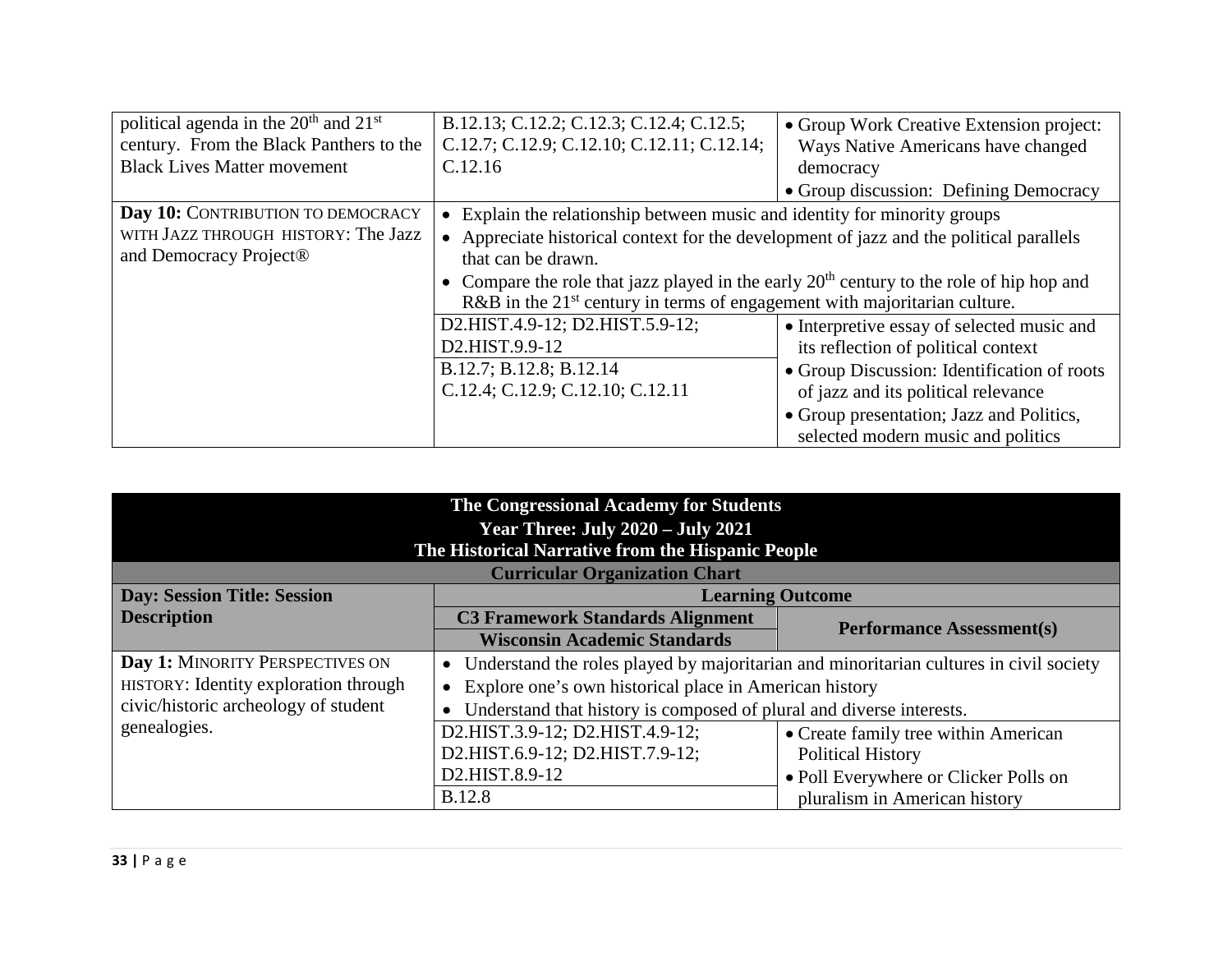| | | |
|---|---|---|
| political agenda in the 20th and 21st century. From the Black Panthers to the Black Lives Matter movement | B.12.13; C.12.2; C.12.3; C.12.4; C.12.5; C.12.7; C.12.9; C.12.10; C.12.11; C.12.14; C.12.16 | • Group Work Creative Extension project: Ways Native Americans have changed democracy<br>• Group discussion: Defining Democracy |
| **Day 10:** CONTRIBUTION TO DEMOCRACY WITH JAZZ THROUGH HISTORY: The Jazz and Democracy Project® | • Explain the relationship between music and identity for minority groups<br>• Appreciate historical context for the development of jazz and the political parallels that can be drawn.<br>• Compare the role that jazz played in the early 20th century to the role of hip hop and R&B in the 21st century in terms of engagement with majoritarian culture. | |
| | D2.HIST.4.9-12; D2.HIST.5.9-12; D2.HIST.9.9-12 | • Interpretive essay of selected music and its reflection of political context<br>• Group Discussion: Identification of roots of jazz and its political relevance<br>• Group presentation; Jazz and Politics, selected modern music and politics |
| | B.12.7; B.12.8; B.12.14<br>C.12.4; C.12.9; C.12.10; C.12.11 | |

| **The Congressional Academy for Students**<br>**Year Three: July 2020 – July 2021**<br>**The Historical Narrative from the Hispanic People** | | |
|---|---|---|
| **Curricular Organization Chart** | | |
| **Day: Session Title: Session Description** | **Learning Outcome** | |
| | **C3 Framework Standards Alignment** | **Performance Assessment(s)** |
| | **Wisconsin Academic Standards** | |
| **Day 1:** MINORITY PERSPECTIVES ON HISTORY: Identity exploration through civic/historic archeology of student genealogies. | • Understand the roles played by majoritarian and minoritarian cultures in civil society<br>• Explore one's own historical place in American history<br>• Understand that history is composed of plural and diverse interests. | |
| | D2.HIST.3.9-12; D2.HIST.4.9-12; D2.HIST.6.9-12; D2.HIST.7.9-12; D2.HIST.8.9-12 | • Create family tree within American Political History<br>• Poll Everywhere or Clicker Polls on pluralism in American history |
| | B.12.8 | |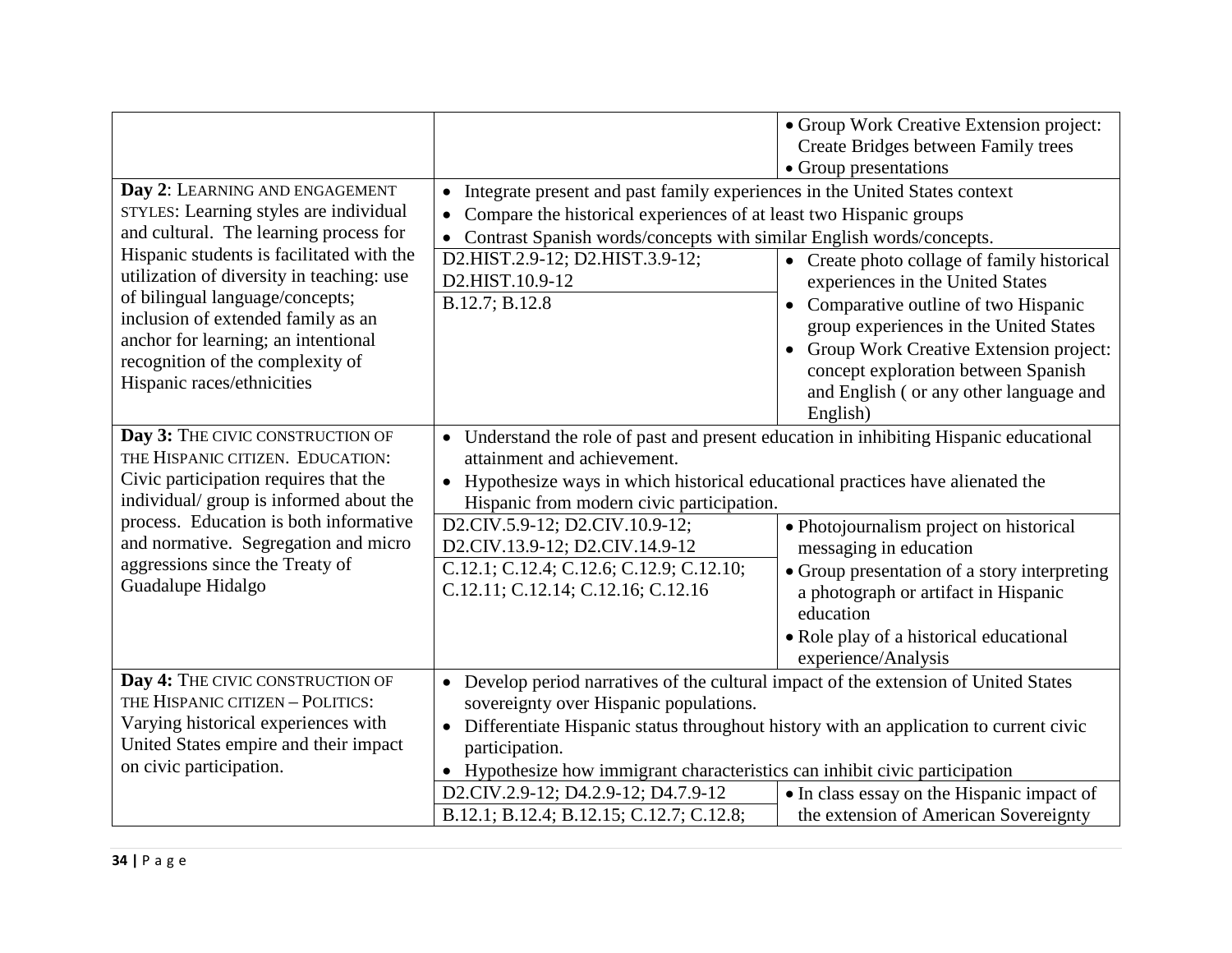| | | |
|---|---|---|
| | | • Group Work Creative Extension project: Create Bridges between Family trees<br>• Group presentations |
| **Day 2**: LEARNING AND ENGAGEMENT STYLES: Learning styles are individual and cultural. The learning process for Hispanic students is facilitated with the utilization of diversity in teaching: use of bilingual language/concepts; inclusion of extended family as an anchor for learning; an intentional recognition of the complexity of Hispanic races/ethnicities | • Integrate present and past family experiences in the United States context<br>• Compare the historical experiences of at least two Hispanic groups<br>• Contrast Spanish words/concepts with similar English words/concepts. | |
| | D2.HIST.2.9-12; D2.HIST.3.9-12; D2.HIST.10.9-12<br>B.12.7; B.12.8 | • Create photo collage of family historical experiences in the United States<br>• Comparative outline of two Hispanic group experiences in the United States<br>• Group Work Creative Extension project: concept exploration between Spanish and English ( or any other language and English) |
| **Day 3:** THE CIVIC CONSTRUCTION OF THE HISPANIC CITIZEN. EDUCATION: Civic participation requires that the individual/ group is informed about the process. Education is both informative and normative. Segregation and micro aggressions since the Treaty of Guadalupe Hidalgo | • Understand the role of past and present education in inhibiting Hispanic educational attainment and achievement.<br>• Hypothesize ways in which historical educational practices have alienated the Hispanic from modern civic participation. | |
| | D2.CIV.5.9-12; D2.CIV.10.9-12; D2.CIV.13.9-12; D2.CIV.14.9-12<br>C.12.1; C.12.4; C.12.6; C.12.9; C.12.10; C.12.11; C.12.14; C.12.16; C.12.16 | • Photojournalism project on historical messaging in education<br>• Group presentation of a story interpreting a photograph or artifact in Hispanic education<br>• Role play of a historical educational experience/Analysis |
| **Day 4:** THE CIVIC CONSTRUCTION OF THE HISPANIC CITIZEN – POLITICS: Varying historical experiences with United States empire and their impact on civic participation. | • Develop period narratives of the cultural impact of the extension of United States sovereignty over Hispanic populations.<br>• Differentiate Hispanic status throughout history with an application to current civic participation.<br>• Hypothesize how immigrant characteristics can inhibit civic participation | |
| | D2.CIV.2.9-12; D4.2.9-12; D4.7.9-12<br>B.12.1; B.12.4; B.12.15; C.12.7; C.12.8; | • In class essay on the Hispanic impact of the extension of American Sovereignty |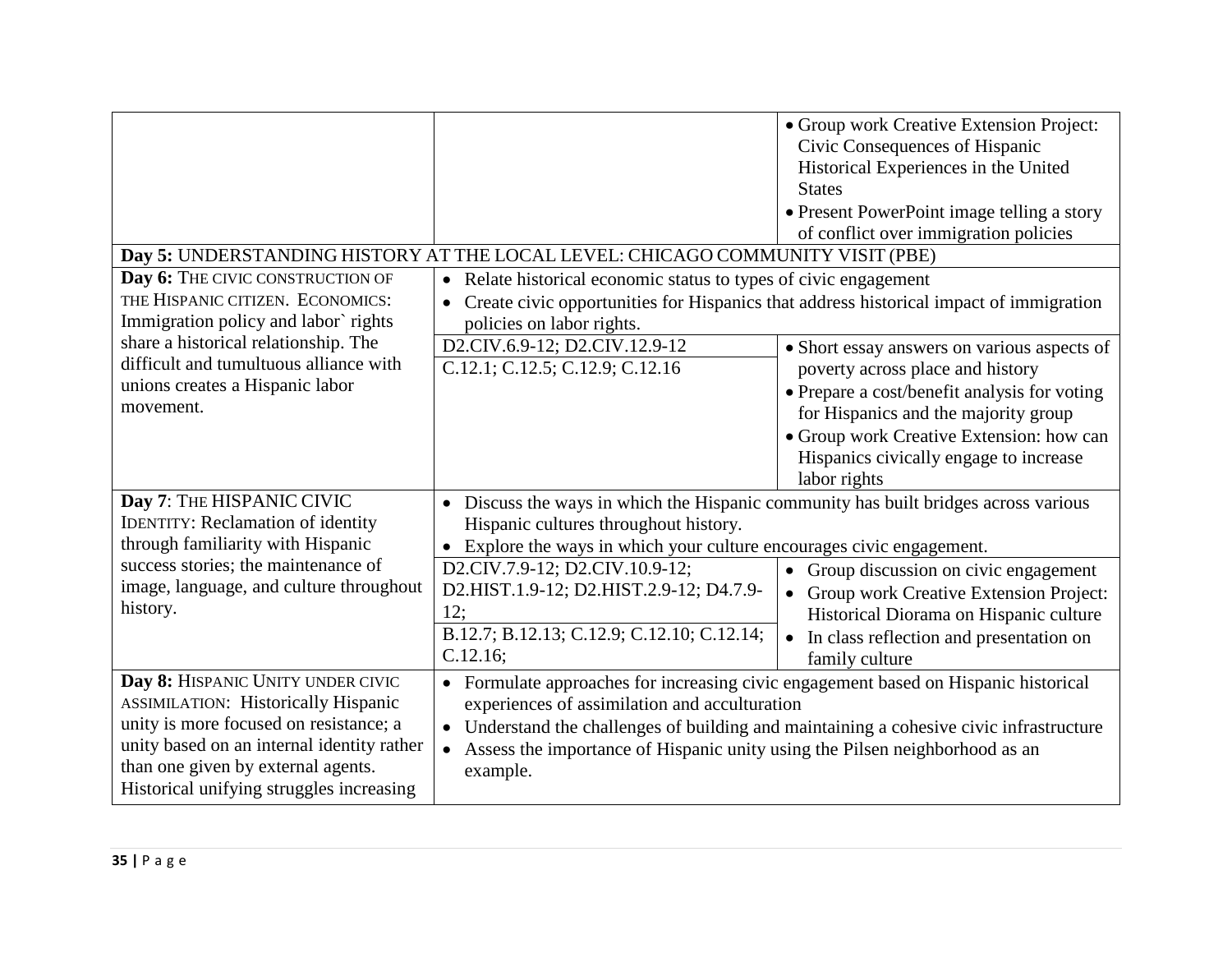| | | |
|---|---|---|
| | | • Group work Creative Extension Project: Civic Consequences of Hispanic Historical Experiences in the United States<br>• Present PowerPoint image telling a story of conflict over immigration policies |
| **Day 5:** UNDERSTANDING HISTORY AT THE LOCAL LEVEL: CHICAGO COMMUNITY VISIT (PBE) | | |
| **Day 6:** THE CIVIC CONSTRUCTION OF THE HISPANIC CITIZEN. ECONOMICS: Immigration policy and labor` rights share a historical relationship. The difficult and tumultuous alliance with unions creates a Hispanic labor movement. | • Relate historical economic status to types of civic engagement<br>• Create civic opportunities for Hispanics that address historical impact of immigration policies on labor rights. | |
| | D2.CIV.6.9-12; D2.CIV.12.9-12<br>C.12.1; C.12.5; C.12.9; C.12.16 | • Short essay answers on various aspects of poverty across place and history<br>• Prepare a cost/benefit analysis for voting for Hispanics and the majority group<br>• Group work Creative Extension: how can Hispanics civically engage to increase labor rights |
| **Day 7**: THE HISPANIC CIVIC IDENTITY: Reclamation of identity through familiarity with Hispanic success stories; the maintenance of image, language, and culture throughout history. | • Discuss the ways in which the Hispanic community has built bridges across various Hispanic cultures throughout history.<br>• Explore the ways in which your culture encourages civic engagement. | |
| | D2.CIV.7.9-12; D2.CIV.10.9-12; D2.HIST.1.9-12; D2.HIST.2.9-12; D4.7.9-12;<br>B.12.7; B.12.13; C.12.9; C.12.10; C.12.14; C.12.16; | • Group discussion on civic engagement<br>• Group work Creative Extension Project: Historical Diorama on Hispanic culture<br>• In class reflection and presentation on family culture |
| **Day 8:** HISPANIC UNITY UNDER CIVIC ASSIMILATION: Historically Hispanic unity is more focused on resistance; a unity based on an internal identity rather than one given by external agents. Historical unifying struggles increasing | • Formulate approaches for increasing civic engagement based on Hispanic historical experiences of assimilation and acculturation<br>• Understand the challenges of building and maintaining a cohesive civic infrastructure<br>• Assess the importance of Hispanic unity using the Pilsen neighborhood as an example. | |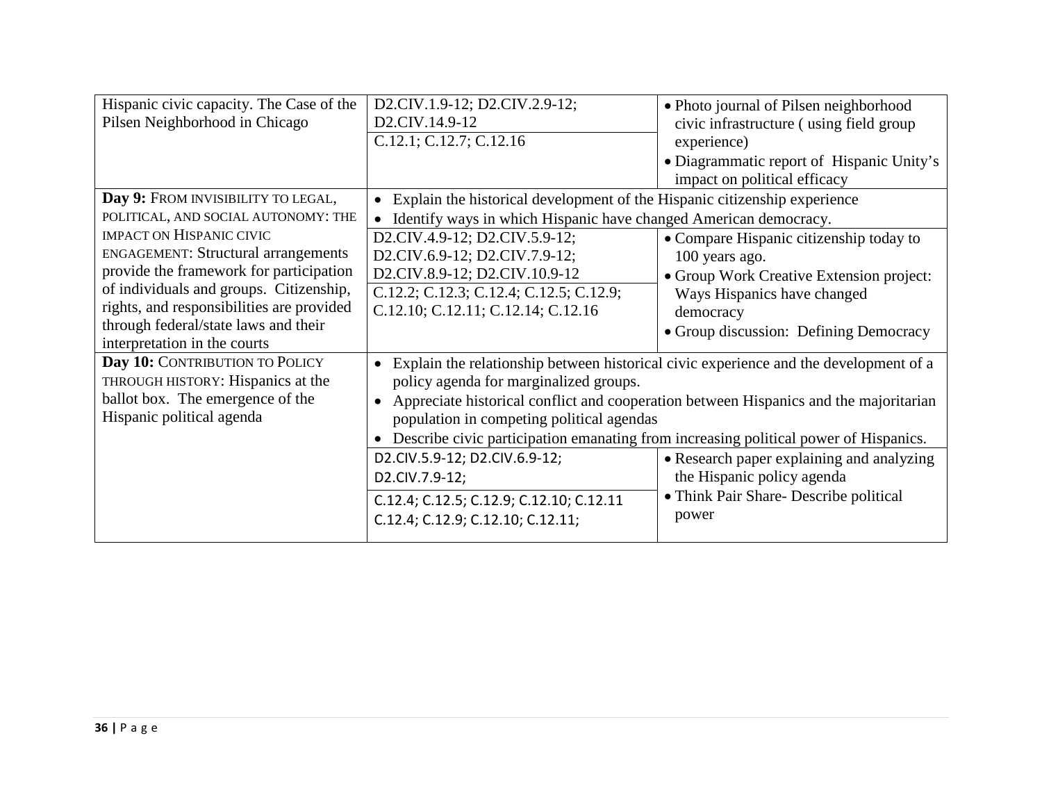| | | |
|---|---|---|
| Hispanic civic capacity. The Case of the Pilsen Neighborhood in Chicago | D2.CIV.1.9-12; D2.CIV.2.9-12; D2.CIV.14.9-12<br>C.12.1; C.12.7; C.12.16 | • Photo journal of Pilsen neighborhood civic infrastructure ( using field group experience)<br>• Diagrammatic report of Hispanic Unity's impact on political efficacy |
| **Day 9:** FROM INVISIBILITY TO LEGAL, POLITICAL, AND SOCIAL AUTONOMY: THE IMPACT ON HISPANIC CIVIC ENGAGEMENT: Structural arrangements provide the framework for participation of individuals and groups. Citizenship, rights, and responsibilities are provided through federal/state laws and their interpretation in the courts | • Explain the historical development of the Hispanic citizenship experience<br>• Identify ways in which Hispanic have changed American democracy. | |
| | D2.CIV.4.9-12; D2.CIV.5.9-12; D2.CIV.6.9-12; D2.CIV.7.9-12; D2.CIV.8.9-12; D2.CIV.10.9-12<br>C.12.2; C.12.3; C.12.4; C.12.5; C.12.9; C.12.10; C.12.11; C.12.14; C.12.16 | • Compare Hispanic citizenship today to 100 years ago.<br>• Group Work Creative Extension project: Ways Hispanics have changed democracy<br>• Group discussion: Defining Democracy |
| **Day 10:** CONTRIBUTION TO POLICY THROUGH HISTORY: Hispanics at the ballot box. The emergence of the Hispanic political agenda | • Explain the relationship between historical civic experience and the development of a policy agenda for marginalized groups.<br>• Appreciate historical conflict and cooperation between Hispanics and the majoritarian population in competing political agendas<br>• Describe civic participation emanating from increasing political power of Hispanics. | |
| | D2.CIV.5.9-12; D2.CIV.6.9-12; D2.CIV.7.9-12;<br>C.12.4; C.12.5; C.12.9; C.12.10; C.12.11<br>C.12.4; C.12.9; C.12.10; C.12.11; | • Research paper explaining and analyzing the Hispanic policy agenda<br>• Think Pair Share- Describe political power |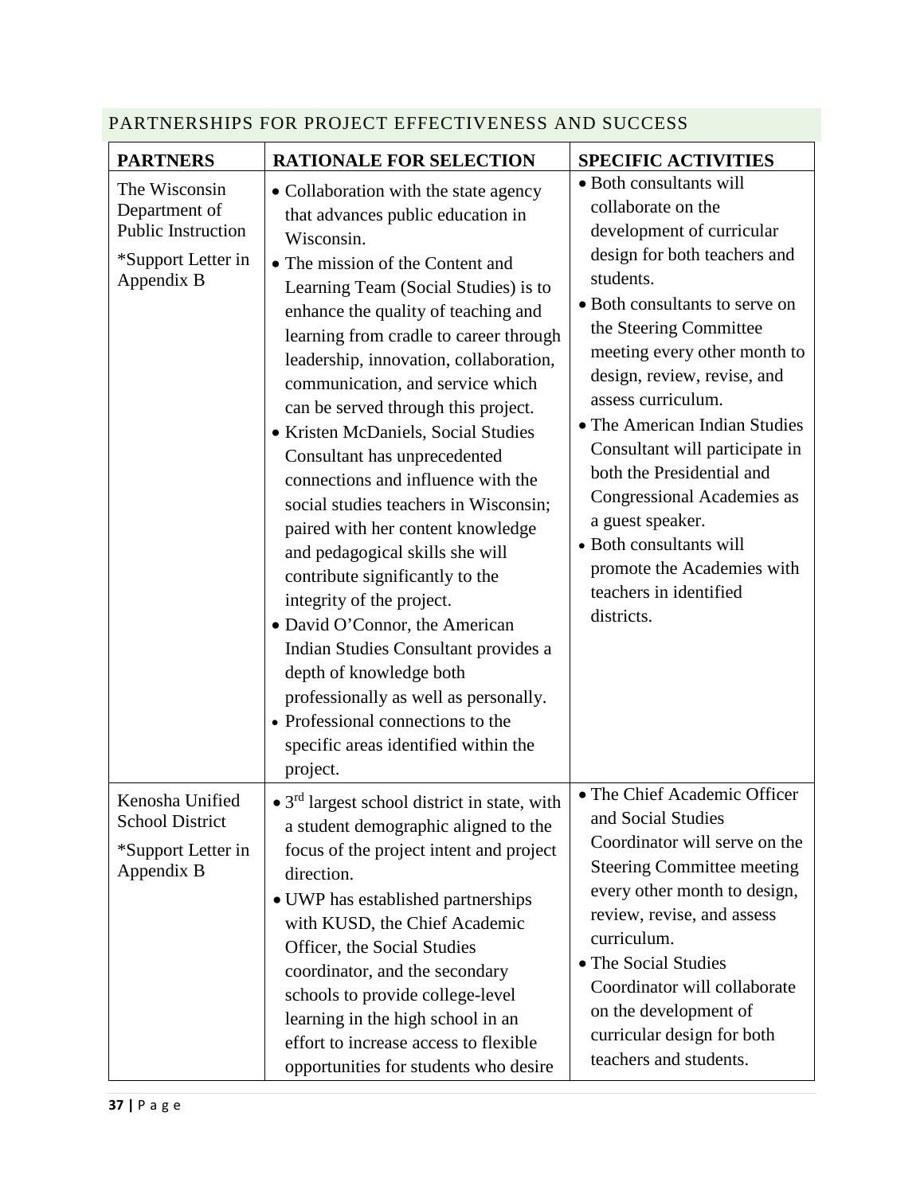## PARTNERSHIPS FOR PROJECT EFFECTIVENESS AND SUCCESS

| PARTNERS | RATIONALE FOR SELECTION | SPECIFIC ACTIVITIES |
|---|---|---|
| The Wisconsin Department of Public Instruction<br><br>*Support Letter in Appendix B | • Collaboration with the state agency that advances public education in Wisconsin.<br>• The mission of the Content and Learning Team (Social Studies) is to enhance the quality of teaching and learning from cradle to career through leadership, innovation, collaboration, communication, and service which can be served through this project.<br>• Kristen McDaniels, Social Studies Consultant has unprecedented connections and influence with the social studies teachers in Wisconsin; paired with her content knowledge and pedagogical skills she will contribute significantly to the integrity of the project.<br>• David O'Connor, the American Indian Studies Consultant provides a depth of knowledge both professionally as well as personally.<br>• Professional connections to the specific areas identified within the project. | • Both consultants will collaborate on the development of curricular design for both teachers and students.<br>• Both consultants to serve on the Steering Committee meeting every other month to design, review, revise, and assess curriculum.<br>• The American Indian Studies Consultant will participate in both the Presidential and Congressional Academies as a guest speaker.<br>• Both consultants will promote the Academies with teachers in identified districts. |
| Kenosha Unified School District<br><br>*Support Letter in Appendix B | • 3rd largest school district in state, with a student demographic aligned to the focus of the project intent and project direction.<br>• UWP has established partnerships with KUSD, the Chief Academic Officer, the Social Studies coordinator, and the secondary schools to provide college-level learning in the high school in an effort to increase access to flexible opportunities for students who desire | • The Chief Academic Officer and Social Studies Coordinator will serve on the Steering Committee meeting every other month to design, review, revise, and assess curriculum.<br>• The Social Studies Coordinator will collaborate on the development of curricular design for both teachers and students. |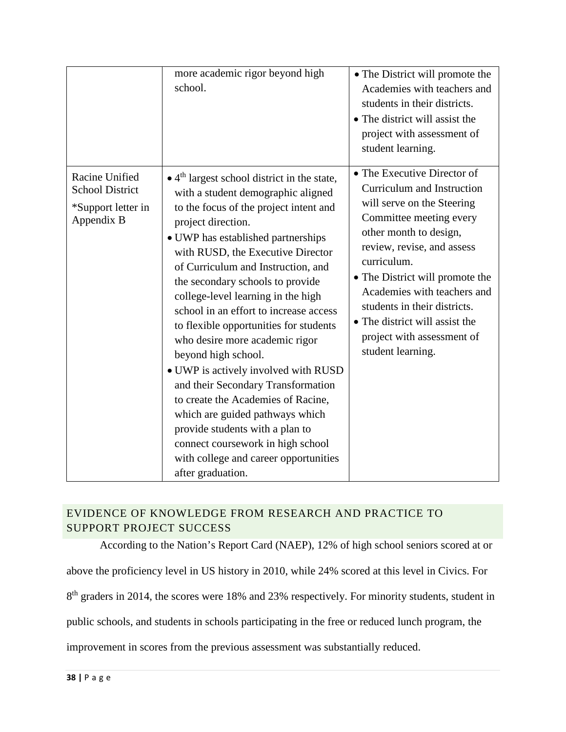| | | |
|---|---|---|
| | more academic rigor beyond high school. | • The District will promote the Academies with teachers and students in their districts.<br>• The district will assist the project with assessment of student learning. |
| Racine Unified School District<br><br>*Support letter in Appendix B | • 4th largest school district in the state, with a student demographic aligned to the focus of the project intent and project direction.<br>• UWP has established partnerships with RUSD, the Executive Director of Curriculum and Instruction, and the secondary schools to provide college-level learning in the high school in an effort to increase access to flexible opportunities for students who desire more academic rigor beyond high school.<br>• UWP is actively involved with RUSD and their Secondary Transformation to create the Academies of Racine, which are guided pathways which provide students with a plan to connect coursework in high school with college and career opportunities after graduation. | • The Executive Director of Curriculum and Instruction will serve on the Steering Committee meeting every other month to design, review, revise, and assess curriculum.<br>• The District will promote the Academies with teachers and students in their districts.<br>• The district will assist the project with assessment of student learning. |

## EVIDENCE OF KNOWLEDGE FROM RESEARCH AND PRACTICE TO SUPPORT PROJECT SUCCESS

According to the Nation's Report Card (NAEP), 12% of high school seniors scored at or above the proficiency level in US history in 2010, while 24% scored at this level in Civics. For 8th graders in 2014, the scores were 18% and 23% respectively. For minority students, student in public schools, and students in schools participating in the free or reduced lunch program, the improvement in scores from the previous assessment was substantially reduced.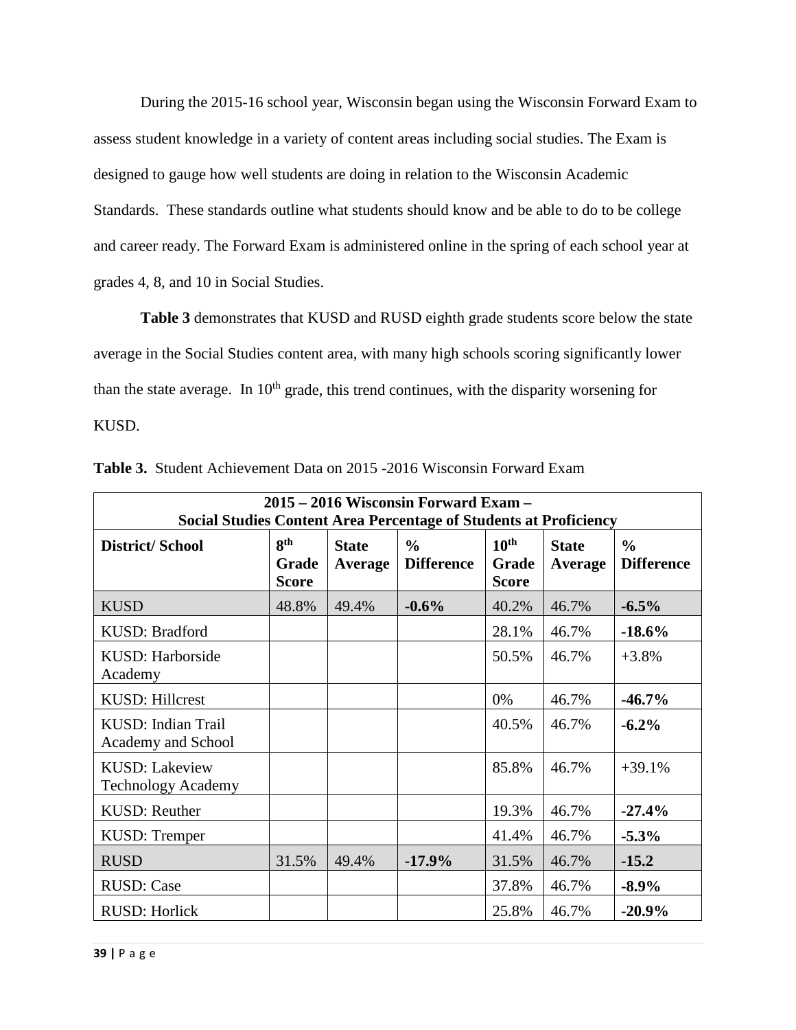During the 2015-16 school year, Wisconsin began using the Wisconsin Forward Exam to assess student knowledge in a variety of content areas including social studies. The Exam is designed to gauge how well students are doing in relation to the Wisconsin Academic Standards. These standards outline what students should know and be able to do to be college and career ready. The Forward Exam is administered online in the spring of each school year at grades 4, 8, and 10 in Social Studies.

**Table 3** demonstrates that KUSD and RUSD eighth grade students score below the state average in the Social Studies content area, with many high schools scoring significantly lower than the state average. In 10th grade, this trend continues, with the disparity worsening for KUSD.

**Table 3.** Student Achievement Data on 2015 -2016 Wisconsin Forward Exam

| **2015 – 2016 Wisconsin Forward Exam – Social Studies Content Area Percentage of Students at Proficiency** | | | | | | |
|---|---|---|---|---|---|---|
| **District/ School** | **8th Grade Score** | **State Average** | **% Difference** | **10th Grade Score** | **State Average** | **% Difference** |
| KUSD | 48.8% | 49.4% | **-0.6%** | 40.2% | 46.7% | **-6.5%** |
| KUSD: Bradford | | | | 28.1% | 46.7% | **-18.6%** |
| KUSD: Harborside Academy | | | | 50.5% | 46.7% | +3.8% |
| KUSD: Hillcrest | | | | 0% | 46.7% | **-46.7%** |
| KUSD: Indian Trail Academy and School | | | | 40.5% | 46.7% | **-6.2%** |
| KUSD: Lakeview Technology Academy | | | | 85.8% | 46.7% | +39.1% |
| KUSD: Reuther | | | | 19.3% | 46.7% | **-27.4%** |
| KUSD: Tremper | | | | 41.4% | 46.7% | **-5.3%** |
| RUSD | 31.5% | 49.4% | **-17.9%** | 31.5% | 46.7% | **-15.2** |
| RUSD: Case | | | | 37.8% | 46.7% | **-8.9%** |
| RUSD: Horlick | | | | 25.8% | 46.7% | **-20.9%** |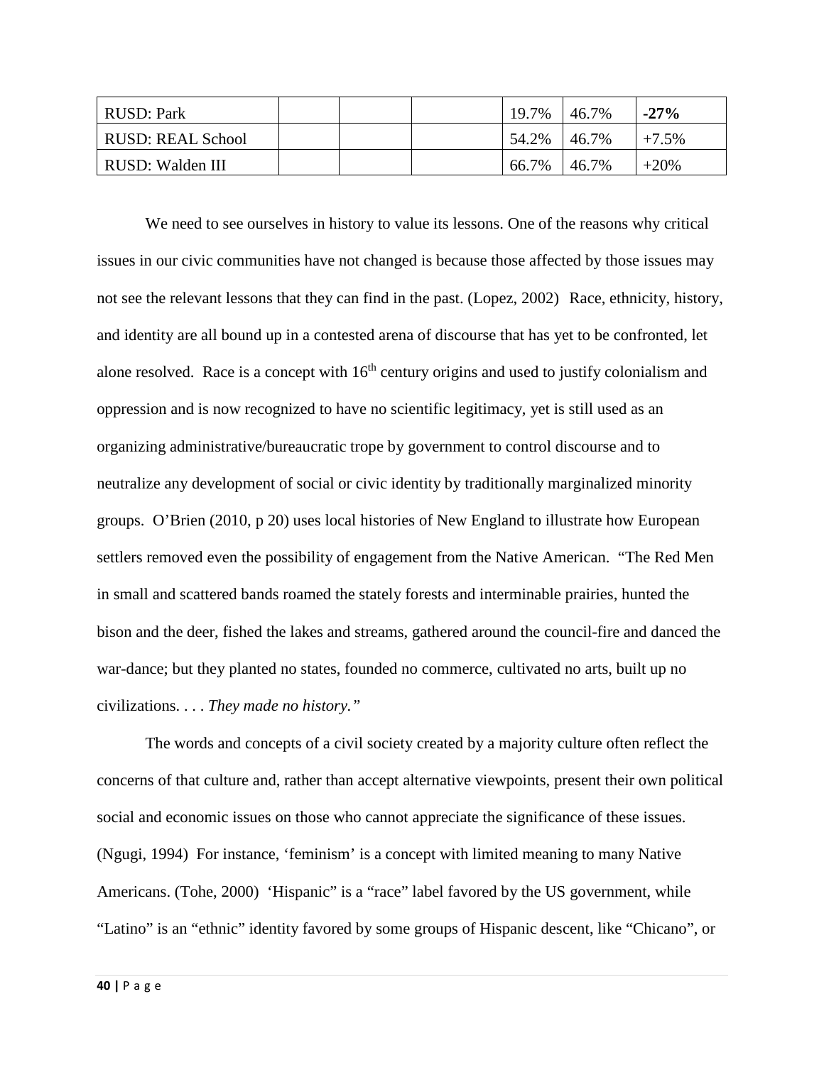| RUSD: Park | | | | 19.7% | 46.7% | **-27%** |
|---|---|---|---|---|---|---|
| RUSD: REAL School | | | | 54.2% | 46.7% | +7.5% |
| RUSD: Walden III | | | | 66.7% | 46.7% | +20% |

We need to see ourselves in history to value its lessons. One of the reasons why critical issues in our civic communities have not changed is because those affected by those issues may not see the relevant lessons that they can find in the past. (Lopez, 2002) Race, ethnicity, history, and identity are all bound up in a contested arena of discourse that has yet to be confronted, let alone resolved. Race is a concept with 16th century origins and used to justify colonialism and oppression and is now recognized to have no scientific legitimacy, yet is still used as an organizing administrative/bureaucratic trope by government to control discourse and to neutralize any development of social or civic identity by traditionally marginalized minority groups. O'Brien (2010, p 20) uses local histories of New England to illustrate how European settlers removed even the possibility of engagement from the Native American. "The Red Men in small and scattered bands roamed the stately forests and interminable prairies, hunted the bison and the deer, fished the lakes and streams, gathered around the council-fire and danced the war-dance; but they planted no states, founded no commerce, cultivated no arts, built up no civilizations. . . . *They made no history."*

The words and concepts of a civil society created by a majority culture often reflect the concerns of that culture and, rather than accept alternative viewpoints, present their own political social and economic issues on those who cannot appreciate the significance of these issues. (Ngugi, 1994) For instance, 'feminism' is a concept with limited meaning to many Native Americans. (Tohe, 2000) 'Hispanic" is a "race" label favored by the US government, while "Latino" is an "ethnic" identity favored by some groups of Hispanic descent, like "Chicano", or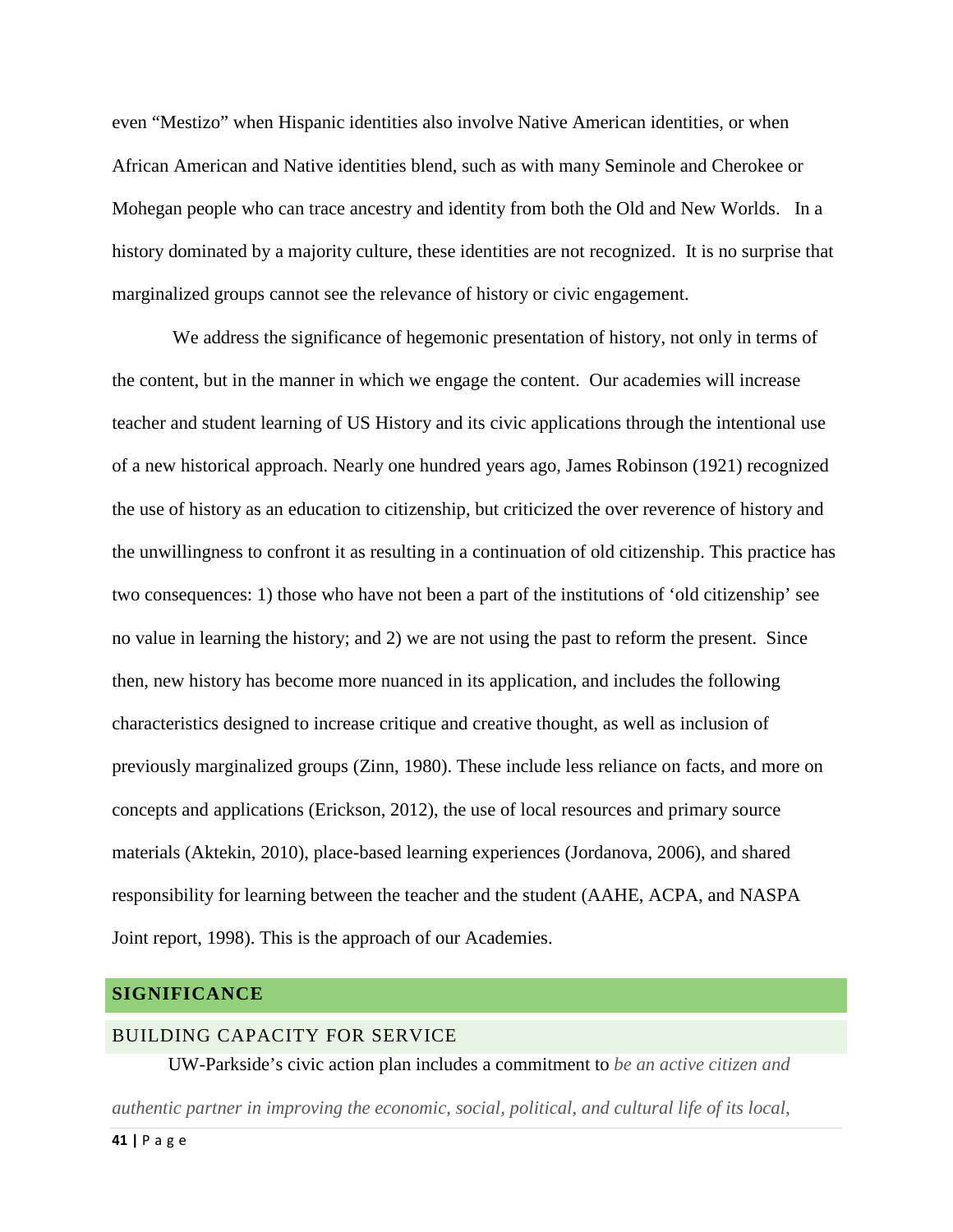even "Mestizo" when Hispanic identities also involve Native American identities, or when African American and Native identities blend, such as with many Seminole and Cherokee or Mohegan people who can trace ancestry and identity from both the Old and New Worlds. In a history dominated by a majority culture, these identities are not recognized. It is no surprise that marginalized groups cannot see the relevance of history or civic engagement.

We address the significance of hegemonic presentation of history, not only in terms of the content, but in the manner in which we engage the content. Our academies will increase teacher and student learning of US History and its civic applications through the intentional use of a new historical approach. Nearly one hundred years ago, James Robinson (1921) recognized the use of history as an education to citizenship, but criticized the over reverence of history and the unwillingness to confront it as resulting in a continuation of old citizenship. This practice has two consequences: 1) those who have not been a part of the institutions of 'old citizenship' see no value in learning the history; and 2) we are not using the past to reform the present. Since then, new history has become more nuanced in its application, and includes the following characteristics designed to increase critique and creative thought, as well as inclusion of previously marginalized groups (Zinn, 1980). These include less reliance on facts, and more on concepts and applications (Erickson, 2012), the use of local resources and primary source materials (Aktekin, 2010), place-based learning experiences (Jordanova, 2006), and shared responsibility for learning between the teacher and the student (AAHE, ACPA, and NASPA Joint report, 1998). This is the approach of our Academies.

## SIGNIFICANCE

### BUILDING CAPACITY FOR SERVICE

UW-Parkside's civic action plan includes a commitment to *be an active citizen and authentic partner in improving the economic, social, political, and cultural life of its local,*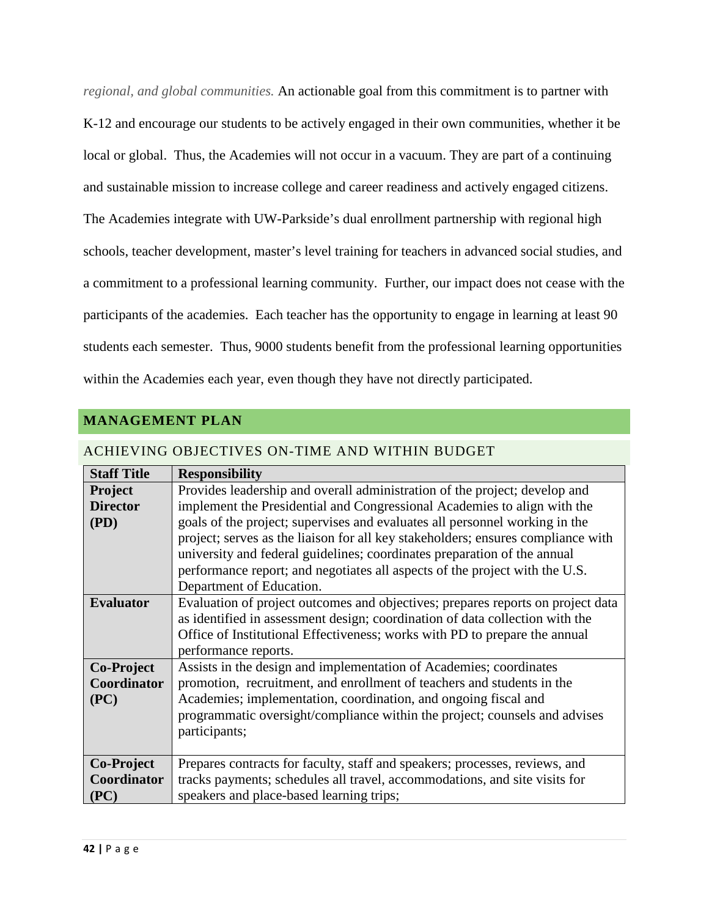*regional, and global communities.* An actionable goal from this commitment is to partner with K-12 and encourage our students to be actively engaged in their own communities, whether it be local or global. Thus, the Academies will not occur in a vacuum. They are part of a continuing and sustainable mission to increase college and career readiness and actively engaged citizens. The Academies integrate with UW-Parkside's dual enrollment partnership with regional high schools, teacher development, master's level training for teachers in advanced social studies, and a commitment to a professional learning community. Further, our impact does not cease with the participants of the academies. Each teacher has the opportunity to engage in learning at least 90 students each semester. Thus, 9000 students benefit from the professional learning opportunities within the Academies each year, even though they have not directly participated.

## MANAGEMENT PLAN

### ACHIEVING OBJECTIVES ON-TIME AND WITHIN BUDGET

| Staff Title | Responsibility |
|---|---|
| **Project Director (PD)** | Provides leadership and overall administration of the project; develop and implement the Presidential and Congressional Academies to align with the goals of the project; supervises and evaluates all personnel working in the project; serves as the liaison for all key stakeholders; ensures compliance with university and federal guidelines; coordinates preparation of the annual performance report; and negotiates all aspects of the project with the U.S. Department of Education. |
| **Evaluator** | Evaluation of project outcomes and objectives; prepares reports on project data as identified in assessment design; coordination of data collection with the Office of Institutional Effectiveness; works with PD to prepare the annual performance reports. |
| **Co-Project Coordinator (PC)** | Assists in the design and implementation of Academies; coordinates promotion, recruitment, and enrollment of teachers and students in the Academies; implementation, coordination, and ongoing fiscal and programmatic oversight/compliance within the project; counsels and advises participants; |
| **Co-Project Coordinator (PC)** | Prepares contracts for faculty, staff and speakers; processes, reviews, and tracks payments; schedules all travel, accommodations, and site visits for speakers and place-based learning trips; |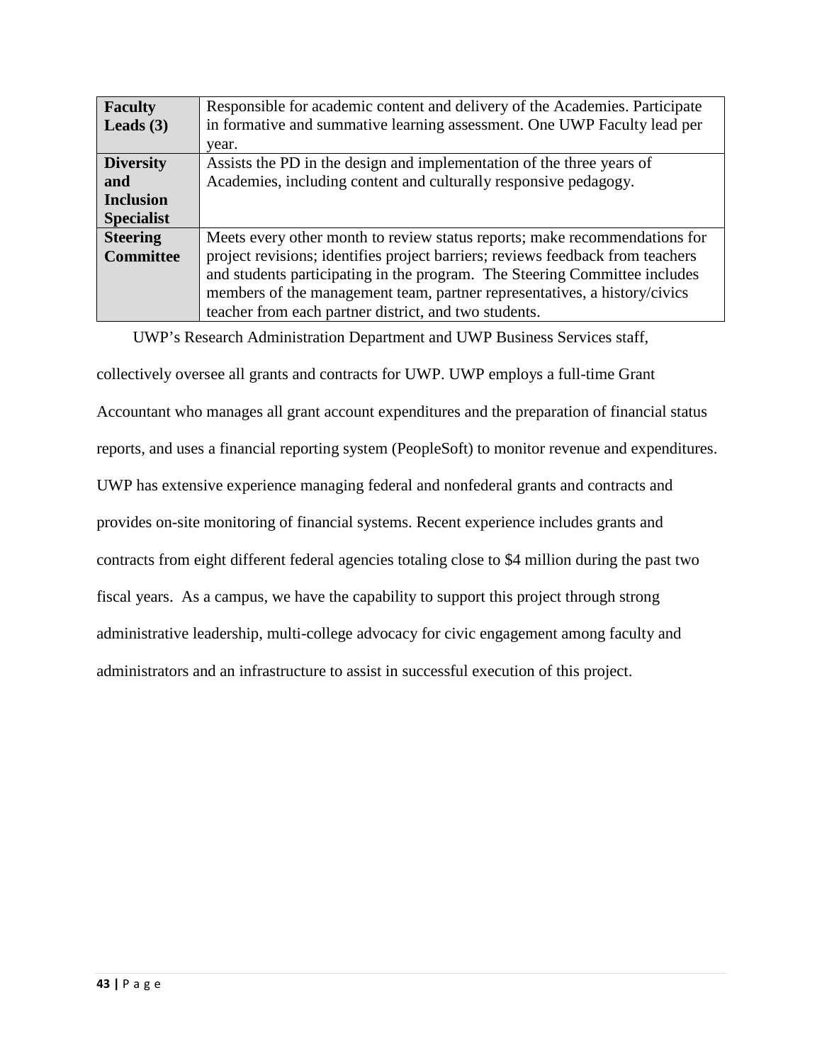| **Faculty Leads (3)** | Responsible for academic content and delivery of the Academies. Participate in formative and summative learning assessment. One UWP Faculty lead per year. |
|---|---|
| **Diversity and Inclusion Specialist** | Assists the PD in the design and implementation of the three years of Academies, including content and culturally responsive pedagogy. |
| **Steering Committee** | Meets every other month to review status reports; make recommendations for project revisions; identifies project barriers; reviews feedback from teachers and students participating in the program. The Steering Committee includes members of the management team, partner representatives, a history/civics teacher from each partner district, and two students. |

UWP's Research Administration Department and UWP Business Services staff, collectively oversee all grants and contracts for UWP. UWP employs a full-time Grant Accountant who manages all grant account expenditures and the preparation of financial status reports, and uses a financial reporting system (PeopleSoft) to monitor revenue and expenditures. UWP has extensive experience managing federal and nonfederal grants and contracts and provides on-site monitoring of financial systems. Recent experience includes grants and contracts from eight different federal agencies totaling close to $4 million during the past two fiscal years. As a campus, we have the capability to support this project through strong administrative leadership, multi-college advocacy for civic engagement among faculty and administrators and an infrastructure to assist in successful execution of this project.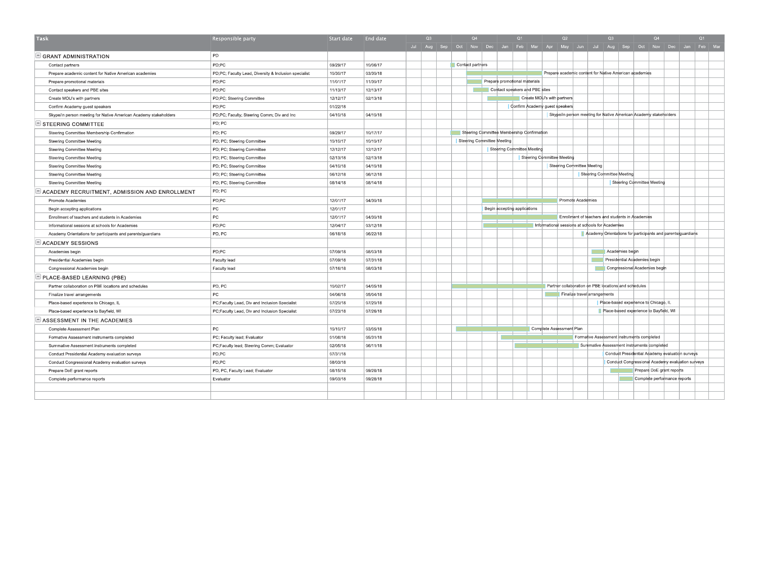| Task | Responsible party | Start date | End date |
|---|---|---|---|
| **GRANT ADMINISTRATION** | PD | | |
| Contact partners | PD;PC | 09/29/17 | 10/06/17 |
| Prepare academic content for Native American academies | PD;PC; Faculty Lead, Diversity & Inclusion specialist | 10/30/17 | 03/30/18 |
| Prepare promotional materials | PD;PC | 11/01/17 | 11/30/17 |
| Contact speakers and PBE sites | PD;PC | 11/13/17 | 12/13/17 |
| Create MOU's with partners | PD;PC; Steering Committee | 12/12/17 | 02/13/18 |
| Confirm Academy guest speakers | PD;PC | 01/22/18 | |
| Skype/in person meeting for Native American Academy stakeholders | PD;PC; Faculty; Steering Comm; Div and Inc | 04/10/18 | 04/10/18 |
| **STEERING COMMITTEE** | PD; PC | | |
| Steering Committee Membership Confirmation | PD; PC | 09/29/17 | 10/17/17 |
| Steering Committee Meeting | PD; PC; Steering Committee | 10/10/17 | 10/10/17 |
| Steering Committee Meeting | PD; PC; Steering Committee | 12/12/17 | 12/12/17 |
| Steering Committee Meeting | PD; PC; Steering Committee | 02/13/18 | 02/13/18 |
| Steering Committee Meeting | PD; PC; Steering Committee | 04/10/18 | 04/10/18 |
| Steering Committee Meeting | PD; PC; Steering Committee | 06/12/18 | 06/12/18 |
| Steering Committee Meeting | PD; PC; Steering Committee | 08/14/18 | 08/14/18 |
| **ACADEMY RECRUITMENT, ADMISSION AND ENROLLMENT** | PD; PC | | |
| Promote Academies | PD;PC | 12/01/17 | 04/30/18 |
| Begin accepting applications | PC | 12/01/17 | |
| Enrollment of teachers and students in Academies | PC | 12/01/17 | 04/30/18 |
| Informational sessions at schools for Academies | PD;PC | 12/04/17 | 03/12/18 |
| Academy Orientations for participants and parents/guardians | PD, PC | 06/18/18 | 06/22/18 |
| **ACADEMY SESSIONS** | | | |
| Academies begin | PD;PC | 07/09/18 | 08/03/18 |
| Presidential Academies begin | Faculty lead | 07/09/18 | 07/31/18 |
| Congressional Academies begin | Faculty lead | 07/16/18 | 08/03/18 |
| **PLACE-BASED LEARNING (PBE)** | | | |
| Partner collaboration on PBE locations and schedules | PD, PC | 10/02/17 | 04/05/18 |
| Finalize travel arrangements | PC | 04/06/18 | 05/04/18 |
| Place-based experience to Chicago, IL | PC;Faculty Lead, Div and Inclusion Specialist | 07/20/18 | 07/20/18 |
| Place-based experience to Bayfield, WI | PC;Faculty Lead, Div and Inclusion Specialist | 07/23/18 | 07/26/18 |
| **ASSESSMENT IN THE ACADEMIES** | | | |
| Complete Assessment Plan | PC | 10/10/17 | 03/05/18 |
| Formative Assessment instruments completed | PC; Faculty lead; Evaluator | 01/08/18 | 05/31/18 |
| Summative Assessment instruments completed | PC;Faculty lead; Steering Comm; Evaluator | 02/05/18 | 06/11/18 |
| Conduct Presidential Academy evaluation surveys | PD,PC | 07/31/18 | |
| Conduct Congressional Academy evaluation surveys | PD,PC | 08/03/18 | |
| Prepare DoE grant reports | PD, PC, Faculty Lead; Evaluator | 08/15/18 | 09/28/18 |
| Complete performance reports | Evaluator | 09/03/18 | 09/28/18 |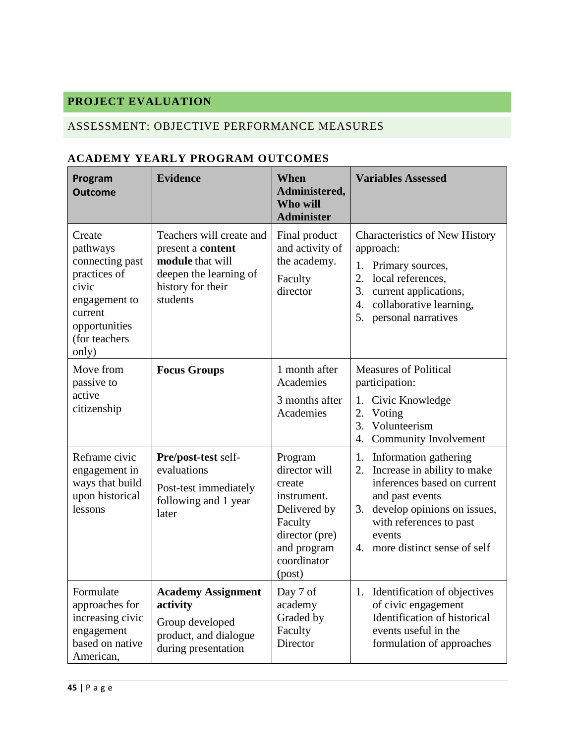## PROJECT EVALUATION

### ASSESSMENT: OBJECTIVE PERFORMANCE MEASURES

### ACADEMY YEARLY PROGRAM OUTCOMES

| **Program Outcome** | **Evidence** | **When Administered, Who will Administer** | **Variables Assessed** |
|---|---|---|---|
| Create pathways connecting past practices of civic engagement to current opportunities (for teachers only) | Teachers will create and present a **content module** that will deepen the learning of history for their students | Final product and activity of the academy.<br><br>Faculty director | Characteristics of New History approach:<br>1. Primary sources,<br>2. local references,<br>3. current applications,<br>4. collaborative learning,<br>5. personal narratives |
| Move from passive to active citizenship | **Focus Groups** | 1 month after Academies<br><br>3 months after Academies | Measures of Political participation:<br>1. Civic Knowledge<br>2. Voting<br>3. Volunteerism<br>4. Community Involvement |
| Reframe civic engagement in ways that build upon historical lessons | **Pre/post-test** self-evaluations<br><br>Post-test immediately following and 1 year later | Program director will create instrument. Delivered by Faculty director (pre) and program coordinator (post) | 1. Information gathering<br>2. Increase in ability to make inferences based on current and past events<br>3. develop opinions on issues, with references to past events<br>4. more distinct sense of self |
| Formulate approaches for increasing civic engagement based on native American, | **Academy Assignment activity**<br><br>Group developed product, and dialogue during presentation | Day 7 of academy Graded by Faculty Director | 1. Identification of objectives of civic engagement Identification of historical events useful in the formulation of approaches |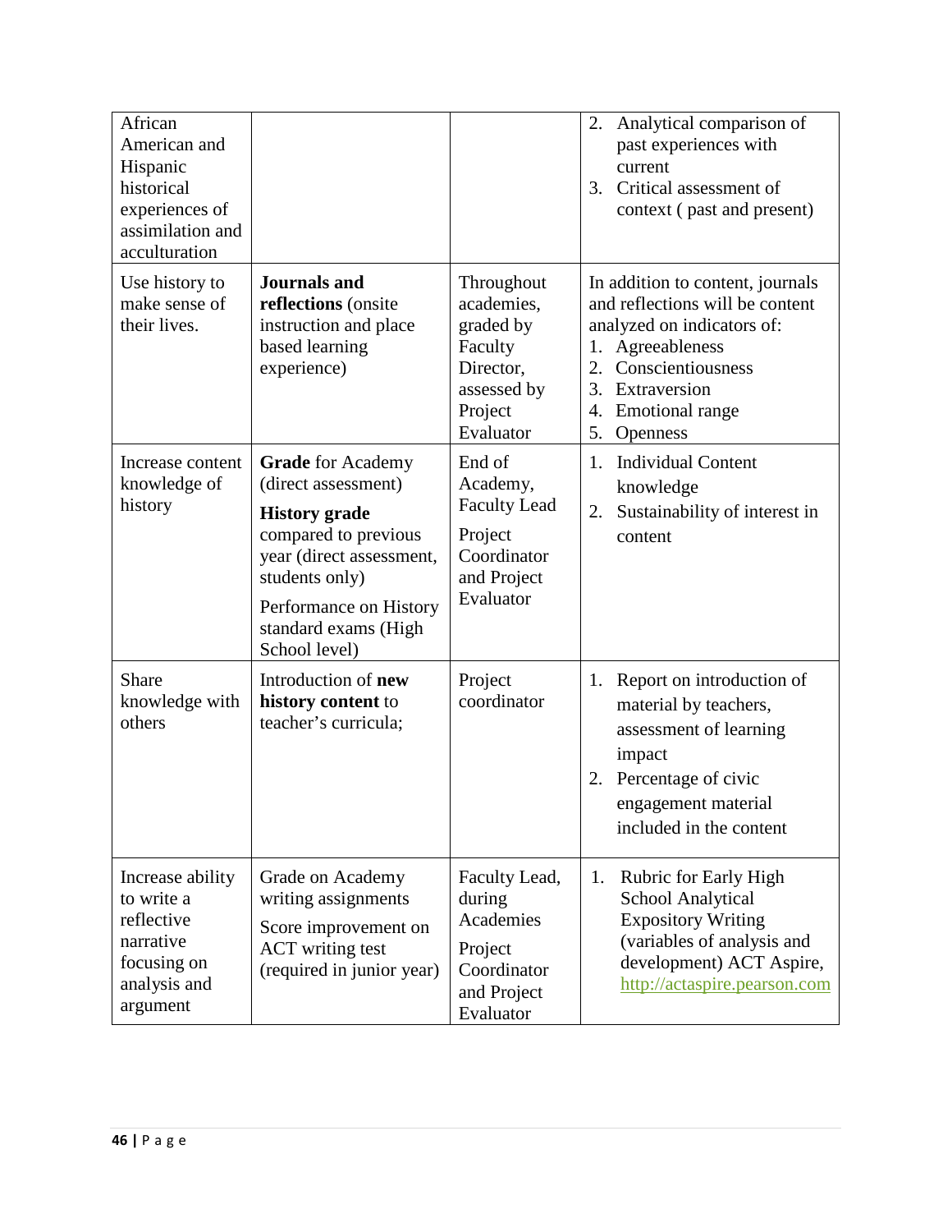| | | | |
|---|---|---|---|
| African American and Hispanic historical experiences of assimilation and acculturation | | | 2. Analytical comparison of past experiences with current<br>3. Critical assessment of context ( past and present) |
| Use history to make sense of their lives. | **Journals and reflections** (onsite instruction and place based learning experience) | Throughout academies, graded by Faculty Director, assessed by Project Evaluator | In addition to content, journals and reflections will be content analyzed on indicators of:<br>1. Agreeableness<br>2. Conscientiousness<br>3. Extraversion<br>4. Emotional range<br>5. Openness |
| Increase content knowledge of history | **Grade** for Academy (direct assessment)<br>**History grade** compared to previous year (direct assessment, students only)<br>Performance on History standard exams (High School level) | End of Academy, Faculty Lead<br>Project Coordinator and Project Evaluator | 1. Individual Content knowledge<br>2. Sustainability of interest in content |
| Share knowledge with others | Introduction of **new history content** to teacher's curricula; | Project coordinator | 1. Report on introduction of material by teachers, assessment of learning impact<br>2. Percentage of civic engagement material included in the content |
| Increase ability to write a reflective narrative focusing on analysis and argument | Grade on Academy writing assignments<br>Score improvement on ACT writing test (required in junior year) | Faculty Lead, during Academies<br>Project Coordinator and Project Evaluator | 1. Rubric for Early High School Analytical Expository Writing (variables of analysis and development) ACT Aspire, http://actaspire.pearson.com |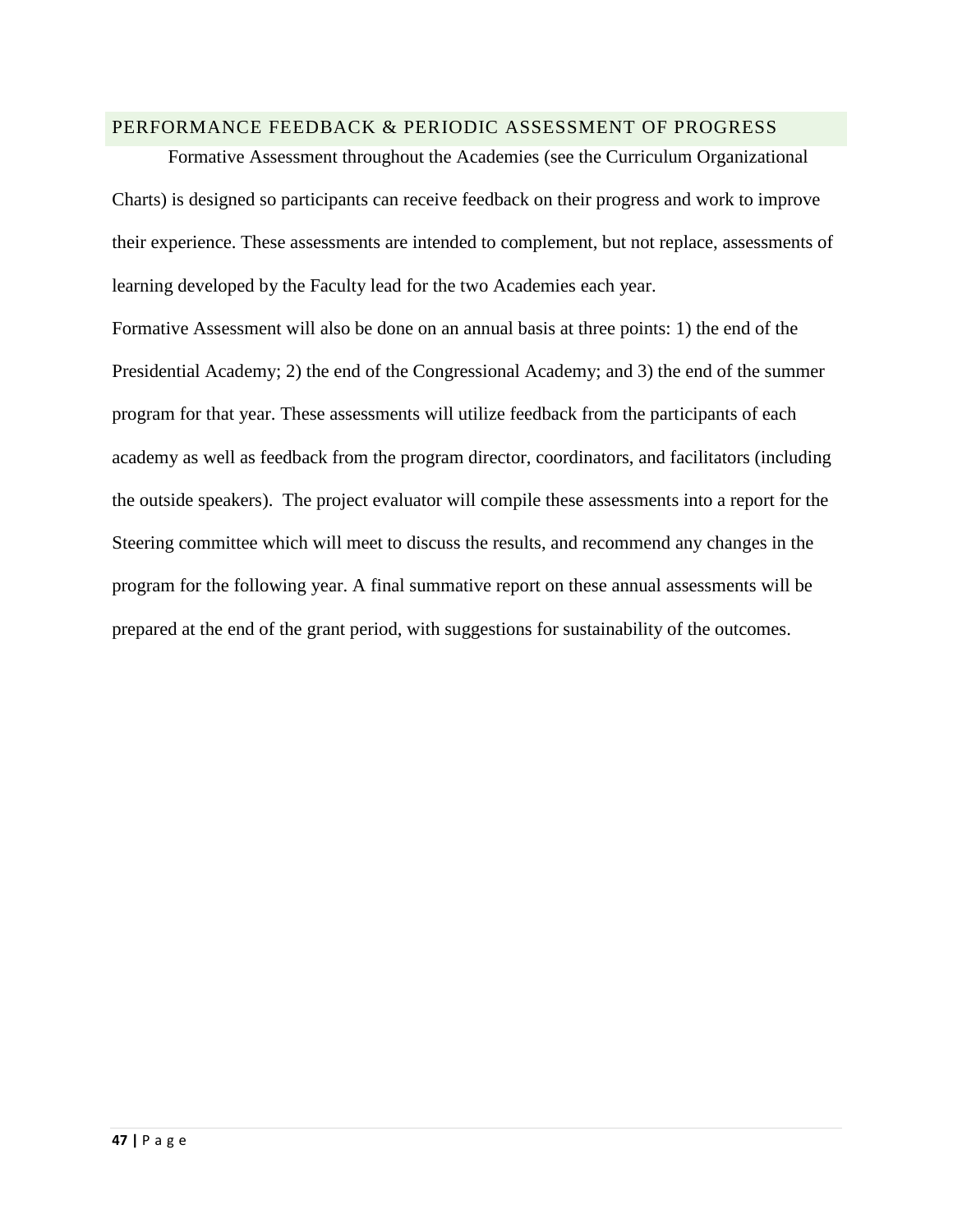## PERFORMANCE FEEDBACK & PERIODIC ASSESSMENT OF PROGRESS

Formative Assessment throughout the Academies (see the Curriculum Organizational Charts) is designed so participants can receive feedback on their progress and work to improve their experience. These assessments are intended to complement, but not replace, assessments of learning developed by the Faculty lead for the two Academies each year.

Formative Assessment will also be done on an annual basis at three points: 1) the end of the Presidential Academy; 2) the end of the Congressional Academy; and 3) the end of the summer program for that year. These assessments will utilize feedback from the participants of each academy as well as feedback from the program director, coordinators, and facilitators (including the outside speakers). The project evaluator will compile these assessments into a report for the Steering committee which will meet to discuss the results, and recommend any changes in the program for the following year. A final summative report on these annual assessments will be prepared at the end of the grant period, with suggestions for sustainability of the outcomes.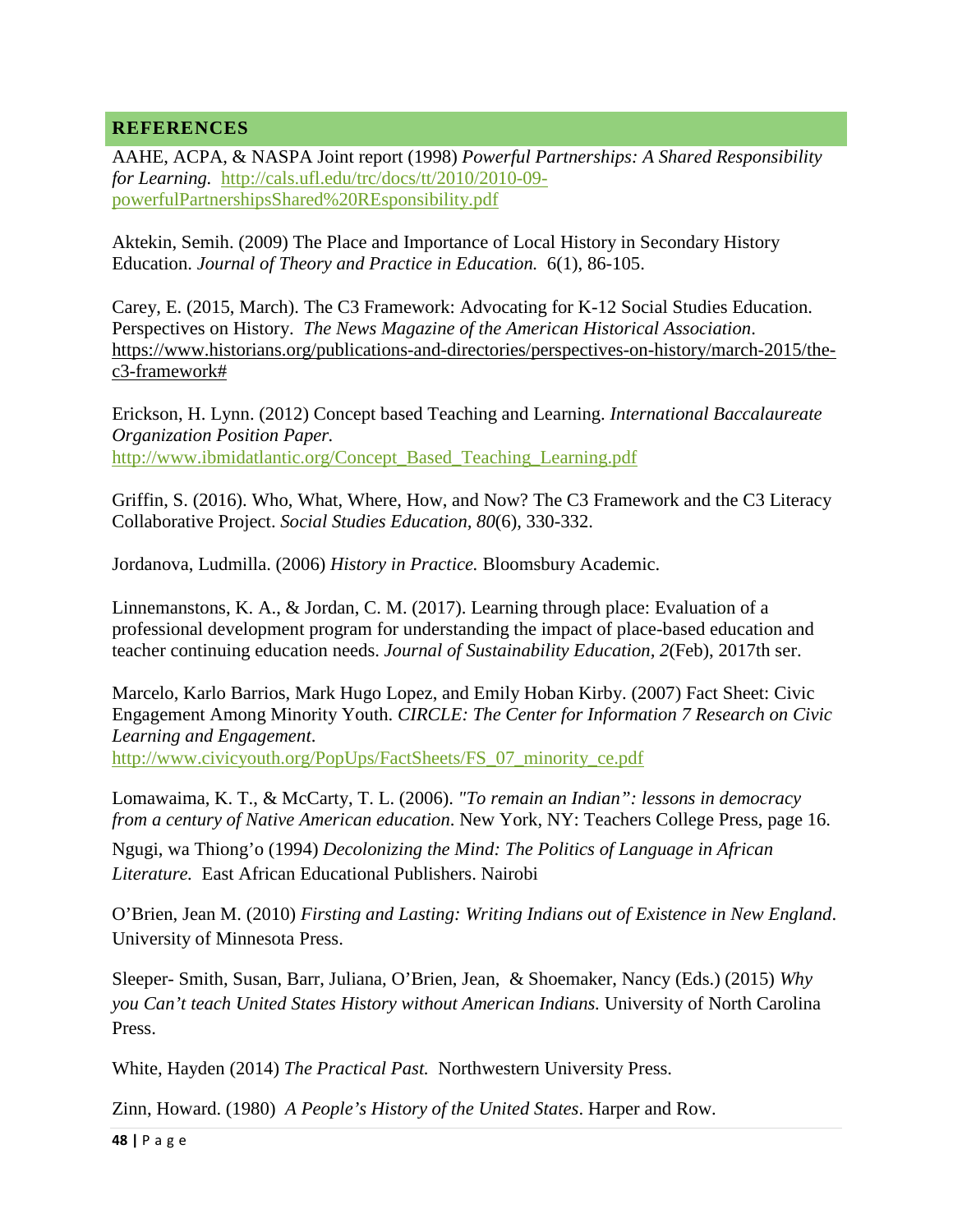## REFERENCES

AAHE, ACPA, & NASPA Joint report (1998) *Powerful Partnerships: A Shared Responsibility for Learning.* http://cals.ufl.edu/trc/docs/tt/2010/2010-09-powerfulPartnershipsShared%20REsponsibility.pdf

Aktekin, Semih. (2009) The Place and Importance of Local History in Secondary History Education. *Journal of Theory and Practice in Education.* 6(1), 86-105.

Carey, E. (2015, March). The C3 Framework: Advocating for K-12 Social Studies Education. Perspectives on History. *The News Magazine of the American Historical Association*. https://www.historians.org/publications-and-directories/perspectives-on-history/march-2015/the-c3-framework#

Erickson, H. Lynn. (2012) Concept based Teaching and Learning. *International Baccalaureate Organization Position Paper.* http://www.ibmidatlantic.org/Concept_Based_Teaching_Learning.pdf

Griffin, S. (2016). Who, What, Where, How, and Now? The C3 Framework and the C3 Literacy Collaborative Project. *Social Studies Education, 80*(6), 330-332.

Jordanova, Ludmilla. (2006) *History in Practice.* Bloomsbury Academic.

Linnemanstons, K. A., & Jordan, C. M. (2017). Learning through place: Evaluation of a professional development program for understanding the impact of place-based education and teacher continuing education needs. *Journal of Sustainability Education, 2*(Feb), 2017th ser.

Marcelo, Karlo Barrios, Mark Hugo Lopez, and Emily Hoban Kirby. (2007) Fact Sheet: Civic Engagement Among Minority Youth. *CIRCLE: The Center for Information 7 Research on Civic Learning and Engagement*. http://www.civicyouth.org/PopUps/FactSheets/FS_07_minority_ce.pdf

Lomawaima, K. T., & McCarty, T. L. (2006). *"To remain an Indian": lessons in democracy from a century of Native American education*. New York, NY: Teachers College Press, page 16.

Ngugi, wa Thiong'o (1994) *Decolonizing the Mind: The Politics of Language in African Literature.* East African Educational Publishers. Nairobi

O'Brien, Jean M. (2010) *Firsting and Lasting: Writing Indians out of Existence in New England*. University of Minnesota Press.

Sleeper- Smith, Susan, Barr, Juliana, O'Brien, Jean, & Shoemaker, Nancy (Eds.) (2015) *Why you Can't teach United States History without American Indians.* University of North Carolina Press.

White, Hayden (2014) *The Practical Past.* Northwestern University Press.

Zinn, Howard. (1980) *A People's History of the United States*. Harper and Row.